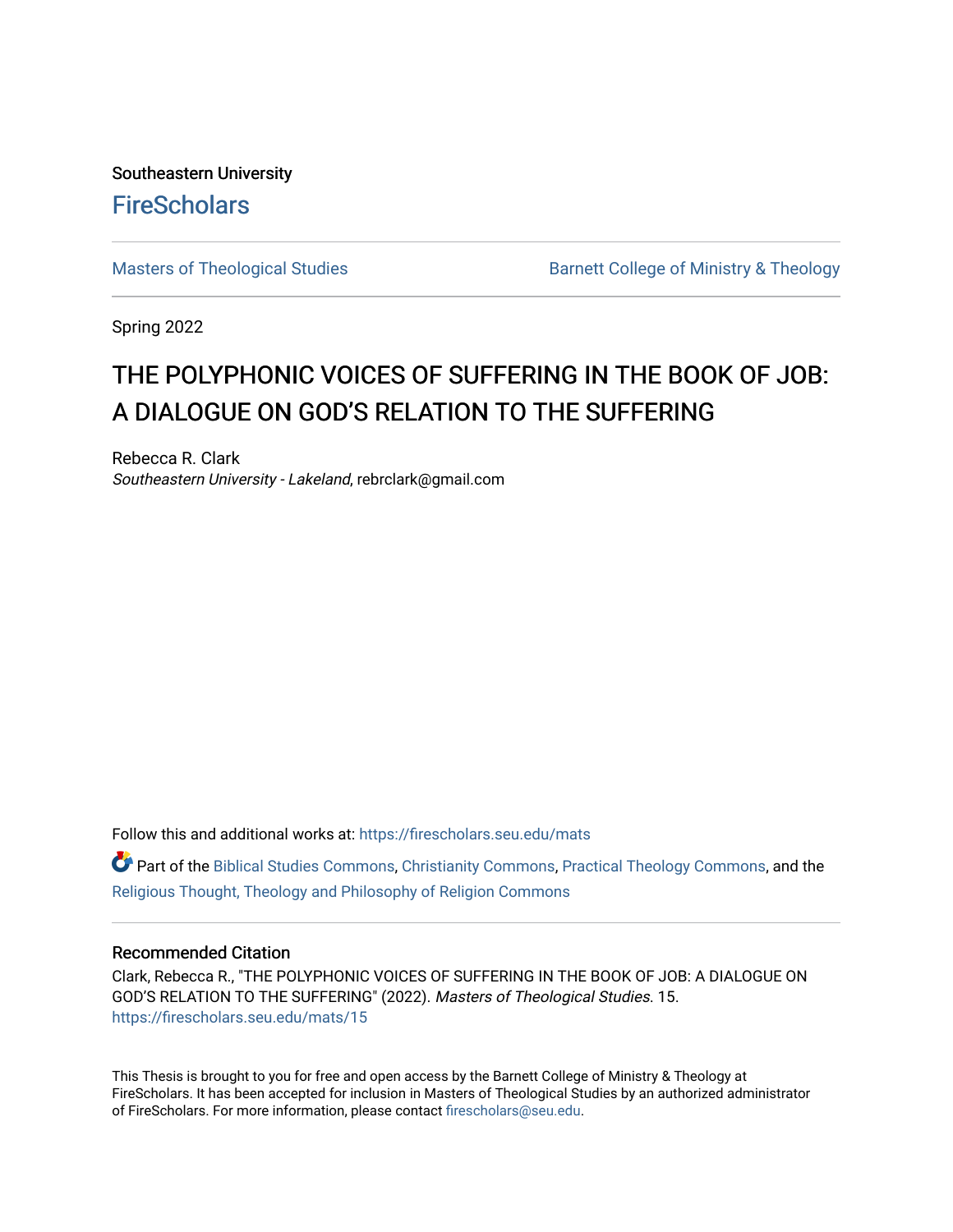Southeastern University

FireScholars

Masters of Theological Studies

Barnett College of Ministry & Theology

Spring 2022

# THE POLYPHONIC VOICES OF SUFFERING IN THE BOOK OF JOB: A DIALOGUE ON GOD'S RELATION TO THE SUFFERING

Rebecca R. Clark
*Southeastern University - Lakeland*, rebrclark@gmail.com

Follow this and additional works at: https://firescholars.seu.edu/mats

Part of the Biblical Studies Commons, Christianity Commons, Practical Theology Commons, and the Religious Thought, Theology and Philosophy of Religion Commons

### Recommended Citation

Clark, Rebecca R., "THE POLYPHONIC VOICES OF SUFFERING IN THE BOOK OF JOB: A DIALOGUE ON GOD'S RELATION TO THE SUFFERING" (2022). *Masters of Theological Studies*. 15.
https://firescholars.seu.edu/mats/15

This Thesis is brought to you for free and open access by the Barnett College of Ministry & Theology at FireScholars. It has been accepted for inclusion in Masters of Theological Studies by an authorized administrator of FireScholars. For more information, please contact firescholars@seu.edu.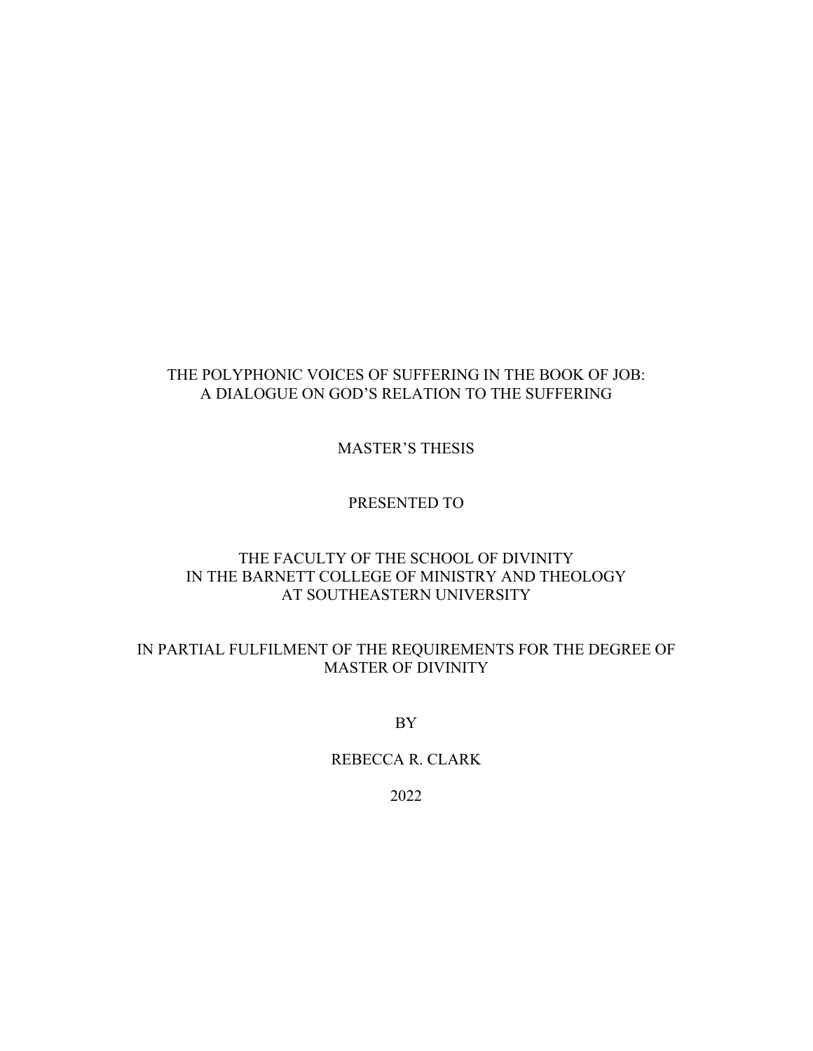# THE POLYPHONIC VOICES OF SUFFERING IN THE BOOK OF JOB: A DIALOGUE ON GOD'S RELATION TO THE SUFFERING

MASTER'S THESIS

PRESENTED TO

THE FACULTY OF THE SCHOOL OF DIVINITY
IN THE BARNETT COLLEGE OF MINISTRY AND THEOLOGY
AT SOUTHEASTERN UNIVERSITY

IN PARTIAL FULFILMENT OF THE REQUIREMENTS FOR THE DEGREE OF MASTER OF DIVINITY

BY

REBECCA R. CLARK

2022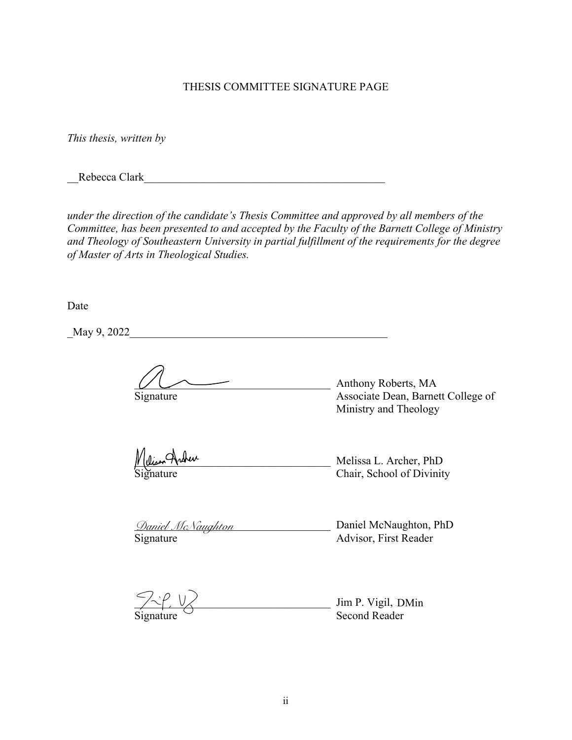THESIS COMMITTEE SIGNATURE PAGE

*This thesis, written by*

__Rebecca Clark____________________________________________

*under the direction of the candidate's Thesis Committee and approved by all members of the Committee, has been presented to and accepted by the Faculty of the Barnett College of Ministry and Theology of Southeastern University in partial fulfillment of the requirements for the degree of Master of Arts in Theological Studies.*

Date

_May 9, 2022______________________________________________

___________________________________ Anthony Roberts, MA
Signature Associate Dean, Barnett College of Ministry and Theology

___________________________________ Melissa L. Archer, PhD
Signature Chair, School of Divinity

*Daniel McNaughton*___________________ Daniel McNaughton, PhD
Signature Advisor, First Reader

___________________________________ Jim P. Vigil, DMin
Signature Second Reader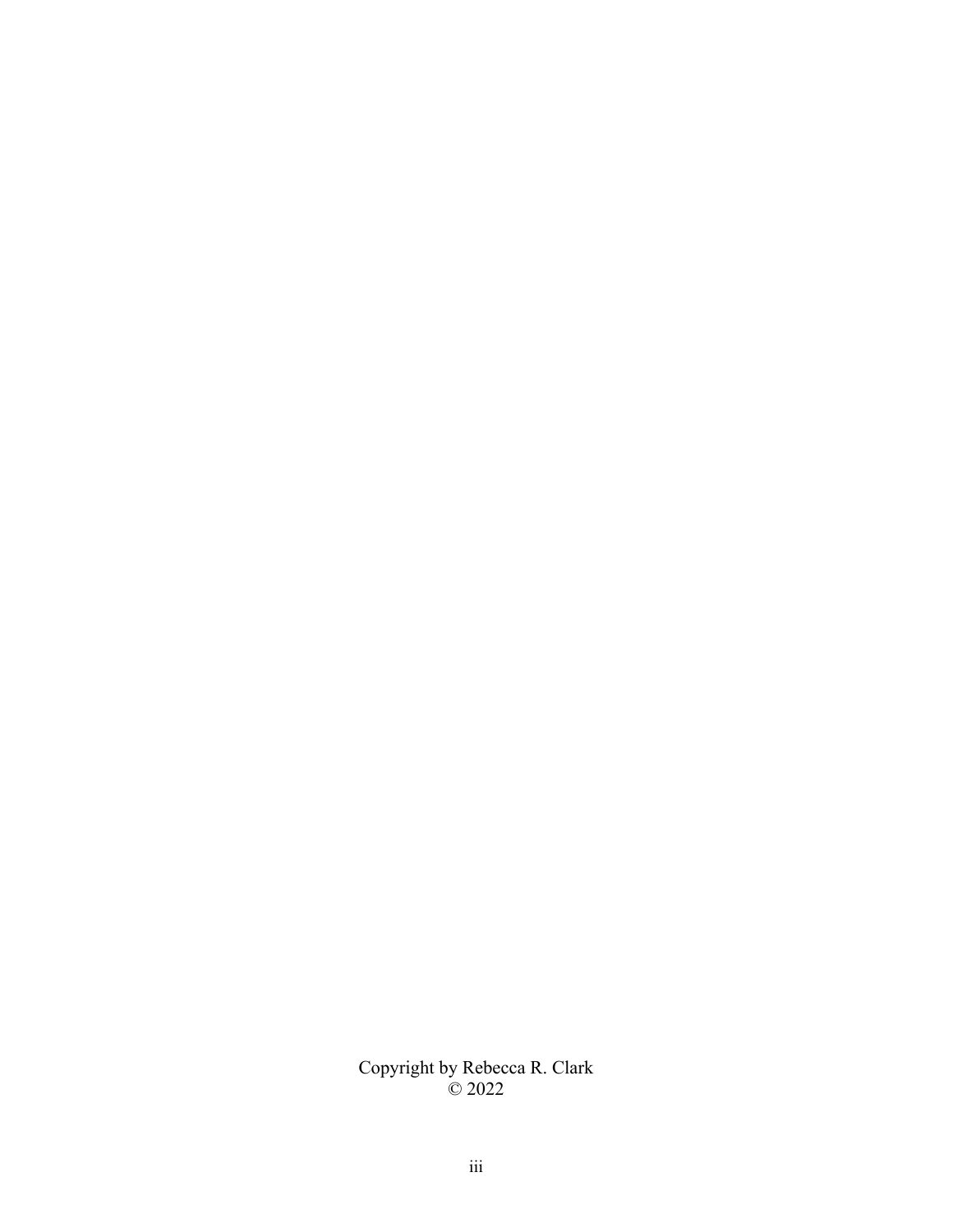Copyright by Rebecca R. Clark
© 2022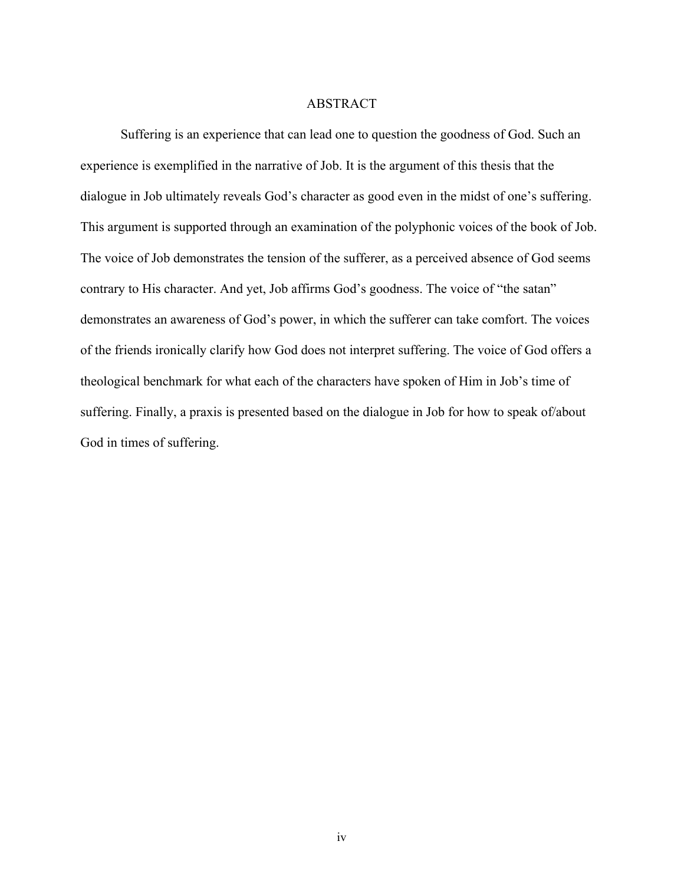# ABSTRACT

Suffering is an experience that can lead one to question the goodness of God. Such an experience is exemplified in the narrative of Job. It is the argument of this thesis that the dialogue in Job ultimately reveals God's character as good even in the midst of one's suffering. This argument is supported through an examination of the polyphonic voices of the book of Job. The voice of Job demonstrates the tension of the sufferer, as a perceived absence of God seems contrary to His character. And yet, Job affirms God's goodness. The voice of "the satan" demonstrates an awareness of God's power, in which the sufferer can take comfort. The voices of the friends ironically clarify how God does not interpret suffering. The voice of God offers a theological benchmark for what each of the characters have spoken of Him in Job's time of suffering. Finally, a praxis is presented based on the dialogue in Job for how to speak of/about God in times of suffering.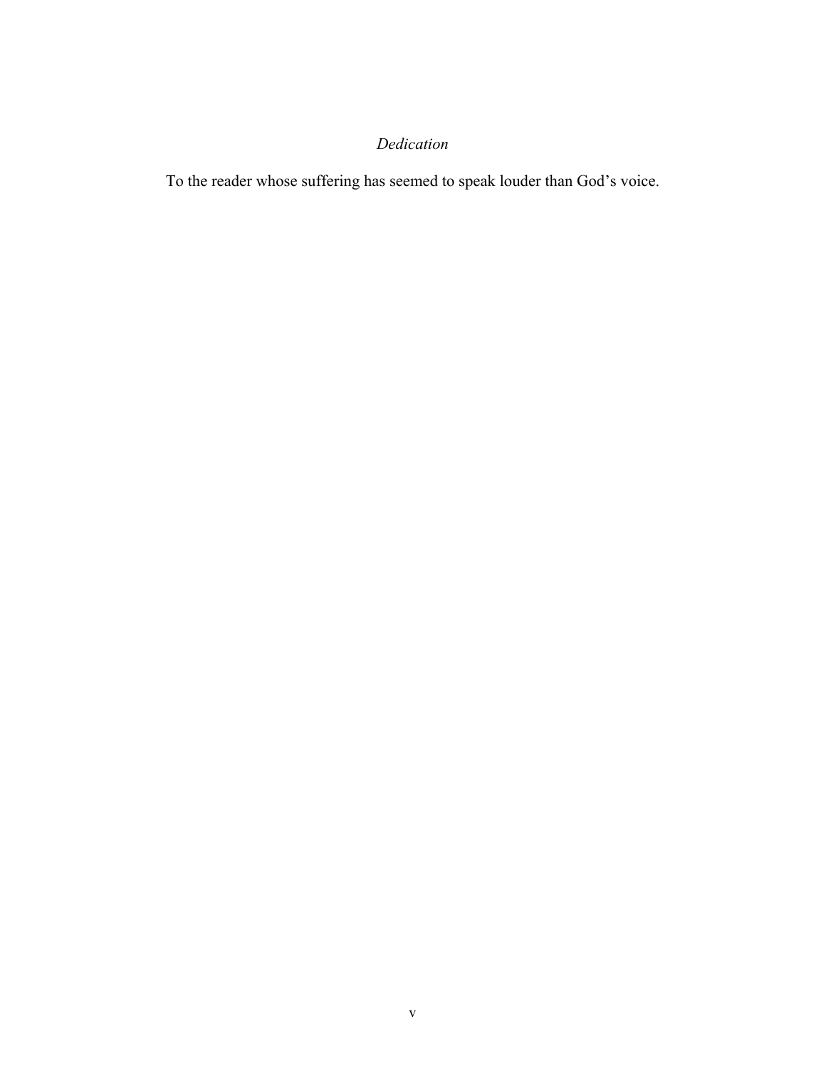*Dedication*

To the reader whose suffering has seemed to speak louder than God's voice.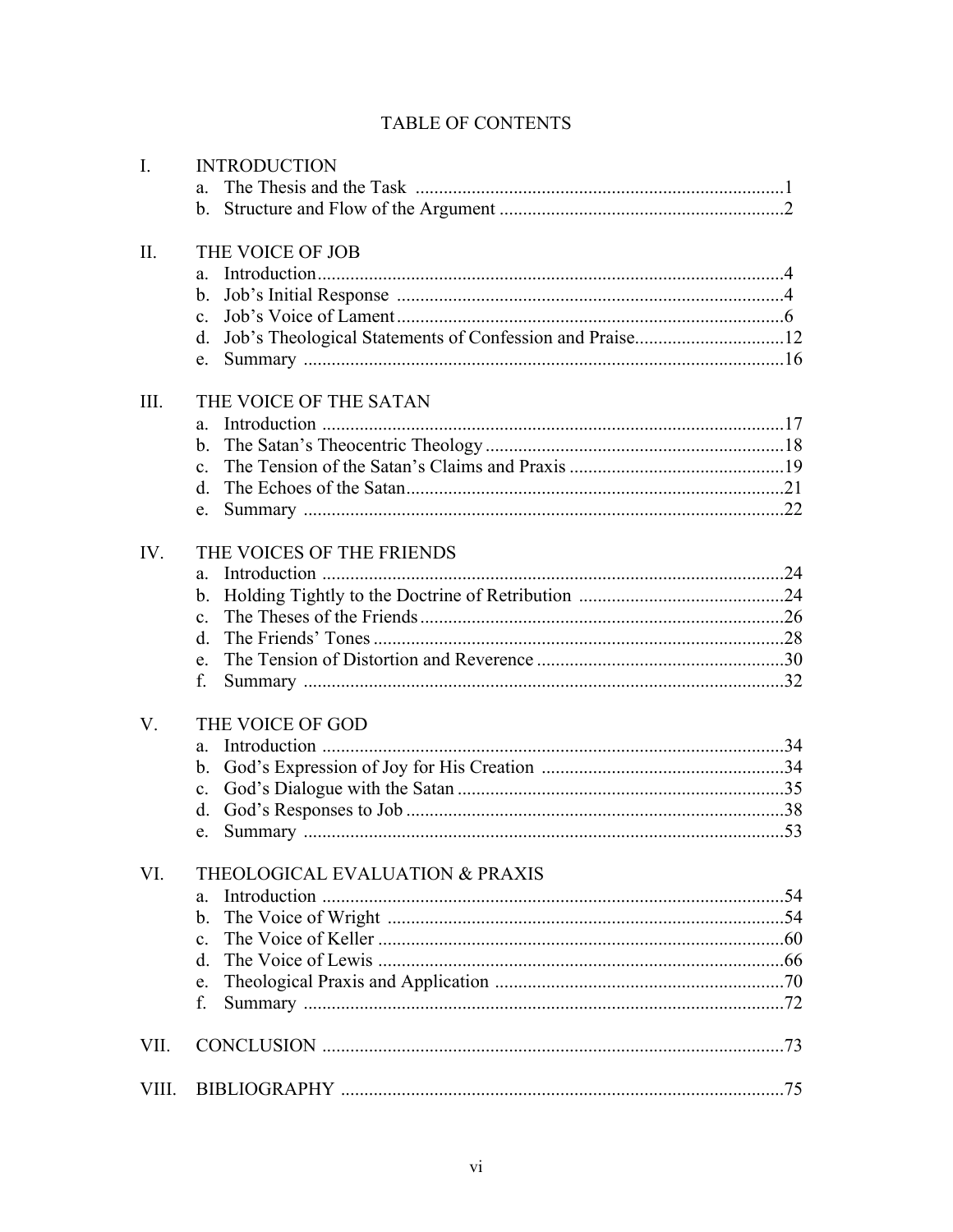# TABLE OF CONTENTS

I. INTRODUCTION
   a. The Thesis and the Task ....1
   b. Structure and Flow of the Argument ....2

II. THE VOICE OF JOB
   a. Introduction ....4
   b. Job's Initial Response ....4
   c. Job's Voice of Lament ....6
   d. Job's Theological Statements of Confession and Praise ....12
   e. Summary ....16

III. THE VOICE OF THE SATAN
   a. Introduction ....17
   b. The Satan's Theocentric Theology ....18
   c. The Tension of the Satan's Claims and Praxis ....19
   d. The Echoes of the Satan ....21
   e. Summary ....22

IV. THE VOICES OF THE FRIENDS
   a. Introduction ....24
   b. Holding Tightly to the Doctrine of Retribution ....24
   c. The Theses of the Friends ....26
   d. The Friends' Tones ....28
   e. The Tension of Distortion and Reverence ....30
   f. Summary ....32

V. THE VOICE OF GOD
   a. Introduction ....34
   b. God's Expression of Joy for His Creation ....34
   c. God's Dialogue with the Satan ....35
   d. God's Responses to Job ....38
   e. Summary ....53

VI. THEOLOGICAL EVALUATION & PRAXIS
   a. Introduction ....54
   b. The Voice of Wright ....54
   c. The Voice of Keller ....60
   d. The Voice of Lewis ....66
   e. Theological Praxis and Application ....70
   f. Summary ....72

VII. CONCLUSION ....73

VIII. BIBLIOGRAPHY ....75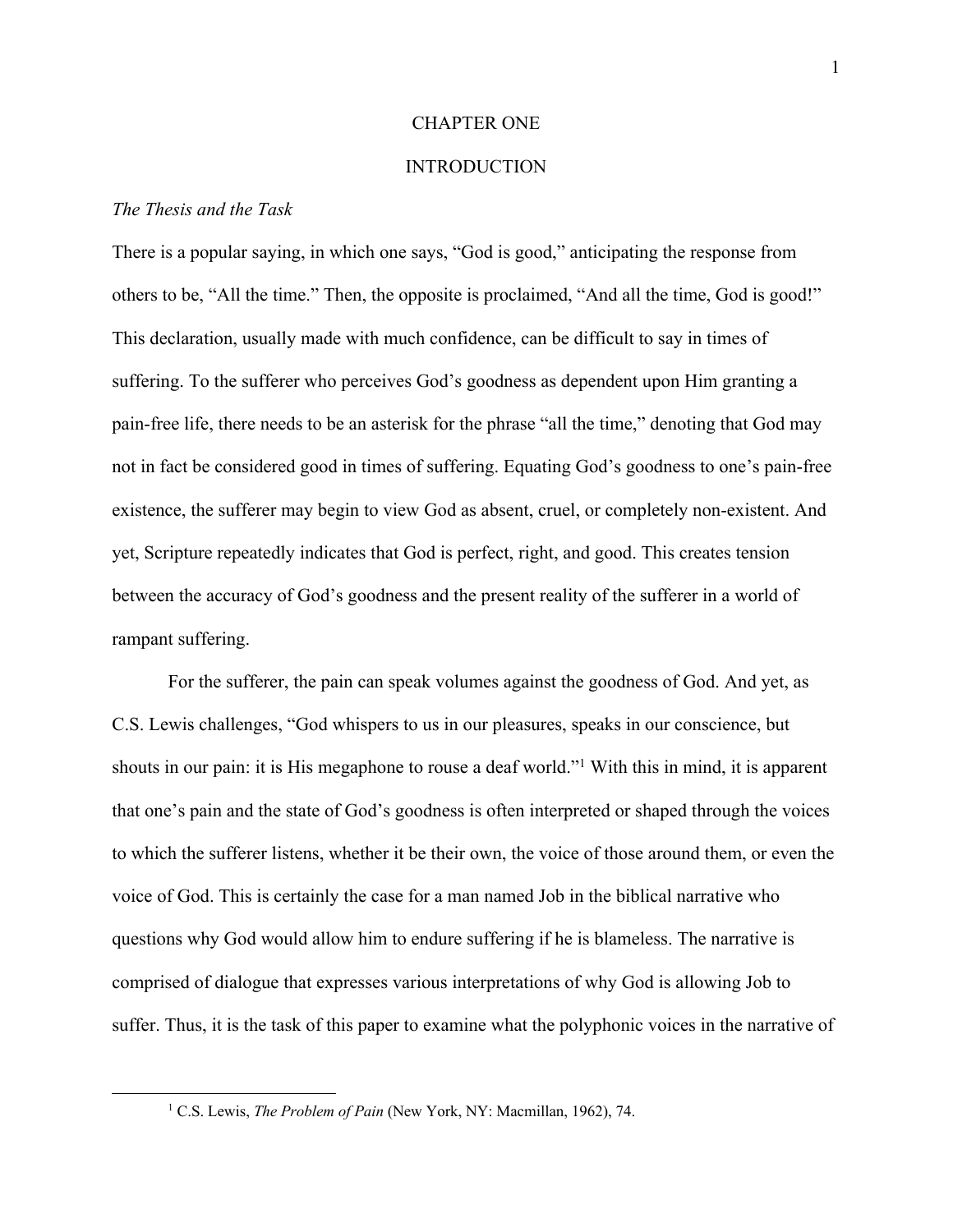# CHAPTER ONE

# INTRODUCTION

*The Thesis and the Task*

There is a popular saying, in which one says, "God is good," anticipating the response from others to be, "All the time." Then, the opposite is proclaimed, "And all the time, God is good!" This declaration, usually made with much confidence, can be difficult to say in times of suffering. To the sufferer who perceives God's goodness as dependent upon Him granting a pain-free life, there needs to be an asterisk for the phrase "all the time," denoting that God may not in fact be considered good in times of suffering. Equating God's goodness to one's pain-free existence, the sufferer may begin to view God as absent, cruel, or completely non-existent. And yet, Scripture repeatedly indicates that God is perfect, right, and good. This creates tension between the accuracy of God's goodness and the present reality of the sufferer in a world of rampant suffering.

For the sufferer, the pain can speak volumes against the goodness of God. And yet, as C.S. Lewis challenges, "God whispers to us in our pleasures, speaks in our conscience, but shouts in our pain: it is His megaphone to rouse a deaf world."[1] With this in mind, it is apparent that one's pain and the state of God's goodness is often interpreted or shaped through the voices to which the sufferer listens, whether it be their own, the voice of those around them, or even the voice of God. This is certainly the case for a man named Job in the biblical narrative who questions why God would allow him to endure suffering if he is blameless. The narrative is comprised of dialogue that expresses various interpretations of why God is allowing Job to suffer. Thus, it is the task of this paper to examine what the polyphonic voices in the narrative of

[1] C.S. Lewis, *The Problem of Pain* (New York, NY: Macmillan, 1962), 74.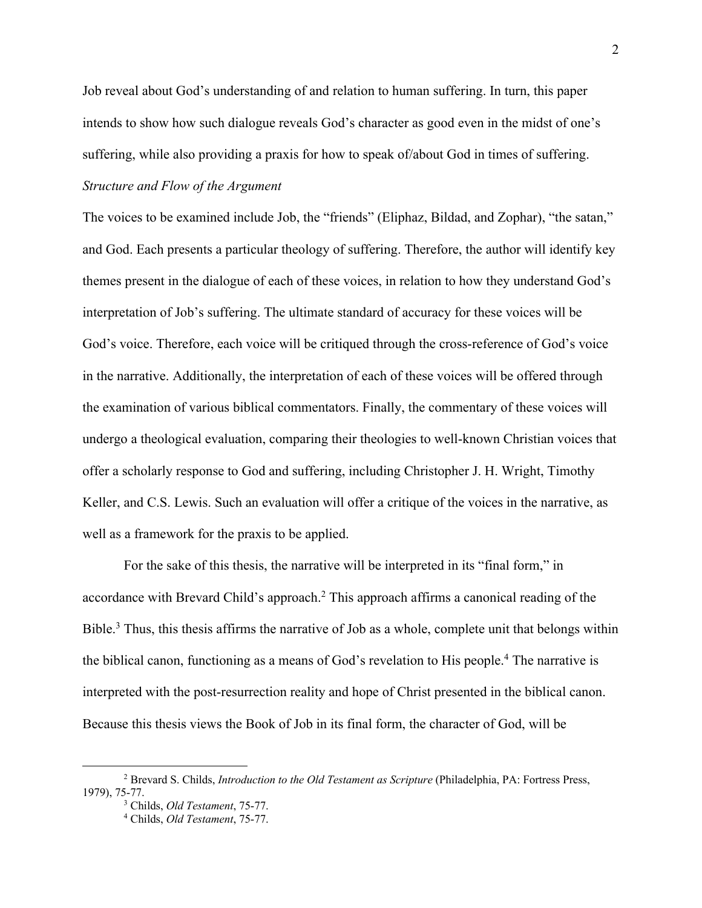Job reveal about God's understanding of and relation to human suffering. In turn, this paper intends to show how such dialogue reveals God's character as good even in the midst of one's suffering, while also providing a praxis for how to speak of/about God in times of suffering.

*Structure and Flow of the Argument*

The voices to be examined include Job, the "friends" (Eliphaz, Bildad, and Zophar), "the satan," and God. Each presents a particular theology of suffering. Therefore, the author will identify key themes present in the dialogue of each of these voices, in relation to how they understand God's interpretation of Job's suffering. The ultimate standard of accuracy for these voices will be God's voice. Therefore, each voice will be critiqued through the cross-reference of God's voice in the narrative. Additionally, the interpretation of each of these voices will be offered through the examination of various biblical commentators. Finally, the commentary of these voices will undergo a theological evaluation, comparing their theologies to well-known Christian voices that offer a scholarly response to God and suffering, including Christopher J. H. Wright, Timothy Keller, and C.S. Lewis. Such an evaluation will offer a critique of the voices in the narrative, as well as a framework for the praxis to be applied.

For the sake of this thesis, the narrative will be interpreted in its "final form," in accordance with Brevard Child's approach.[2] This approach affirms a canonical reading of the Bible.[3] Thus, this thesis affirms the narrative of Job as a whole, complete unit that belongs within the biblical canon, functioning as a means of God's revelation to His people.[4] The narrative is interpreted with the post-resurrection reality and hope of Christ presented in the biblical canon. Because this thesis views the Book of Job in its final form, the character of God, will be

---

[2] Brevard S. Childs, *Introduction to the Old Testament as Scripture* (Philadelphia, PA: Fortress Press, 1979), 75-77.

[3] Childs, *Old Testament*, 75-77.

[4] Childs, *Old Testament*, 75-77.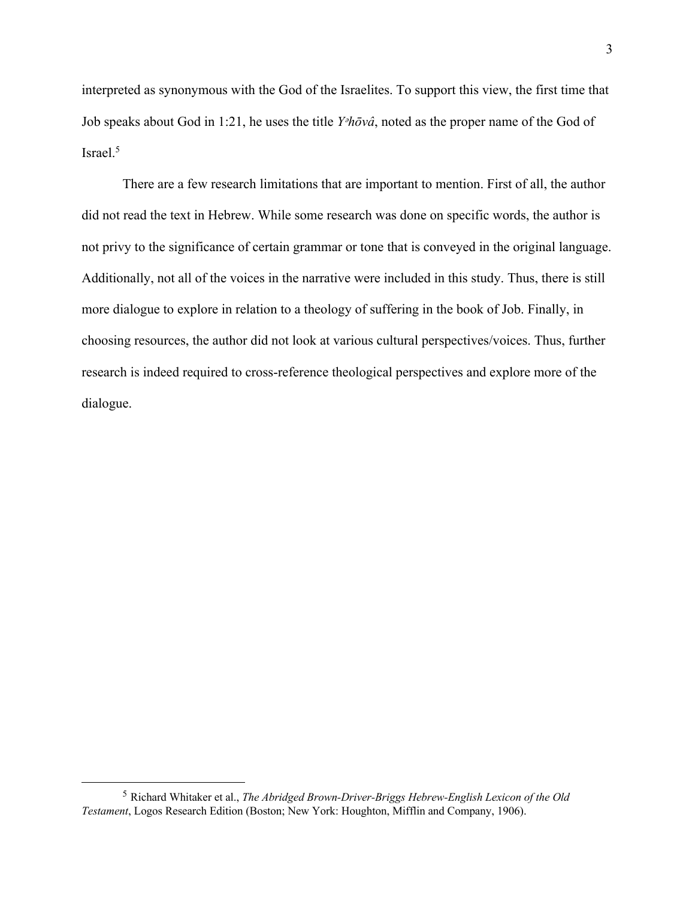interpreted as synonymous with the God of the Israelites. To support this view, the first time that Job speaks about God in 1:21, he uses the title *Yᵊhōvâ*, noted as the proper name of the God of Israel.[5]

There are a few research limitations that are important to mention. First of all, the author did not read the text in Hebrew. While some research was done on specific words, the author is not privy to the significance of certain grammar or tone that is conveyed in the original language. Additionally, not all of the voices in the narrative were included in this study. Thus, there is still more dialogue to explore in relation to a theology of suffering in the book of Job. Finally, in choosing resources, the author did not look at various cultural perspectives/voices. Thus, further research is indeed required to cross-reference theological perspectives and explore more of the dialogue.

---

[5] Richard Whitaker et al., *The Abridged Brown-Driver-Briggs Hebrew-English Lexicon of the Old Testament*, Logos Research Edition (Boston; New York: Houghton, Mifflin and Company, 1906).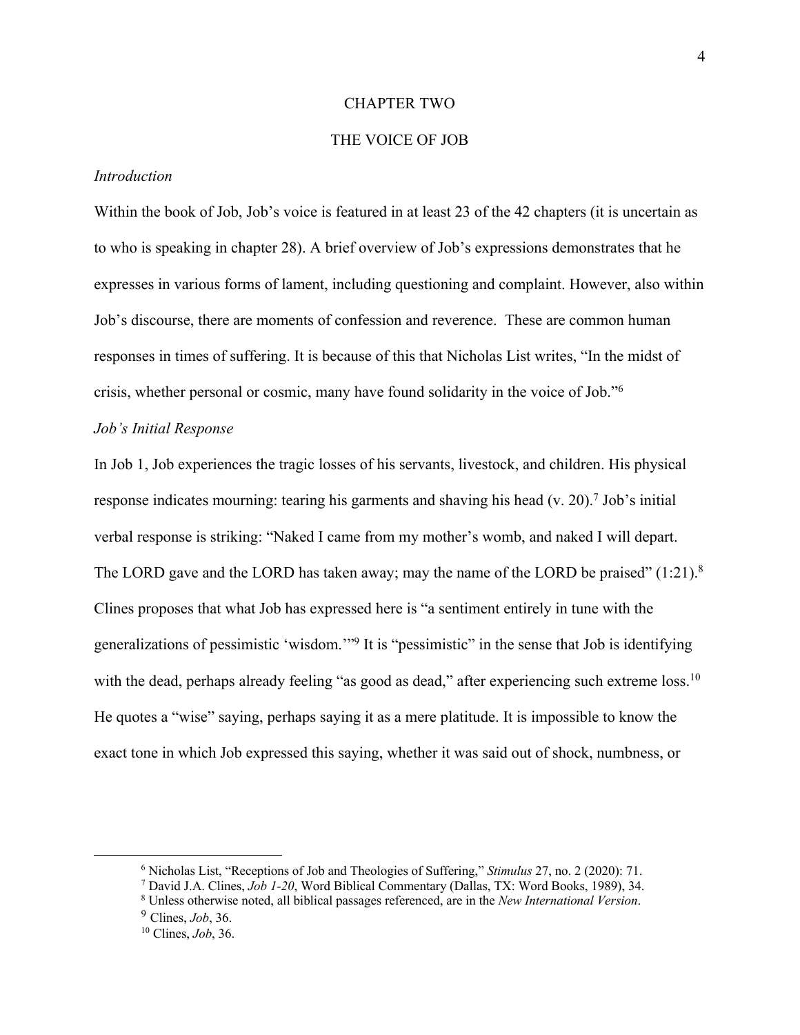# CHAPTER TWO

# THE VOICE OF JOB

### *Introduction*

Within the book of Job, Job's voice is featured in at least 23 of the 42 chapters (it is uncertain as to who is speaking in chapter 28). A brief overview of Job's expressions demonstrates that he expresses in various forms of lament, including questioning and complaint. However, also within Job's discourse, there are moments of confession and reverence. These are common human responses in times of suffering. It is because of this that Nicholas List writes, "In the midst of crisis, whether personal or cosmic, many have found solidarity in the voice of Job."[6]

### *Job's Initial Response*

In Job 1, Job experiences the tragic losses of his servants, livestock, and children. His physical response indicates mourning: tearing his garments and shaving his head (v. 20).[7] Job's initial verbal response is striking: "Naked I came from my mother's womb, and naked I will depart. The LORD gave and the LORD has taken away; may the name of the LORD be praised" (1:21).[8] Clines proposes that what Job has expressed here is "a sentiment entirely in tune with the generalizations of pessimistic 'wisdom.'"[9] It is "pessimistic" in the sense that Job is identifying with the dead, perhaps already feeling "as good as dead," after experiencing such extreme loss.[10] He quotes a "wise" saying, perhaps saying it as a mere platitude. It is impossible to know the exact tone in which Job expressed this saying, whether it was said out of shock, numbness, or

---

[6] Nicholas List, "Receptions of Job and Theologies of Suffering," *Stimulus* 27, no. 2 (2020): 71.

[7] David J.A. Clines, *Job 1-20*, Word Biblical Commentary (Dallas, TX: Word Books, 1989), 34.

[8] Unless otherwise noted, all biblical passages referenced, are in the *New International Version*.

[9] Clines, *Job*, 36.

[10] Clines, *Job*, 36.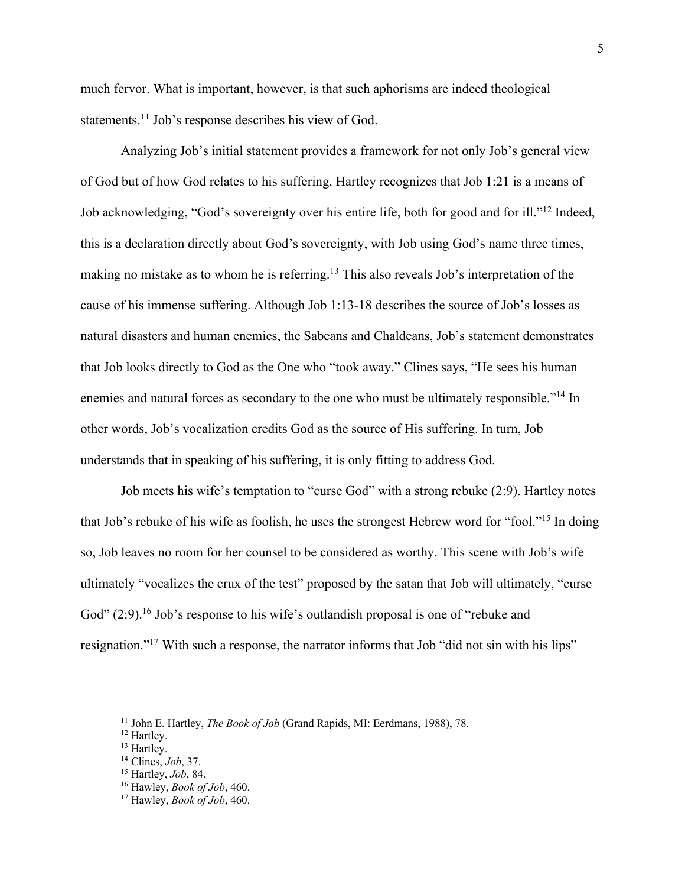much fervor. What is important, however, is that such aphorisms are indeed theological statements.[11] Job's response describes his view of God.

Analyzing Job's initial statement provides a framework for not only Job's general view of God but of how God relates to his suffering. Hartley recognizes that Job 1:21 is a means of Job acknowledging, "God's sovereignty over his entire life, both for good and for ill."[12] Indeed, this is a declaration directly about God's sovereignty, with Job using God's name three times, making no mistake as to whom he is referring.[13] This also reveals Job's interpretation of the cause of his immense suffering. Although Job 1:13-18 describes the source of Job's losses as natural disasters and human enemies, the Sabeans and Chaldeans, Job's statement demonstrates that Job looks directly to God as the One who "took away." Clines says, "He sees his human enemies and natural forces as secondary to the one who must be ultimately responsible."[14] In other words, Job's vocalization credits God as the source of His suffering. In turn, Job understands that in speaking of his suffering, it is only fitting to address God.

Job meets his wife's temptation to "curse God" with a strong rebuke (2:9). Hartley notes that Job's rebuke of his wife as foolish, he uses the strongest Hebrew word for "fool."[15] In doing so, Job leaves no room for her counsel to be considered as worthy. This scene with Job's wife ultimately "vocalizes the crux of the test" proposed by the satan that Job will ultimately, "curse God" (2:9).[16] Job's response to his wife's outlandish proposal is one of "rebuke and resignation."[17] With such a response, the narrator informs that Job "did not sin with his lips"

---

[11] John E. Hartley, *The Book of Job* (Grand Rapids, MI: Eerdmans, 1988), 78.
[12] Hartley.
[13] Hartley.
[14] Clines, *Job*, 37.
[15] Hartley, *Job*, 84.
[16] Hawley, *Book of Job*, 460.
[17] Hawley, *Book of Job*, 460.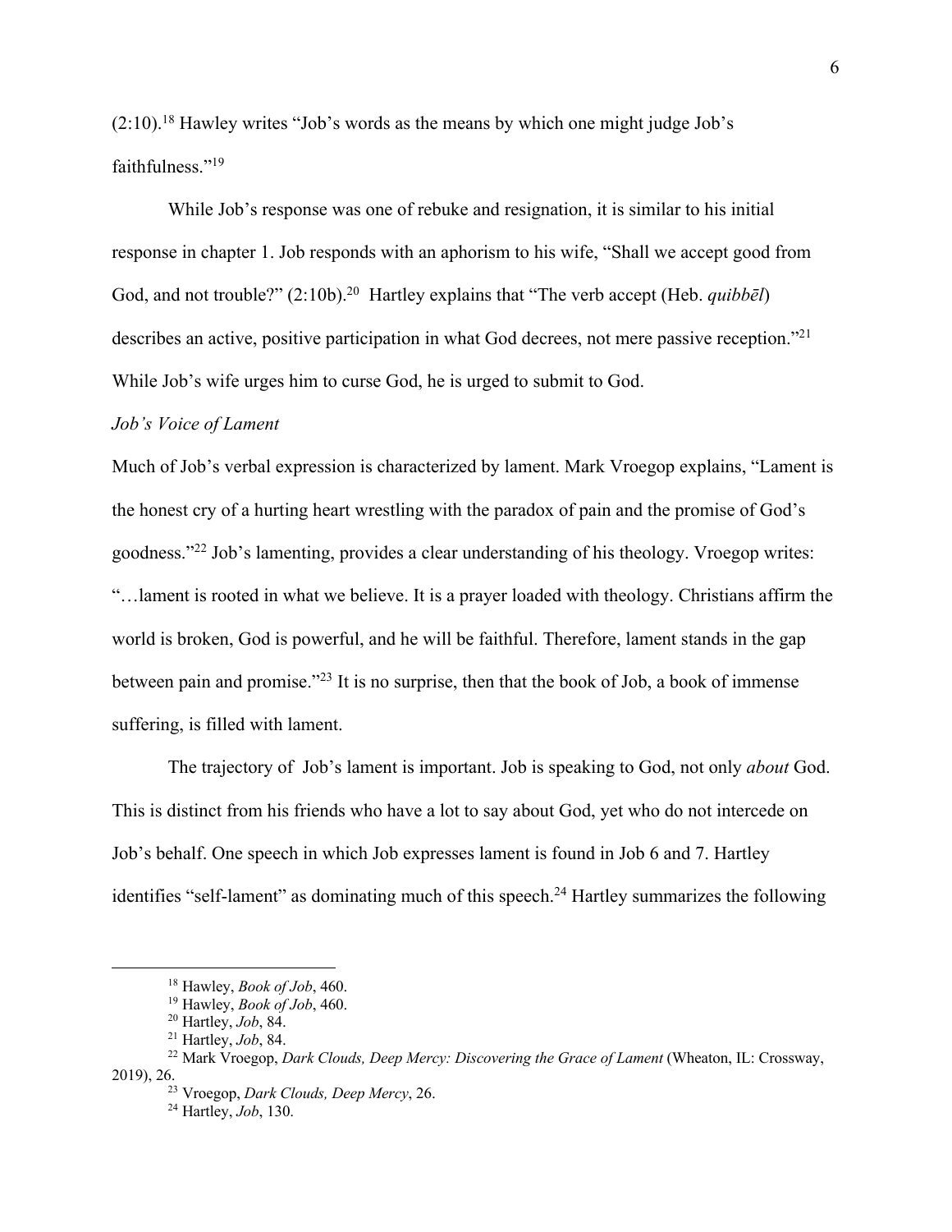(2:10).[18] Hawley writes "Job's words as the means by which one might judge Job's faithfulness."[19]

While Job's response was one of rebuke and resignation, it is similar to his initial response in chapter 1. Job responds with an aphorism to his wife, "Shall we accept good from God, and not trouble?" (2:10b).[20] Hartley explains that "The verb accept (Heb. *quibbēl*) describes an active, positive participation in what God decrees, not mere passive reception."[21] While Job's wife urges him to curse God, he is urged to submit to God.

*Job's Voice of Lament*

Much of Job's verbal expression is characterized by lament. Mark Vroegop explains, "Lament is the honest cry of a hurting heart wrestling with the paradox of pain and the promise of God's goodness."[22] Job's lamenting, provides a clear understanding of his theology. Vroegop writes: "…lament is rooted in what we believe. It is a prayer loaded with theology. Christians affirm the world is broken, God is powerful, and he will be faithful. Therefore, lament stands in the gap between pain and promise."[23] It is no surprise, then that the book of Job, a book of immense suffering, is filled with lament.

The trajectory of Job's lament is important. Job is speaking to God, not only *about* God. This is distinct from his friends who have a lot to say about God, yet who do not intercede on Job's behalf. One speech in which Job expresses lament is found in Job 6 and 7. Hartley identifies "self-lament" as dominating much of this speech.[24] Hartley summarizes the following

---

[18] Hawley, *Book of Job*, 460.

[19] Hawley, *Book of Job*, 460.

[20] Hartley, *Job*, 84.

[21] Hartley, *Job*, 84.

[22] Mark Vroegop, *Dark Clouds, Deep Mercy: Discovering the Grace of Lament* (Wheaton, IL: Crossway, 2019), 26.

[23] Vroegop, *Dark Clouds, Deep Mercy*, 26.

[24] Hartley, *Job*, 130.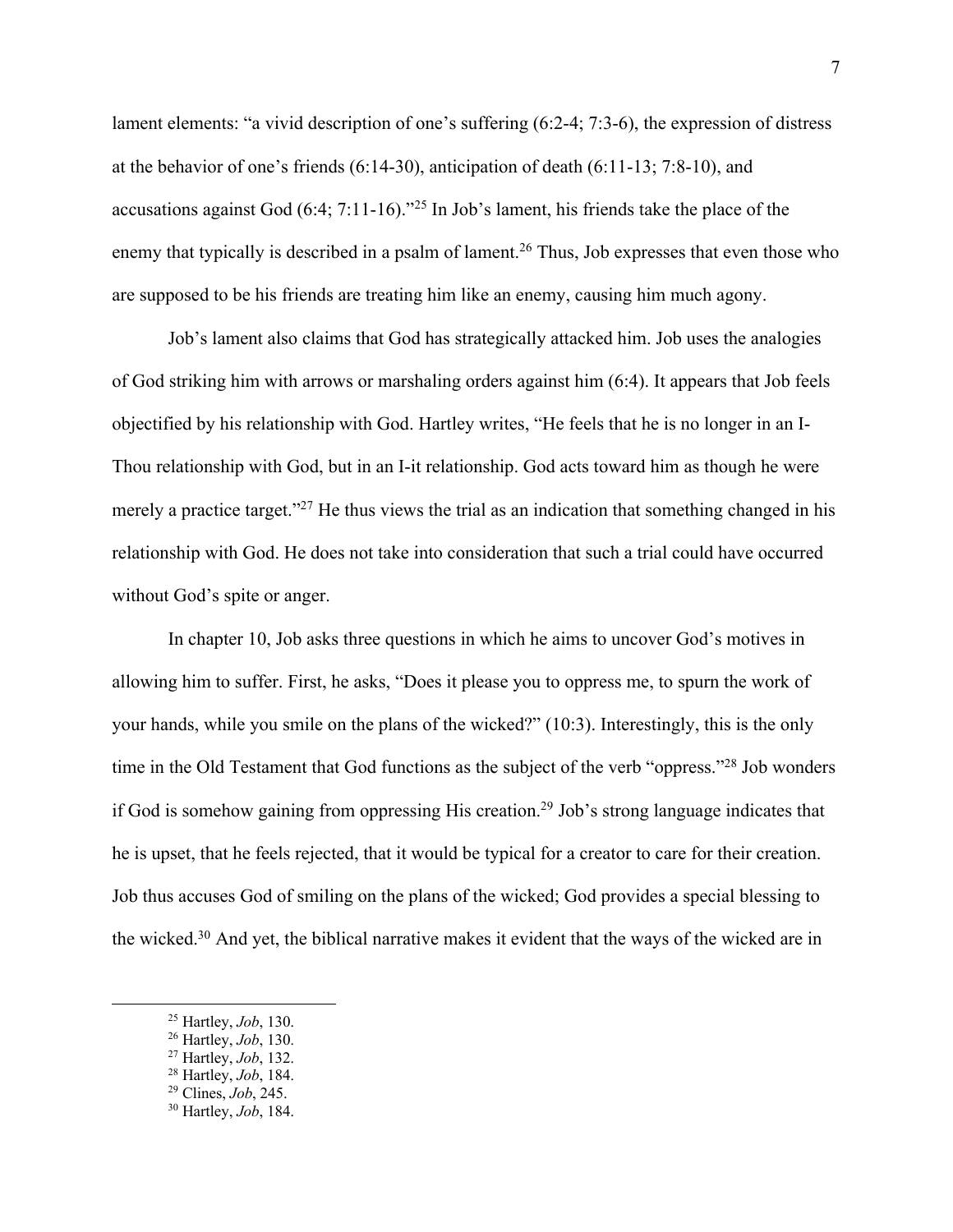lament elements: "a vivid description of one's suffering (6:2-4; 7:3-6), the expression of distress at the behavior of one's friends (6:14-30), anticipation of death (6:11-13; 7:8-10), and accusations against God (6:4; 7:11-16)."[25] In Job's lament, his friends take the place of the enemy that typically is described in a psalm of lament.[26] Thus, Job expresses that even those who are supposed to be his friends are treating him like an enemy, causing him much agony.

Job's lament also claims that God has strategically attacked him. Job uses the analogies of God striking him with arrows or marshaling orders against him (6:4). It appears that Job feels objectified by his relationship with God. Hartley writes, "He feels that he is no longer in an I-Thou relationship with God, but in an I-it relationship. God acts toward him as though he were merely a practice target."[27] He thus views the trial as an indication that something changed in his relationship with God. He does not take into consideration that such a trial could have occurred without God's spite or anger.

In chapter 10, Job asks three questions in which he aims to uncover God's motives in allowing him to suffer. First, he asks, "Does it please you to oppress me, to spurn the work of your hands, while you smile on the plans of the wicked?" (10:3). Interestingly, this is the only time in the Old Testament that God functions as the subject of the verb "oppress."[28] Job wonders if God is somehow gaining from oppressing His creation.[29] Job's strong language indicates that he is upset, that he feels rejected, that it would be typical for a creator to care for their creation. Job thus accuses God of smiling on the plans of the wicked; God provides a special blessing to the wicked.[30] And yet, the biblical narrative makes it evident that the ways of the wicked are in

---

[25] Hartley, *Job*, 130.
[26] Hartley, *Job*, 130.
[27] Hartley, *Job*, 132.
[28] Hartley, *Job*, 184.
[29] Clines, *Job*, 245.
[30] Hartley, *Job*, 184.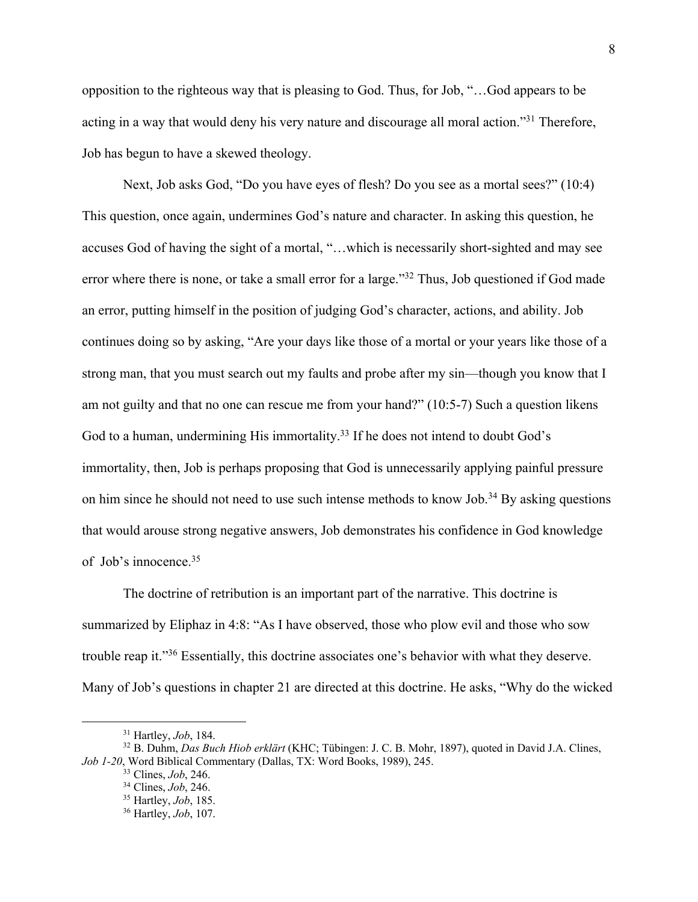opposition to the righteous way that is pleasing to God. Thus, for Job, "…God appears to be acting in a way that would deny his very nature and discourage all moral action."[31] Therefore, Job has begun to have a skewed theology.

Next, Job asks God, "Do you have eyes of flesh? Do you see as a mortal sees?" (10:4) This question, once again, undermines God's nature and character. In asking this question, he accuses God of having the sight of a mortal, "…which is necessarily short-sighted and may see error where there is none, or take a small error for a large."[32] Thus, Job questioned if God made an error, putting himself in the position of judging God's character, actions, and ability. Job continues doing so by asking, "Are your days like those of a mortal or your years like those of a strong man, that you must search out my faults and probe after my sin—though you know that I am not guilty and that no one can rescue me from your hand?" (10:5-7) Such a question likens God to a human, undermining His immortality.[33] If he does not intend to doubt God's immortality, then, Job is perhaps proposing that God is unnecessarily applying painful pressure on him since he should not need to use such intense methods to know Job.[34] By asking questions that would arouse strong negative answers, Job demonstrates his confidence in God knowledge of Job's innocence.[35]

The doctrine of retribution is an important part of the narrative. This doctrine is summarized by Eliphaz in 4:8: "As I have observed, those who plow evil and those who sow trouble reap it."[36] Essentially, this doctrine associates one's behavior with what they deserve. Many of Job's questions in chapter 21 are directed at this doctrine. He asks, "Why do the wicked

---

[31] Hartley, *Job*, 184.

[32] B. Duhm, *Das Buch Hiob erklärt* (KHC; Tübingen: J. C. B. Mohr, 1897), quoted in David J.A. Clines, *Job 1-20*, Word Biblical Commentary (Dallas, TX: Word Books, 1989), 245.

[33] Clines, *Job*, 246.

[34] Clines, *Job*, 246.

[35] Hartley, *Job*, 185.

[36] Hartley, *Job*, 107.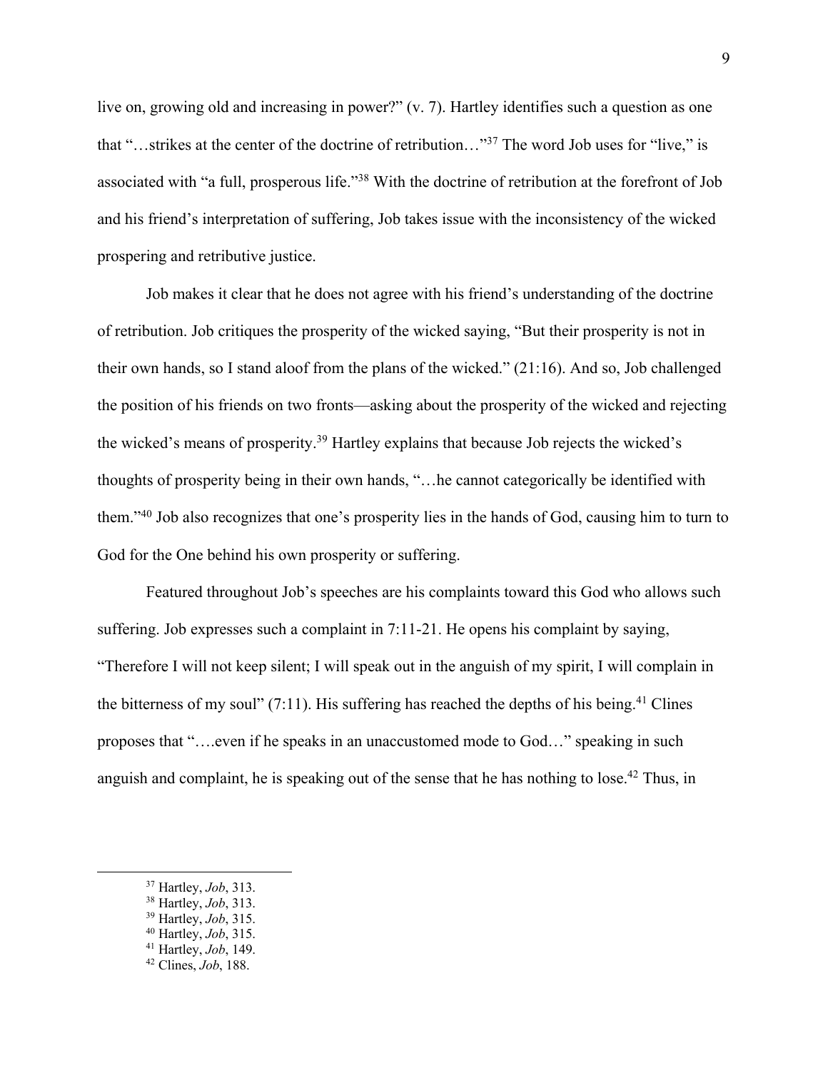live on, growing old and increasing in power?" (v. 7). Hartley identifies such a question as one that "…strikes at the center of the doctrine of retribution…"[37] The word Job uses for "live," is associated with "a full, prosperous life."[38] With the doctrine of retribution at the forefront of Job and his friend's interpretation of suffering, Job takes issue with the inconsistency of the wicked prospering and retributive justice.

Job makes it clear that he does not agree with his friend's understanding of the doctrine of retribution. Job critiques the prosperity of the wicked saying, "But their prosperity is not in their own hands, so I stand aloof from the plans of the wicked." (21:16). And so, Job challenged the position of his friends on two fronts—asking about the prosperity of the wicked and rejecting the wicked's means of prosperity.[39] Hartley explains that because Job rejects the wicked's thoughts of prosperity being in their own hands, "…he cannot categorically be identified with them."[40] Job also recognizes that one's prosperity lies in the hands of God, causing him to turn to God for the One behind his own prosperity or suffering.

Featured throughout Job's speeches are his complaints toward this God who allows such suffering. Job expresses such a complaint in 7:11-21. He opens his complaint by saying, "Therefore I will not keep silent; I will speak out in the anguish of my spirit, I will complain in the bitterness of my soul" (7:11). His suffering has reached the depths of his being.[41] Clines proposes that "….even if he speaks in an unaccustomed mode to God…" speaking in such anguish and complaint, he is speaking out of the sense that he has nothing to lose.[42] Thus, in

---

[37] Hartley, *Job*, 313.
[38] Hartley, *Job*, 313.
[39] Hartley, *Job*, 315.
[40] Hartley, *Job*, 315.
[41] Hartley, *Job*, 149.
[42] Clines, *Job*, 188.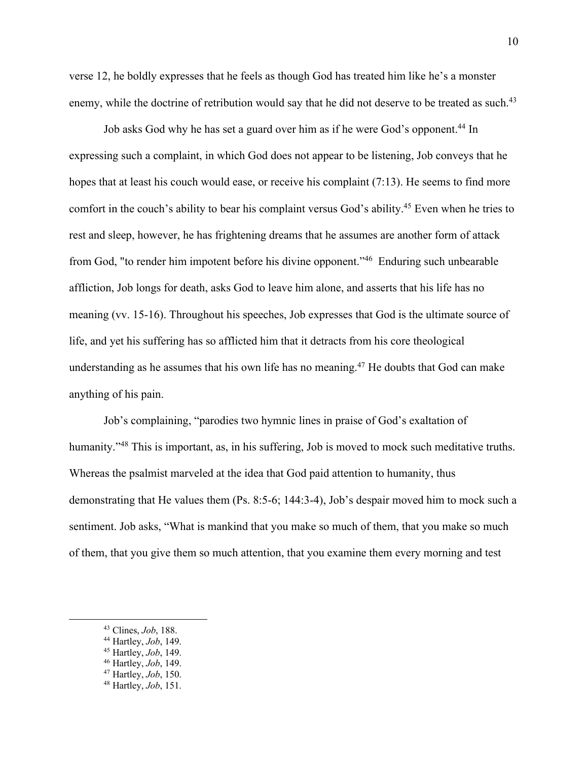verse 12, he boldly expresses that he feels as though God has treated him like he's a monster enemy, while the doctrine of retribution would say that he did not deserve to be treated as such.[43]

Job asks God why he has set a guard over him as if he were God's opponent.[44] In expressing such a complaint, in which God does not appear to be listening, Job conveys that he hopes that at least his couch would ease, or receive his complaint (7:13). He seems to find more comfort in the couch's ability to bear his complaint versus God's ability.[45] Even when he tries to rest and sleep, however, he has frightening dreams that he assumes are another form of attack from God, "to render him impotent before his divine opponent."[46] Enduring such unbearable affliction, Job longs for death, asks God to leave him alone, and asserts that his life has no meaning (vv. 15-16). Throughout his speeches, Job expresses that God is the ultimate source of life, and yet his suffering has so afflicted him that it detracts from his core theological understanding as he assumes that his own life has no meaning.[47] He doubts that God can make anything of his pain.

Job's complaining, "parodies two hymnic lines in praise of God's exaltation of humanity."[48] This is important, as, in his suffering, Job is moved to mock such meditative truths. Whereas the psalmist marveled at the idea that God paid attention to humanity, thus demonstrating that He values them (Ps. 8:5-6; 144:3-4), Job's despair moved him to mock such a sentiment. Job asks, "What is mankind that you make so much of them, that you make so much of them, that you give them so much attention, that you examine them every morning and test

---

[43] Clines, *Job*, 188.
[44] Hartley, *Job*, 149.
[45] Hartley, *Job*, 149.
[46] Hartley, *Job*, 149.
[47] Hartley, *Job*, 150.
[48] Hartley, *Job*, 151.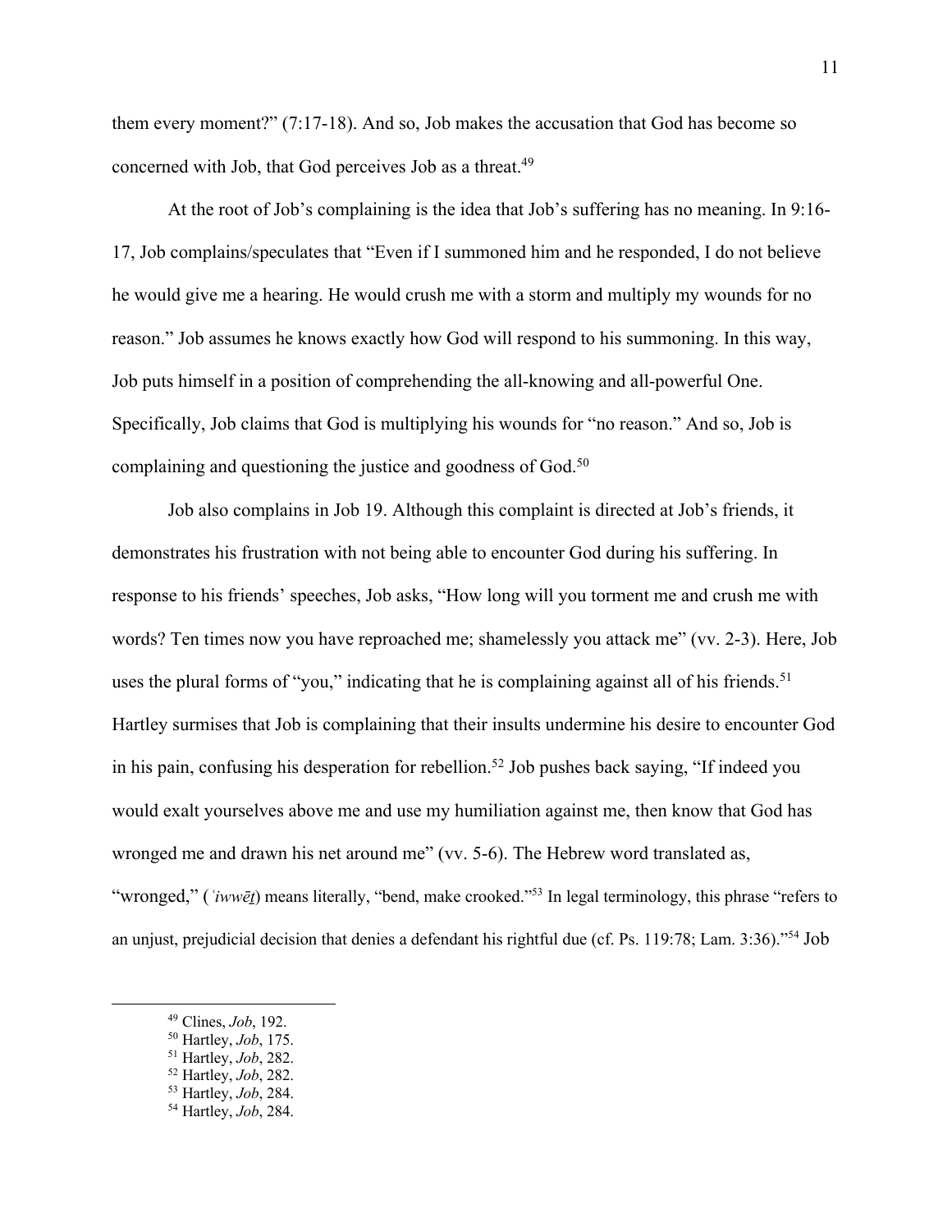them every moment?" (7:17-18). And so, Job makes the accusation that God has become so concerned with Job, that God perceives Job as a threat.[49]

At the root of Job's complaining is the idea that Job's suffering has no meaning. In 9:16-17, Job complains/speculates that "Even if I summoned him and he responded, I do not believe he would give me a hearing. He would crush me with a storm and multiply my wounds for no reason." Job assumes he knows exactly how God will respond to his summoning. In this way, Job puts himself in a position of comprehending the all-knowing and all-powerful One. Specifically, Job claims that God is multiplying his wounds for "no reason." And so, Job is complaining and questioning the justice and goodness of God.[50]

Job also complains in Job 19. Although this complaint is directed at Job's friends, it demonstrates his frustration with not being able to encounter God during his suffering. In response to his friends' speeches, Job asks, "How long will you torment me and crush me with words? Ten times now you have reproached me; shamelessly you attack me" (vv. 2-3). Here, Job uses the plural forms of "you," indicating that he is complaining against all of his friends.[51] Hartley surmises that Job is complaining that their insults undermine his desire to encounter God in his pain, confusing his desperation for rebellion.[52] Job pushes back saying, "If indeed you would exalt yourselves above me and use my humiliation against me, then know that God has wronged me and drawn his net around me" (vv. 5-6). The Hebrew word translated as, "wronged," (*ʿiwwēṯ*) means literally, "bend, make crooked."[53] In legal terminology, this phrase "refers to an unjust, prejudicial decision that denies a defendant his rightful due (cf. Ps. 119:78; Lam. 3:36)."[54] Job

[49] Clines, *Job*, 192.
[50] Hartley, *Job*, 175.
[51] Hartley, *Job*, 282.
[52] Hartley, *Job*, 282.
[53] Hartley, *Job*, 284.
[54] Hartley, *Job*, 284.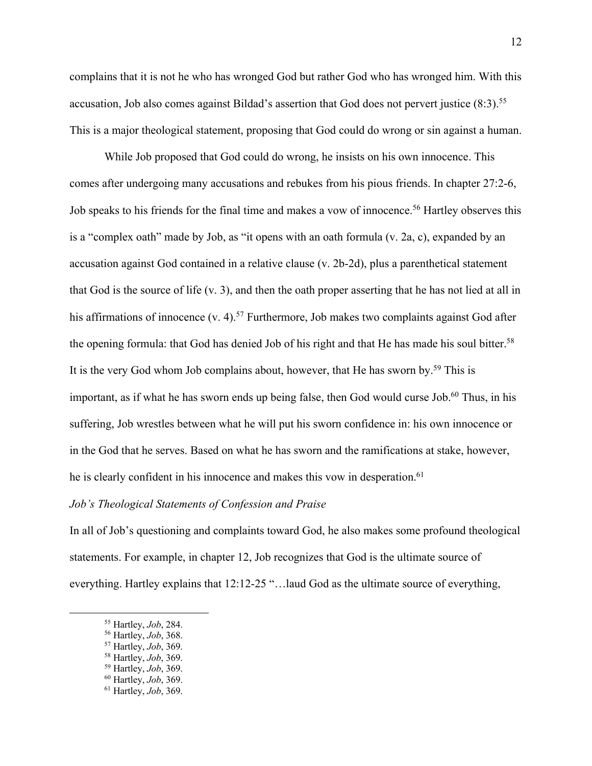complains that it is not he who has wronged God but rather God who has wronged him. With this accusation, Job also comes against Bildad's assertion that God does not pervert justice (8:3).[55] This is a major theological statement, proposing that God could do wrong or sin against a human.

While Job proposed that God could do wrong, he insists on his own innocence. This comes after undergoing many accusations and rebukes from his pious friends. In chapter 27:2-6, Job speaks to his friends for the final time and makes a vow of innocence.[56] Hartley observes this is a "complex oath" made by Job, as "it opens with an oath formula (v. 2a, c), expanded by an accusation against God contained in a relative clause (v. 2b-2d), plus a parenthetical statement that God is the source of life (v. 3), and then the oath proper asserting that he has not lied at all in his affirmations of innocence (v. 4).[57] Furthermore, Job makes two complaints against God after the opening formula: that God has denied Job of his right and that He has made his soul bitter.[58] It is the very God whom Job complains about, however, that He has sworn by.[59] This is important, as if what he has sworn ends up being false, then God would curse Job.[60] Thus, in his suffering, Job wrestles between what he will put his sworn confidence in: his own innocence or in the God that he serves. Based on what he has sworn and the ramifications at stake, however, he is clearly confident in his innocence and makes this vow in desperation.[61]

*Job's Theological Statements of Confession and Praise*

In all of Job's questioning and complaints toward God, he also makes some profound theological statements. For example, in chapter 12, Job recognizes that God is the ultimate source of everything. Hartley explains that 12:12-25 "…laud God as the ultimate source of everything,

---

[55] Hartley, *Job*, 284.
[56] Hartley, *Job*, 368.
[57] Hartley, *Job*, 369.
[58] Hartley, *Job*, 369.
[59] Hartley, *Job*, 369.
[60] Hartley, *Job*, 369.
[61] Hartley, *Job*, 369.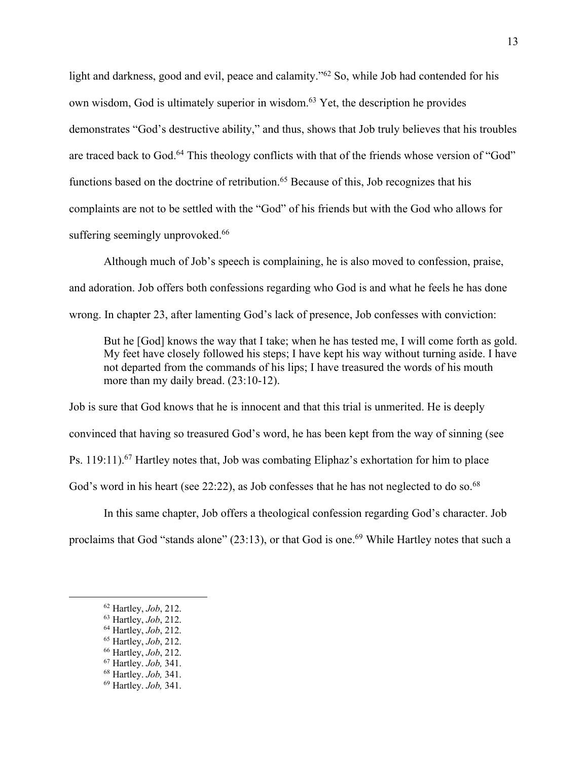light and darkness, good and evil, peace and calamity."[62] So, while Job had contended for his own wisdom, God is ultimately superior in wisdom.[63] Yet, the description he provides demonstrates "God's destructive ability," and thus, shows that Job truly believes that his troubles are traced back to God.[64] This theology conflicts with that of the friends whose version of "God" functions based on the doctrine of retribution.[65] Because of this, Job recognizes that his complaints are not to be settled with the "God" of his friends but with the God who allows for suffering seemingly unprovoked.[66]

Although much of Job's speech is complaining, he is also moved to confession, praise, and adoration. Job offers both confessions regarding who God is and what he feels he has done wrong. In chapter 23, after lamenting God's lack of presence, Job confesses with conviction:

> But he [God] knows the way that I take; when he has tested me, I will come forth as gold. My feet have closely followed his steps; I have kept his way without turning aside. I have not departed from the commands of his lips; I have treasured the words of his mouth more than my daily bread. (23:10-12).

Job is sure that God knows that he is innocent and that this trial is unmerited. He is deeply convinced that having so treasured God's word, he has been kept from the way of sinning (see Ps. 119:11).[67] Hartley notes that, Job was combating Eliphaz's exhortation for him to place God's word in his heart (see 22:22), as Job confesses that he has not neglected to do so.[68]

In this same chapter, Job offers a theological confession regarding God's character. Job proclaims that God "stands alone" (23:13), or that God is one.[69] While Hartley notes that such a

---

[62] Hartley, *Job*, 212.
[63] Hartley, *Job*, 212.
[64] Hartley, *Job*, 212.
[65] Hartley, *Job*, 212.
[66] Hartley, *Job*, 212.
[67] Hartley. *Job,* 341.
[68] Hartley. *Job,* 341.
[69] Hartley. *Job,* 341.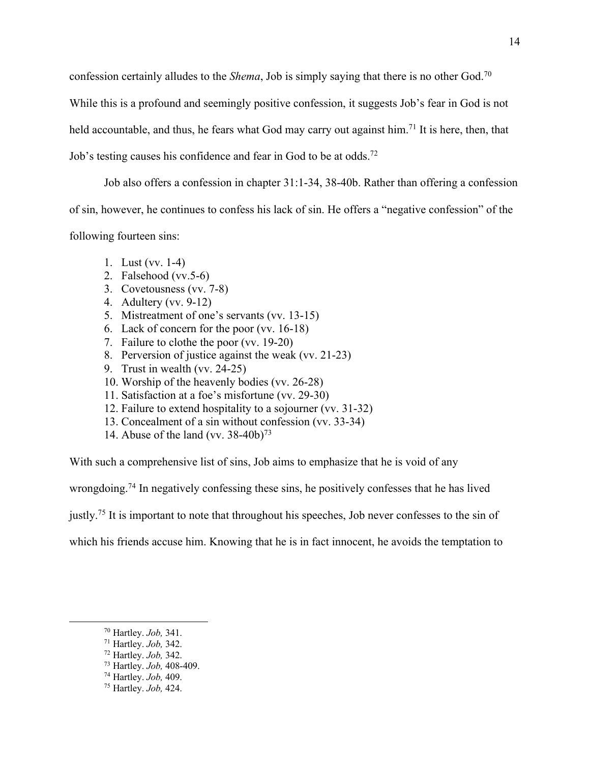confession certainly alludes to the *Shema*, Job is simply saying that there is no other God.[70] While this is a profound and seemingly positive confession, it suggests Job's fear in God is not held accountable, and thus, he fears what God may carry out against him.[71] It is here, then, that Job's testing causes his confidence and fear in God to be at odds.[72]

Job also offers a confession in chapter 31:1-34, 38-40b. Rather than offering a confession of sin, however, he continues to confess his lack of sin. He offers a "negative confession" of the following fourteen sins:

1. Lust (vv. 1-4)
2. Falsehood (vv.5-6)
3. Covetousness (vv. 7-8)
4. Adultery (vv. 9-12)
5. Mistreatment of one's servants (vv. 13-15)
6. Lack of concern for the poor (vv. 16-18)
7. Failure to clothe the poor (vv. 19-20)
8. Perversion of justice against the weak (vv. 21-23)
9. Trust in wealth (vv. 24-25)
10. Worship of the heavenly bodies (vv. 26-28)
11. Satisfaction at a foe's misfortune (vv. 29-30)
12. Failure to extend hospitality to a sojourner (vv. 31-32)
13. Concealment of a sin without confession (vv. 33-34)
14. Abuse of the land (vv. 38-40b)[73]

With such a comprehensive list of sins, Job aims to emphasize that he is void of any wrongdoing.[74] In negatively confessing these sins, he positively confesses that he has lived justly.[75] It is important to note that throughout his speeches, Job never confesses to the sin of which his friends accuse him. Knowing that he is in fact innocent, he avoids the temptation to

---

[70] Hartley. *Job,* 341.

[71] Hartley. *Job,* 342.

[72] Hartley. *Job,* 342.

[73] Hartley. *Job,* 408-409.

[74] Hartley. *Job,* 409.

[75] Hartley. *Job,* 424.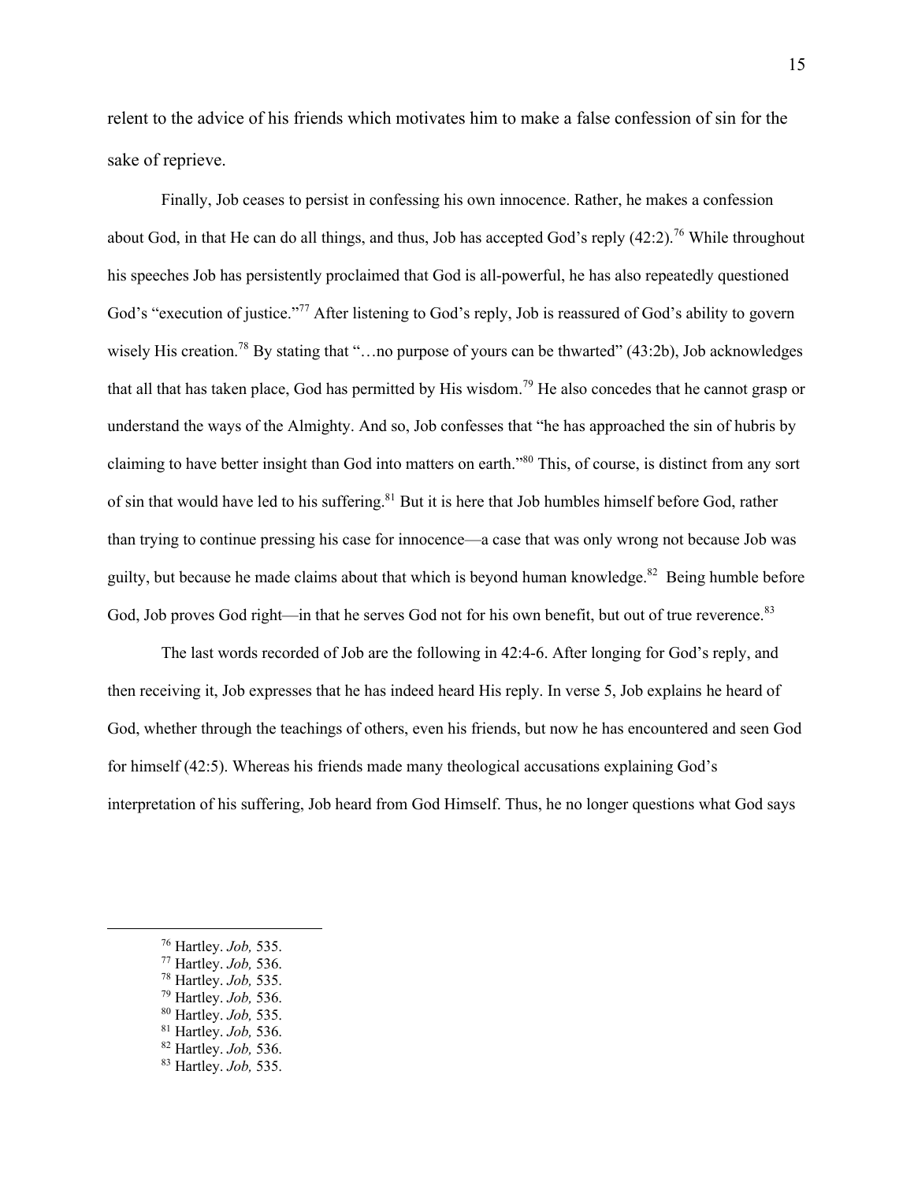relent to the advice of his friends which motivates him to make a false confession of sin for the sake of reprieve.

Finally, Job ceases to persist in confessing his own innocence. Rather, he makes a confession about God, in that He can do all things, and thus, Job has accepted God's reply (42:2).[76] While throughout his speeches Job has persistently proclaimed that God is all-powerful, he has also repeatedly questioned God's "execution of justice."[77] After listening to God's reply, Job is reassured of God's ability to govern wisely His creation.[78] By stating that "…no purpose of yours can be thwarted" (43:2b), Job acknowledges that all that has taken place, God has permitted by His wisdom.[79] He also concedes that he cannot grasp or understand the ways of the Almighty. And so, Job confesses that "he has approached the sin of hubris by claiming to have better insight than God into matters on earth."[80] This, of course, is distinct from any sort of sin that would have led to his suffering.[81] But it is here that Job humbles himself before God, rather than trying to continue pressing his case for innocence—a case that was only wrong not because Job was guilty, but because he made claims about that which is beyond human knowledge.[82] Being humble before God, Job proves God right—in that he serves God not for his own benefit, but out of true reverence.[83]

The last words recorded of Job are the following in 42:4-6. After longing for God's reply, and then receiving it, Job expresses that he has indeed heard His reply. In verse 5, Job explains he heard of God, whether through the teachings of others, even his friends, but now he has encountered and seen God for himself (42:5). Whereas his friends made many theological accusations explaining God's interpretation of his suffering, Job heard from God Himself. Thus, he no longer questions what God says

---

[76] Hartley. *Job,* 535.
[77] Hartley. *Job,* 536.
[78] Hartley. *Job,* 535.
[79] Hartley. *Job,* 536.
[80] Hartley. *Job,* 535.
[81] Hartley. *Job,* 536.
[82] Hartley. *Job,* 536.
[83] Hartley. *Job,* 535.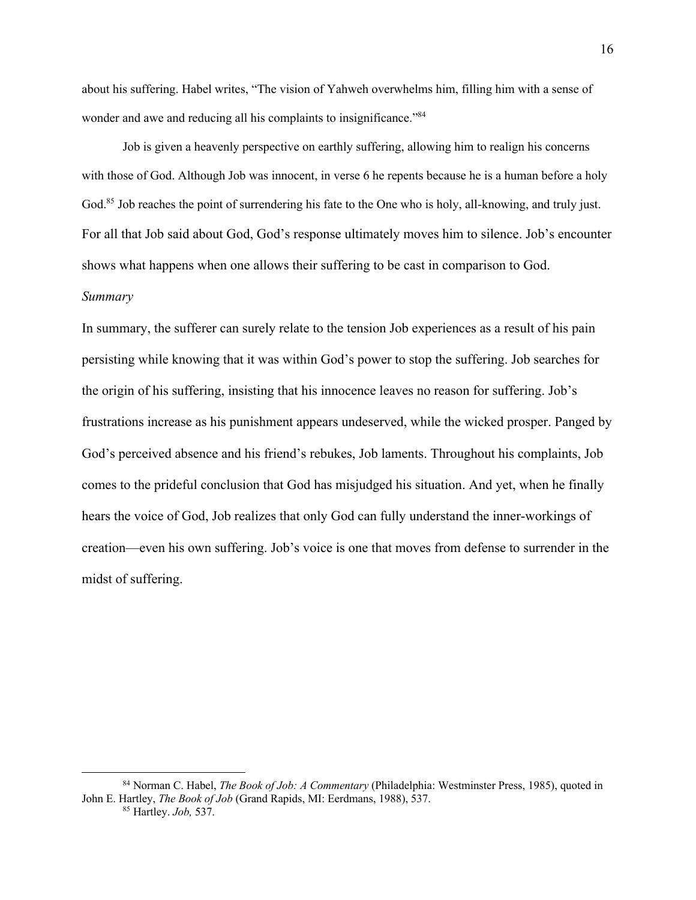about his suffering. Habel writes, "The vision of Yahweh overwhelms him, filling him with a sense of wonder and awe and reducing all his complaints to insignificance."[84]

Job is given a heavenly perspective on earthly suffering, allowing him to realign his concerns with those of God. Although Job was innocent, in verse 6 he repents because he is a human before a holy God.[85] Job reaches the point of surrendering his fate to the One who is holy, all-knowing, and truly just. For all that Job said about God, God's response ultimately moves him to silence. Job's encounter shows what happens when one allows their suffering to be cast in comparison to God.

*Summary*

In summary, the sufferer can surely relate to the tension Job experiences as a result of his pain persisting while knowing that it was within God's power to stop the suffering. Job searches for the origin of his suffering, insisting that his innocence leaves no reason for suffering. Job's frustrations increase as his punishment appears undeserved, while the wicked prosper. Panged by God's perceived absence and his friend's rebukes, Job laments. Throughout his complaints, Job comes to the prideful conclusion that God has misjudged his situation. And yet, when he finally hears the voice of God, Job realizes that only God can fully understand the inner-workings of creation—even his own suffering. Job's voice is one that moves from defense to surrender in the midst of suffering.

---

[84] Norman C. Habel, *The Book of Job: A Commentary* (Philadelphia: Westminster Press, 1985), quoted in John E. Hartley, *The Book of Job* (Grand Rapids, MI: Eerdmans, 1988), 537.

[85] Hartley. *Job,* 537.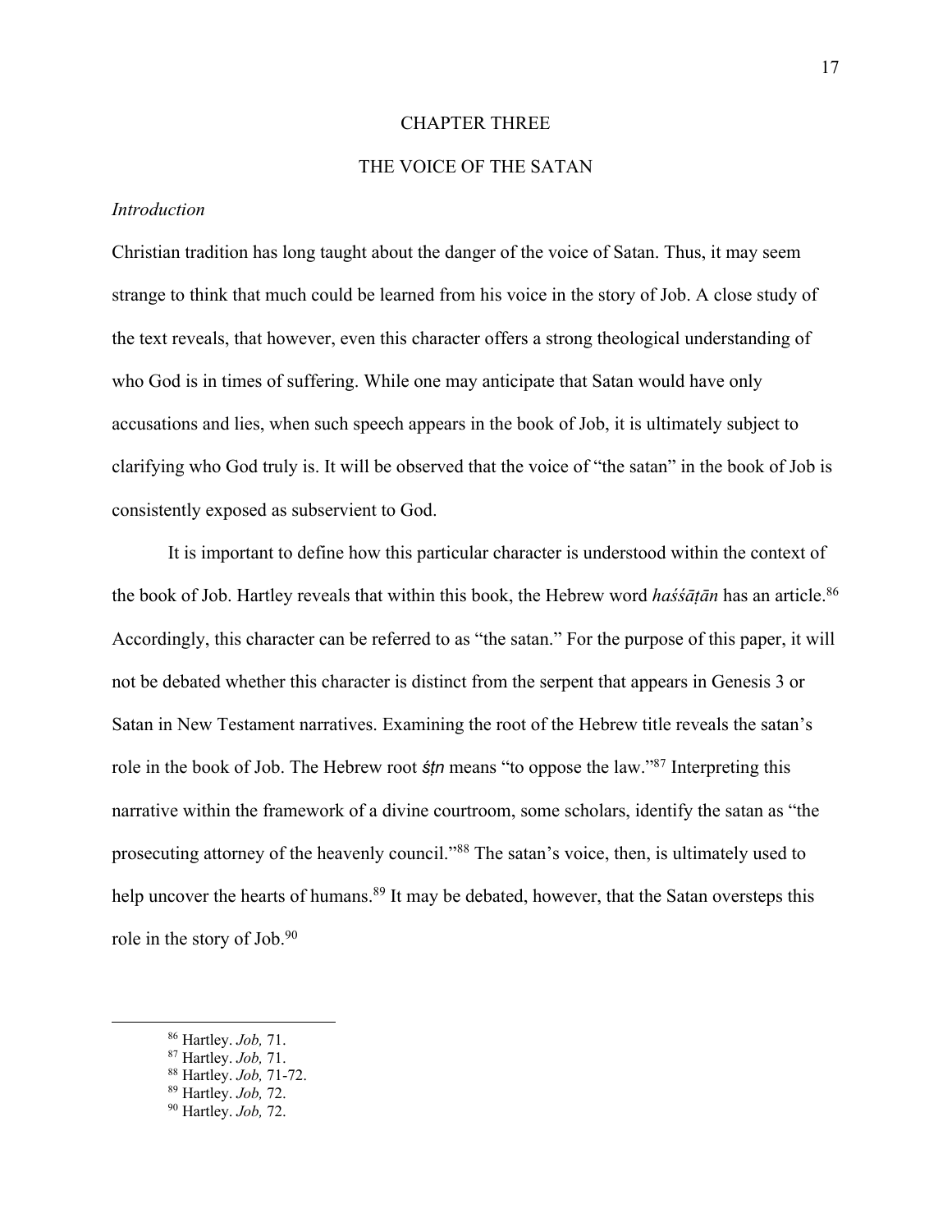# CHAPTER THREE

# THE VOICE OF THE SATAN

*Introduction*

Christian tradition has long taught about the danger of the voice of Satan. Thus, it may seem strange to think that much could be learned from his voice in the story of Job. A close study of the text reveals, that however, even this character offers a strong theological understanding of who God is in times of suffering. While one may anticipate that Satan would have only accusations and lies, when such speech appears in the book of Job, it is ultimately subject to clarifying who God truly is. It will be observed that the voice of "the satan" in the book of Job is consistently exposed as subservient to God.

It is important to define how this particular character is understood within the context of the book of Job. Hartley reveals that within this book, the Hebrew word *haśśāṭān* has an article.[86] Accordingly, this character can be referred to as "the satan." For the purpose of this paper, it will not be debated whether this character is distinct from the serpent that appears in Genesis 3 or Satan in New Testament narratives. Examining the root of the Hebrew title reveals the satan's role in the book of Job. The Hebrew root *śṭn* means "to oppose the law."[87] Interpreting this narrative within the framework of a divine courtroom, some scholars, identify the satan as "the prosecuting attorney of the heavenly council."[88] The satan's voice, then, is ultimately used to help uncover the hearts of humans.[89] It may be debated, however, that the Satan oversteps this role in the story of Job.[90]

---

[86] Hartley. *Job,* 71.
[87] Hartley. *Job,* 71.
[88] Hartley. *Job,* 71-72.
[89] Hartley. *Job,* 72.
[90] Hartley. *Job,* 72.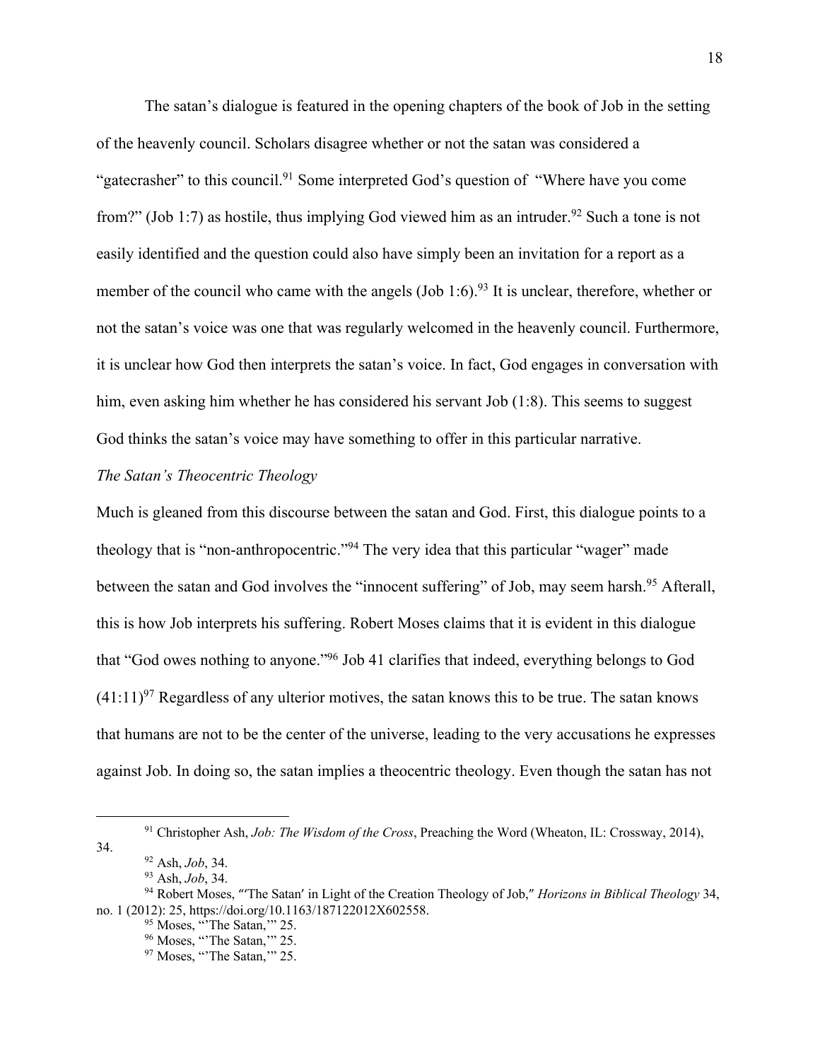The satan's dialogue is featured in the opening chapters of the book of Job in the setting of the heavenly council. Scholars disagree whether or not the satan was considered a "gatecrasher" to this council.[91] Some interpreted God's question of "Where have you come from?" (Job 1:7) as hostile, thus implying God viewed him as an intruder.[92] Such a tone is not easily identified and the question could also have simply been an invitation for a report as a member of the council who came with the angels (Job 1:6).[93] It is unclear, therefore, whether or not the satan's voice was one that was regularly welcomed in the heavenly council. Furthermore, it is unclear how God then interprets the satan's voice. In fact, God engages in conversation with him, even asking him whether he has considered his servant Job (1:8). This seems to suggest God thinks the satan's voice may have something to offer in this particular narrative.

*The Satan's Theocentric Theology*

Much is gleaned from this discourse between the satan and God. First, this dialogue points to a theology that is "non-anthropocentric."[94] The very idea that this particular "wager" made between the satan and God involves the "innocent suffering" of Job, may seem harsh.[95] Afterall, this is how Job interprets his suffering. Robert Moses claims that it is evident in this dialogue that "God owes nothing to anyone."[96] Job 41 clarifies that indeed, everything belongs to God (41:11)[97] Regardless of any ulterior motives, the satan knows this to be true. The satan knows that humans are not to be the center of the universe, leading to the very accusations he expresses against Job. In doing so, the satan implies a theocentric theology. Even though the satan has not

---

[91] Christopher Ash, *Job: The Wisdom of the Cross*, Preaching the Word (Wheaton, IL: Crossway, 2014), 34.

[92] Ash, *Job*, 34.

[93] Ash, *Job*, 34.

[94] Robert Moses, "'The Satan' in Light of the Creation Theology of Job," *Horizons in Biblical Theology* 34, no. 1 (2012): 25, https://doi.org/10.1163/187122012X602558.

[95] Moses, "'The Satan,'" 25.

[96] Moses, "'The Satan,'" 25.

[97] Moses, "'The Satan,'" 25.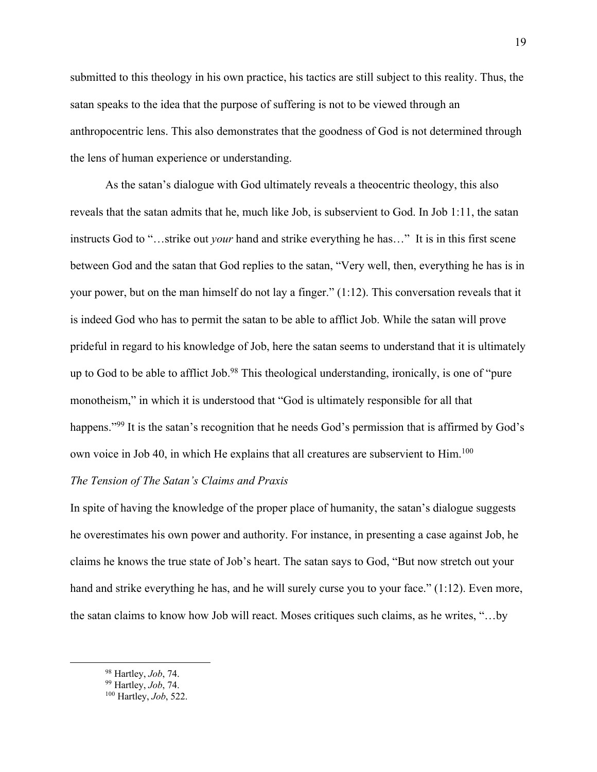submitted to this theology in his own practice, his tactics are still subject to this reality. Thus, the satan speaks to the idea that the purpose of suffering is not to be viewed through an anthropocentric lens. This also demonstrates that the goodness of God is not determined through the lens of human experience or understanding.

As the satan's dialogue with God ultimately reveals a theocentric theology, this also reveals that the satan admits that he, much like Job, is subservient to God. In Job 1:11, the satan instructs God to "…strike out *your* hand and strike everything he has…" It is in this first scene between God and the satan that God replies to the satan, "Very well, then, everything he has is in your power, but on the man himself do not lay a finger." (1:12). This conversation reveals that it is indeed God who has to permit the satan to be able to afflict Job. While the satan will prove prideful in regard to his knowledge of Job, here the satan seems to understand that it is ultimately up to God to be able to afflict Job.[98] This theological understanding, ironically, is one of "pure monotheism," in which it is understood that "God is ultimately responsible for all that happens."[99] It is the satan's recognition that he needs God's permission that is affirmed by God's own voice in Job 40, in which He explains that all creatures are subservient to Him.[100]

*The Tension of The Satan's Claims and Praxis*

In spite of having the knowledge of the proper place of humanity, the satan's dialogue suggests he overestimates his own power and authority. For instance, in presenting a case against Job, he claims he knows the true state of Job's heart. The satan says to God, "But now stretch out your hand and strike everything he has, and he will surely curse you to your face." (1:12). Even more, the satan claims to know how Job will react. Moses critiques such claims, as he writes, "…by

[98] Hartley, *Job*, 74.
[99] Hartley, *Job*, 74.
[100] Hartley, *Job*, 522.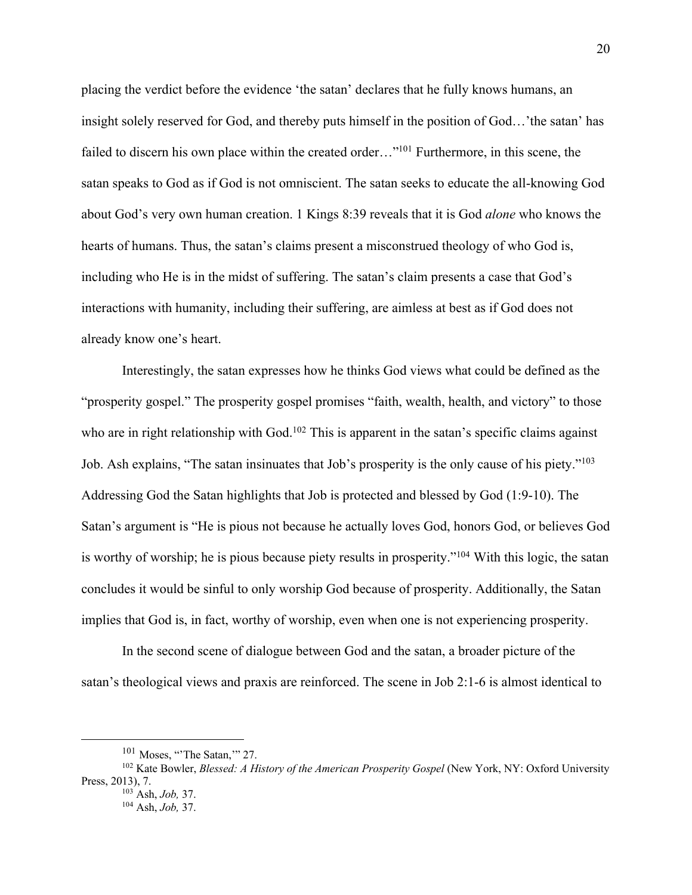placing the verdict before the evidence 'the satan' declares that he fully knows humans, an insight solely reserved for God, and thereby puts himself in the position of God…'the satan' has failed to discern his own place within the created order…"[101] Furthermore, in this scene, the satan speaks to God as if God is not omniscient. The satan seeks to educate the all-knowing God about God's very own human creation. 1 Kings 8:39 reveals that it is God *alone* who knows the hearts of humans. Thus, the satan's claims present a misconstrued theology of who God is, including who He is in the midst of suffering. The satan's claim presents a case that God's interactions with humanity, including their suffering, are aimless at best as if God does not already know one's heart.

Interestingly, the satan expresses how he thinks God views what could be defined as the "prosperity gospel." The prosperity gospel promises "faith, wealth, health, and victory" to those who are in right relationship with God.[102] This is apparent in the satan's specific claims against Job. Ash explains, "The satan insinuates that Job's prosperity is the only cause of his piety."[103] Addressing God the Satan highlights that Job is protected and blessed by God (1:9-10). The Satan's argument is "He is pious not because he actually loves God, honors God, or believes God is worthy of worship; he is pious because piety results in prosperity."[104] With this logic, the satan concludes it would be sinful to only worship God because of prosperity. Additionally, the Satan implies that God is, in fact, worthy of worship, even when one is not experiencing prosperity.

In the second scene of dialogue between God and the satan, a broader picture of the satan's theological views and praxis are reinforced. The scene in Job 2:1-6 is almost identical to

---

[101] Moses, "'The Satan,'" 27.

[102] Kate Bowler, *Blessed: A History of the American Prosperity Gospel* (New York, NY: Oxford University Press, 2013), 7.

[103] Ash, *Job,* 37.

[104] Ash, *Job,* 37.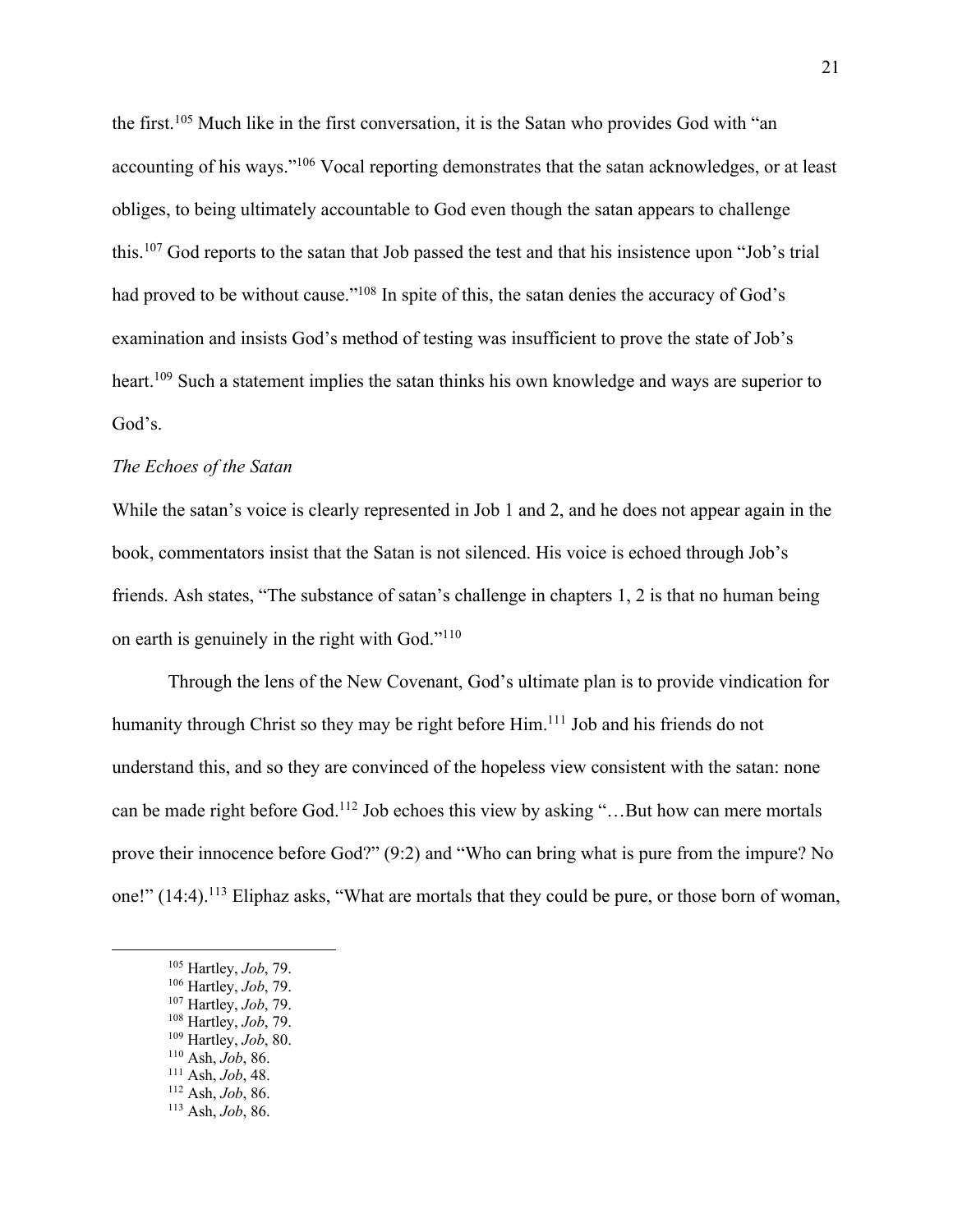the first.[105] Much like in the first conversation, it is the Satan who provides God with "an accounting of his ways."[106] Vocal reporting demonstrates that the satan acknowledges, or at least obliges, to being ultimately accountable to God even though the satan appears to challenge this.[107] God reports to the satan that Job passed the test and that his insistence upon "Job's trial had proved to be without cause."[108] In spite of this, the satan denies the accuracy of God's examination and insists God's method of testing was insufficient to prove the state of Job's heart.[109] Such a statement implies the satan thinks his own knowledge and ways are superior to God's.

*The Echoes of the Satan*

While the satan's voice is clearly represented in Job 1 and 2, and he does not appear again in the book, commentators insist that the Satan is not silenced. His voice is echoed through Job's friends. Ash states, "The substance of satan's challenge in chapters 1, 2 is that no human being on earth is genuinely in the right with God."[110]

Through the lens of the New Covenant, God's ultimate plan is to provide vindication for humanity through Christ so they may be right before Him.[111] Job and his friends do not understand this, and so they are convinced of the hopeless view consistent with the satan: none can be made right before God.[112] Job echoes this view by asking "…But how can mere mortals prove their innocence before God?" (9:2) and "Who can bring what is pure from the impure? No one!" (14:4).[113] Eliphaz asks, "What are mortals that they could be pure, or those born of woman,

---

[105] Hartley, *Job*, 79.
[106] Hartley, *Job*, 79.
[107] Hartley, *Job*, 79.
[108] Hartley, *Job*, 79.
[109] Hartley, *Job*, 80.
[110] Ash, *Job*, 86.
[111] Ash, *Job*, 48.
[112] Ash, *Job*, 86.
[113] Ash, *Job*, 86.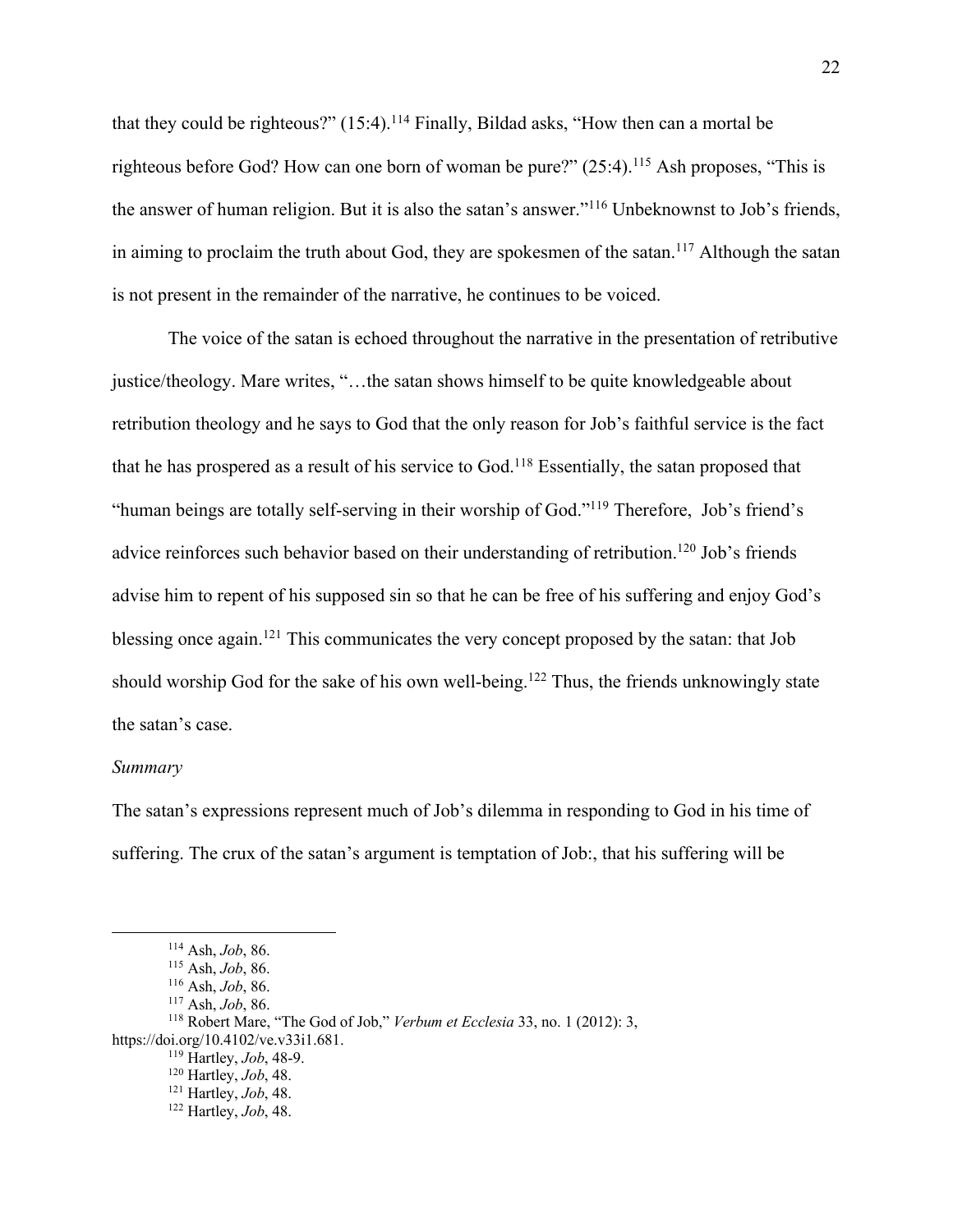that they could be righteous?" (15:4).[114] Finally, Bildad asks, "How then can a mortal be righteous before God? How can one born of woman be pure?" (25:4).[115] Ash proposes, "This is the answer of human religion. But it is also the satan's answer."[116] Unbeknownst to Job's friends, in aiming to proclaim the truth about God, they are spokesmen of the satan.[117] Although the satan is not present in the remainder of the narrative, he continues to be voiced.

The voice of the satan is echoed throughout the narrative in the presentation of retributive justice/theology. Mare writes, "…the satan shows himself to be quite knowledgeable about retribution theology and he says to God that the only reason for Job's faithful service is the fact that he has prospered as a result of his service to God.[118] Essentially, the satan proposed that "human beings are totally self-serving in their worship of God."[119] Therefore, Job's friend's advice reinforces such behavior based on their understanding of retribution.[120] Job's friends advise him to repent of his supposed sin so that he can be free of his suffering and enjoy God's blessing once again.[121] This communicates the very concept proposed by the satan: that Job should worship God for the sake of his own well-being.[122] Thus, the friends unknowingly state the satan's case.

*Summary*

The satan's expressions represent much of Job's dilemma in responding to God in his time of suffering. The crux of the satan's argument is temptation of Job:, that his suffering will be

---

[114] Ash, *Job*, 86.

[115] Ash, *Job*, 86.

[116] Ash, *Job*, 86.

[117] Ash, *Job*, 86.

[118] Robert Mare, "The God of Job," *Verbum et Ecclesia* 33, no. 1 (2012): 3, https://doi.org/10.4102/ve.v33i1.681.

[119] Hartley, *Job*, 48-9.

[120] Hartley, *Job*, 48.

[121] Hartley, *Job*, 48.

[122] Hartley, *Job*, 48.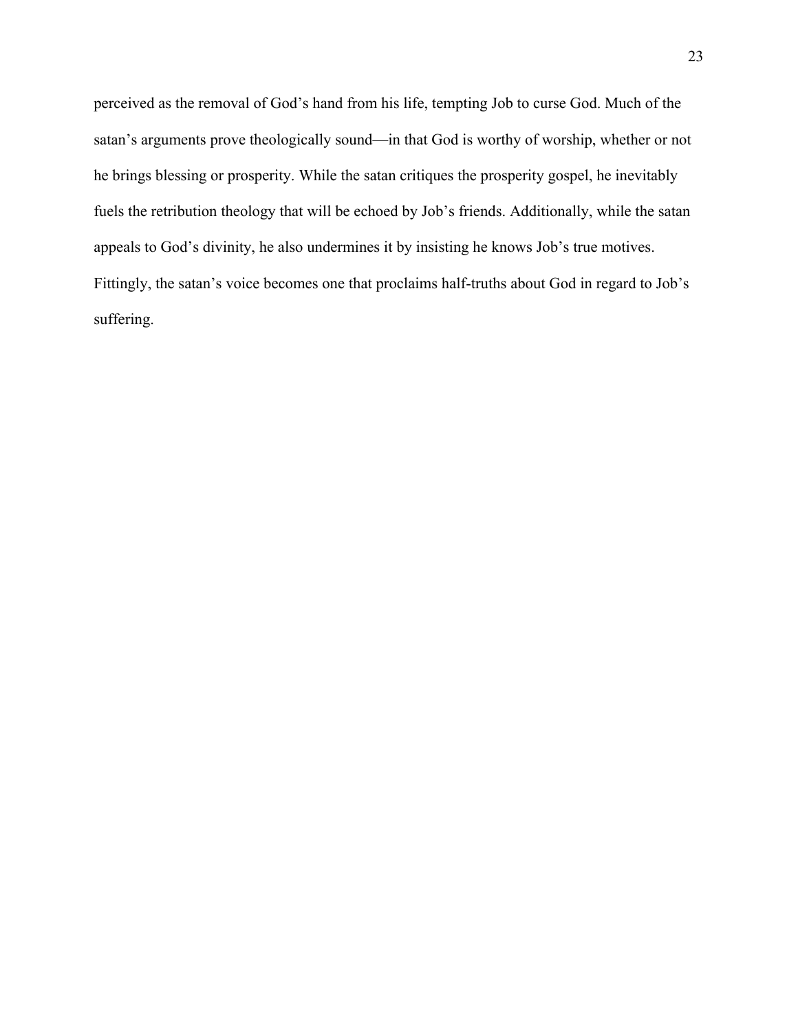perceived as the removal of God’s hand from his life, tempting Job to curse God. Much of the satan’s arguments prove theologically sound—in that God is worthy of worship, whether or not he brings blessing or prosperity. While the satan critiques the prosperity gospel, he inevitably fuels the retribution theology that will be echoed by Job’s friends. Additionally, while the satan appeals to God’s divinity, he also undermines it by insisting he knows Job’s true motives. Fittingly, the satan’s voice becomes one that proclaims half-truths about God in regard to Job’s suffering.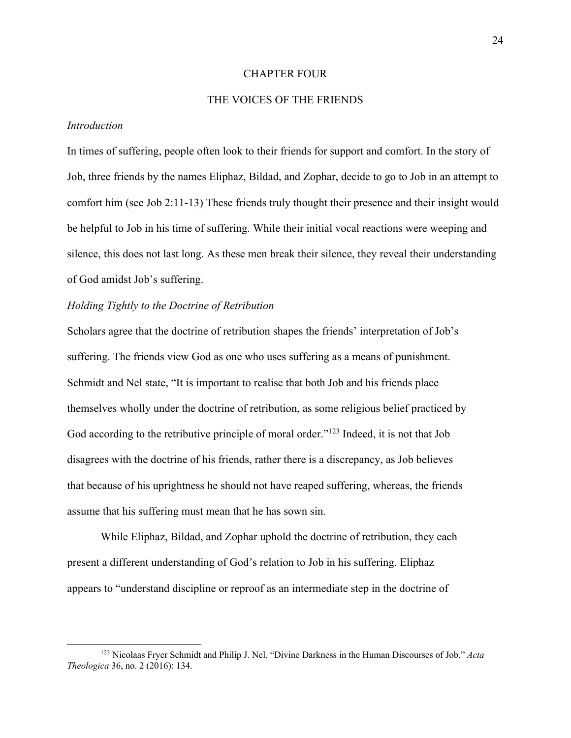# CHAPTER FOUR

## THE VOICES OF THE FRIENDS

### *Introduction*

In times of suffering, people often look to their friends for support and comfort. In the story of Job, three friends by the names Eliphaz, Bildad, and Zophar, decide to go to Job in an attempt to comfort him (see Job 2:11-13) These friends truly thought their presence and their insight would be helpful to Job in his time of suffering. While their initial vocal reactions were weeping and silence, this does not last long. As these men break their silence, they reveal their understanding of God amidst Job's suffering.

### *Holding Tightly to the Doctrine of Retribution*

Scholars agree that the doctrine of retribution shapes the friends' interpretation of Job's suffering. The friends view God as one who uses suffering as a means of punishment. Schmidt and Nel state, "It is important to realise that both Job and his friends place themselves wholly under the doctrine of retribution, as some religious belief practiced by God according to the retributive principle of moral order."[123] Indeed, it is not that Job disagrees with the doctrine of his friends, rather there is a discrepancy, as Job believes that because of his uprightness he should not have reaped suffering, whereas, the friends assume that his suffering must mean that he has sown sin.

While Eliphaz, Bildad, and Zophar uphold the doctrine of retribution, they each present a different understanding of God's relation to Job in his suffering. Eliphaz appears to "understand discipline or reproof as an intermediate step in the doctrine of

---

[123] Nicolaas Fryer Schmidt and Philip J. Nel, "Divine Darkness in the Human Discourses of Job," *Acta Theologica* 36, no. 2 (2016): 134.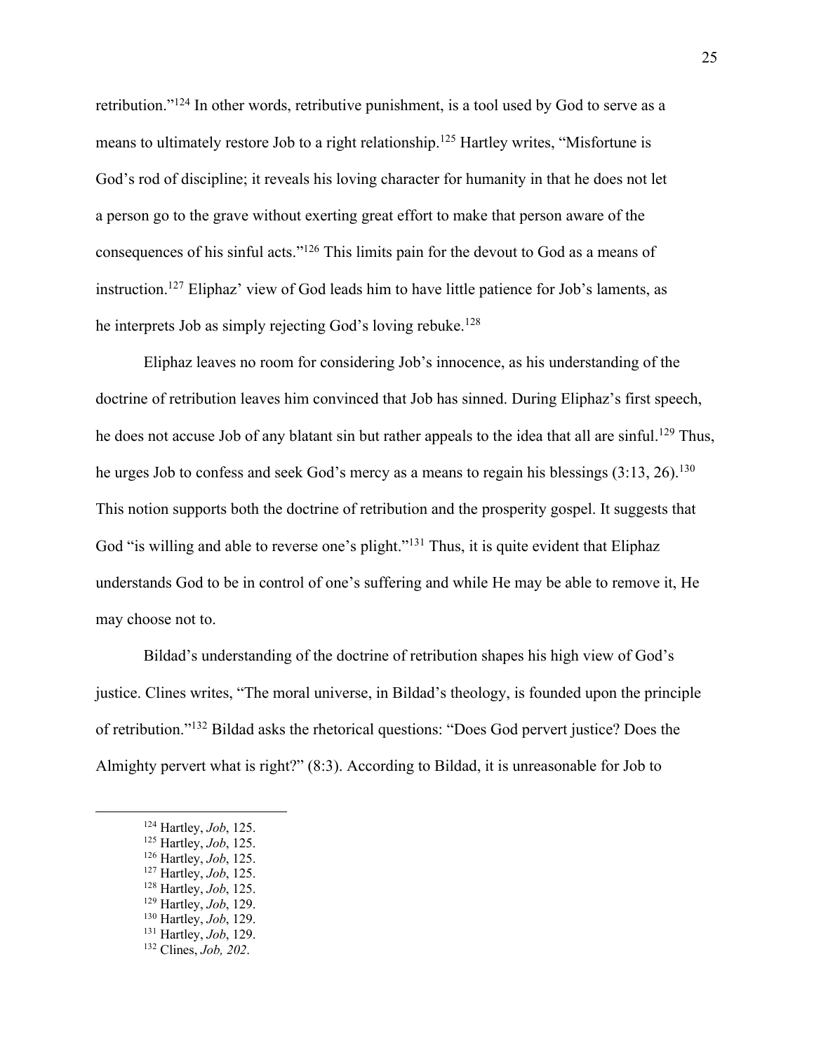retribution."[124] In other words, retributive punishment, is a tool used by God to serve as a means to ultimately restore Job to a right relationship.[125] Hartley writes, "Misfortune is God's rod of discipline; it reveals his loving character for humanity in that he does not let a person go to the grave without exerting great effort to make that person aware of the consequences of his sinful acts."[126] This limits pain for the devout to God as a means of instruction.[127] Eliphaz' view of God leads him to have little patience for Job's laments, as he interprets Job as simply rejecting God's loving rebuke.[128]

Eliphaz leaves no room for considering Job's innocence, as his understanding of the doctrine of retribution leaves him convinced that Job has sinned. During Eliphaz's first speech, he does not accuse Job of any blatant sin but rather appeals to the idea that all are sinful.[129] Thus, he urges Job to confess and seek God's mercy as a means to regain his blessings (3:13, 26).[130] This notion supports both the doctrine of retribution and the prosperity gospel. It suggests that God "is willing and able to reverse one's plight."[131] Thus, it is quite evident that Eliphaz understands God to be in control of one's suffering and while He may be able to remove it, He may choose not to.

Bildad's understanding of the doctrine of retribution shapes his high view of God's justice. Clines writes, "The moral universe, in Bildad's theology, is founded upon the principle of retribution."[132] Bildad asks the rhetorical questions: "Does God pervert justice? Does the Almighty pervert what is right?" (8:3). According to Bildad, it is unreasonable for Job to

---

[124] Hartley, *Job*, 125.
[125] Hartley, *Job*, 125.
[126] Hartley, *Job*, 125.
[127] Hartley, *Job*, 125.
[128] Hartley, *Job*, 125.
[129] Hartley, *Job*, 129.
[130] Hartley, *Job*, 129.
[131] Hartley, *Job*, 129.
[132] Clines, *Job, 202*.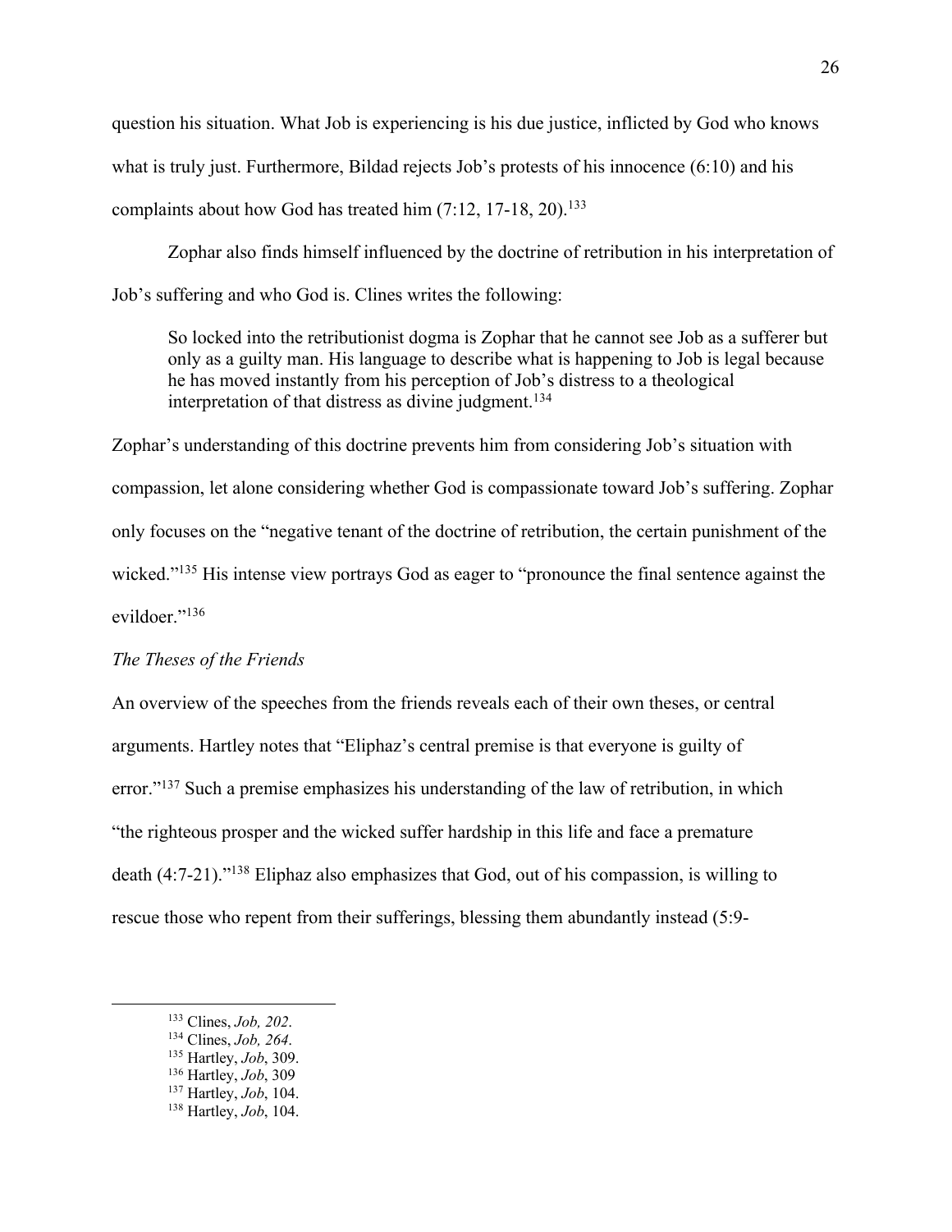question his situation. What Job is experiencing is his due justice, inflicted by God who knows what is truly just. Furthermore, Bildad rejects Job's protests of his innocence (6:10) and his complaints about how God has treated him (7:12, 17-18, 20).[133]

Zophar also finds himself influenced by the doctrine of retribution in his interpretation of Job's suffering and who God is. Clines writes the following:

> So locked into the retributionist dogma is Zophar that he cannot see Job as a sufferer but only as a guilty man. His language to describe what is happening to Job is legal because he has moved instantly from his perception of Job's distress to a theological interpretation of that distress as divine judgment.[134]

Zophar's understanding of this doctrine prevents him from considering Job's situation with compassion, let alone considering whether God is compassionate toward Job's suffering. Zophar only focuses on the "negative tenant of the doctrine of retribution, the certain punishment of the wicked."[135] His intense view portrays God as eager to "pronounce the final sentence against the evildoer."[136]

*The Theses of the Friends*

An overview of the speeches from the friends reveals each of their own theses, or central arguments. Hartley notes that "Eliphaz's central premise is that everyone is guilty of error."[137] Such a premise emphasizes his understanding of the law of retribution, in which "the righteous prosper and the wicked suffer hardship in this life and face a premature death (4:7-21)."[138] Eliphaz also emphasizes that God, out of his compassion, is willing to rescue those who repent from their sufferings, blessing them abundantly instead (5:9-

---

[133] Clines, *Job, 202*.

[134] Clines, *Job, 264*.

[135] Hartley, *Job*, 309.

[136] Hartley, *Job*, 309

[137] Hartley, *Job*, 104.

[138] Hartley, *Job*, 104.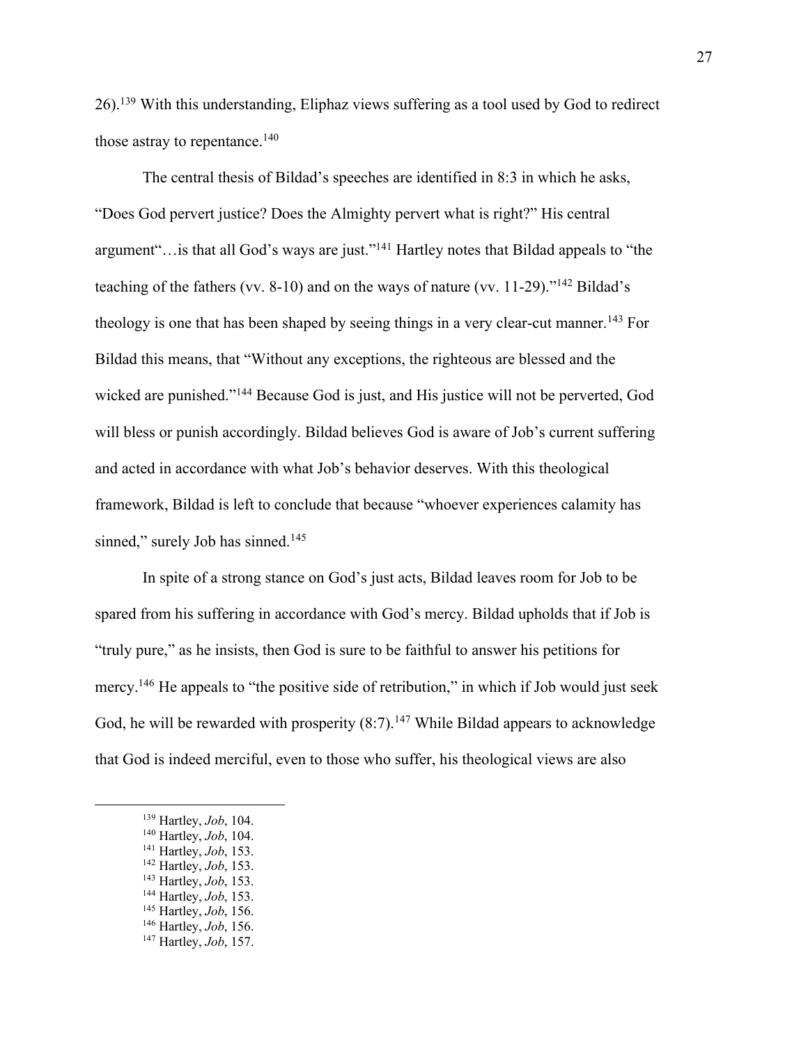26).[139] With this understanding, Eliphaz views suffering as a tool used by God to redirect those astray to repentance.[140]

The central thesis of Bildad's speeches are identified in 8:3 in which he asks, "Does God pervert justice? Does the Almighty pervert what is right?" His central argument"…is that all God's ways are just."[141] Hartley notes that Bildad appeals to "the teaching of the fathers (vv. 8-10) and on the ways of nature (vv. 11-29)."[142] Bildad's theology is one that has been shaped by seeing things in a very clear-cut manner.[143] For Bildad this means, that "Without any exceptions, the righteous are blessed and the wicked are punished."[144] Because God is just, and His justice will not be perverted, God will bless or punish accordingly. Bildad believes God is aware of Job's current suffering and acted in accordance with what Job's behavior deserves. With this theological framework, Bildad is left to conclude that because "whoever experiences calamity has sinned," surely Job has sinned.[145]

In spite of a strong stance on God's just acts, Bildad leaves room for Job to be spared from his suffering in accordance with God's mercy. Bildad upholds that if Job is "truly pure," as he insists, then God is sure to be faithful to answer his petitions for mercy.[146] He appeals to "the positive side of retribution," in which if Job would just seek God, he will be rewarded with prosperity (8:7).[147] While Bildad appears to acknowledge that God is indeed merciful, even to those who suffer, his theological views are also

---

[139] Hartley, *Job*, 104.
[140] Hartley, *Job*, 104.
[141] Hartley, *Job*, 153.
[142] Hartley, *Job*, 153.
[143] Hartley, *Job*, 153.
[144] Hartley, *Job*, 153.
[145] Hartley, *Job*, 156.
[146] Hartley, *Job*, 156.
[147] Hartley, *Job*, 157.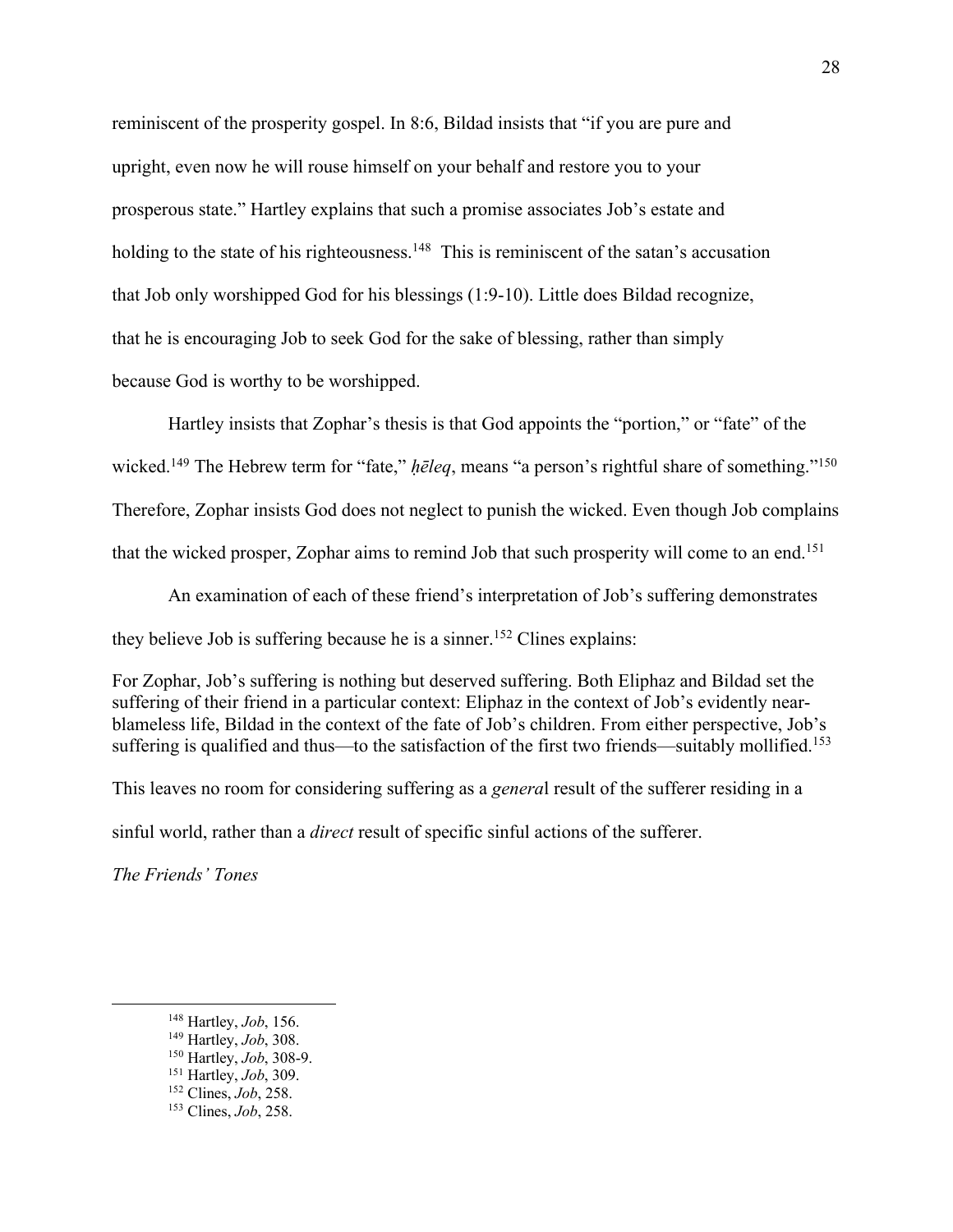reminiscent of the prosperity gospel. In 8:6, Bildad insists that "if you are pure and upright, even now he will rouse himself on your behalf and restore you to your prosperous state." Hartley explains that such a promise associates Job's estate and holding to the state of his righteousness.[148] This is reminiscent of the satan's accusation that Job only worshipped God for his blessings (1:9-10). Little does Bildad recognize, that he is encouraging Job to seek God for the sake of blessing, rather than simply because God is worthy to be worshipped.

Hartley insists that Zophar's thesis is that God appoints the "portion," or "fate" of the wicked.[149] The Hebrew term for "fate," *ḥēleq*, means "a person's rightful share of something."[150] Therefore, Zophar insists God does not neglect to punish the wicked. Even though Job complains that the wicked prosper, Zophar aims to remind Job that such prosperity will come to an end.[151]

An examination of each of these friend's interpretation of Job's suffering demonstrates they believe Job is suffering because he is a sinner.[152] Clines explains:

> For Zophar, Job's suffering is nothing but deserved suffering. Both Eliphaz and Bildad set the suffering of their friend in a particular context: Eliphaz in the context of Job's evidently near-blameless life, Bildad in the context of the fate of Job's children. From either perspective, Job's suffering is qualified and thus—to the satisfaction of the first two friends—suitably mollified.[153]

This leaves no room for considering suffering as a *genera*l result of the sufferer residing in a sinful world, rather than a *direct* result of specific sinful actions of the sufferer.

*The Friends' Tones*

---

[148] Hartley, *Job*, 156.
[149] Hartley, *Job*, 308.
[150] Hartley, *Job*, 308-9.
[151] Hartley, *Job*, 309.
[152] Clines, *Job*, 258.
[153] Clines, *Job*, 258.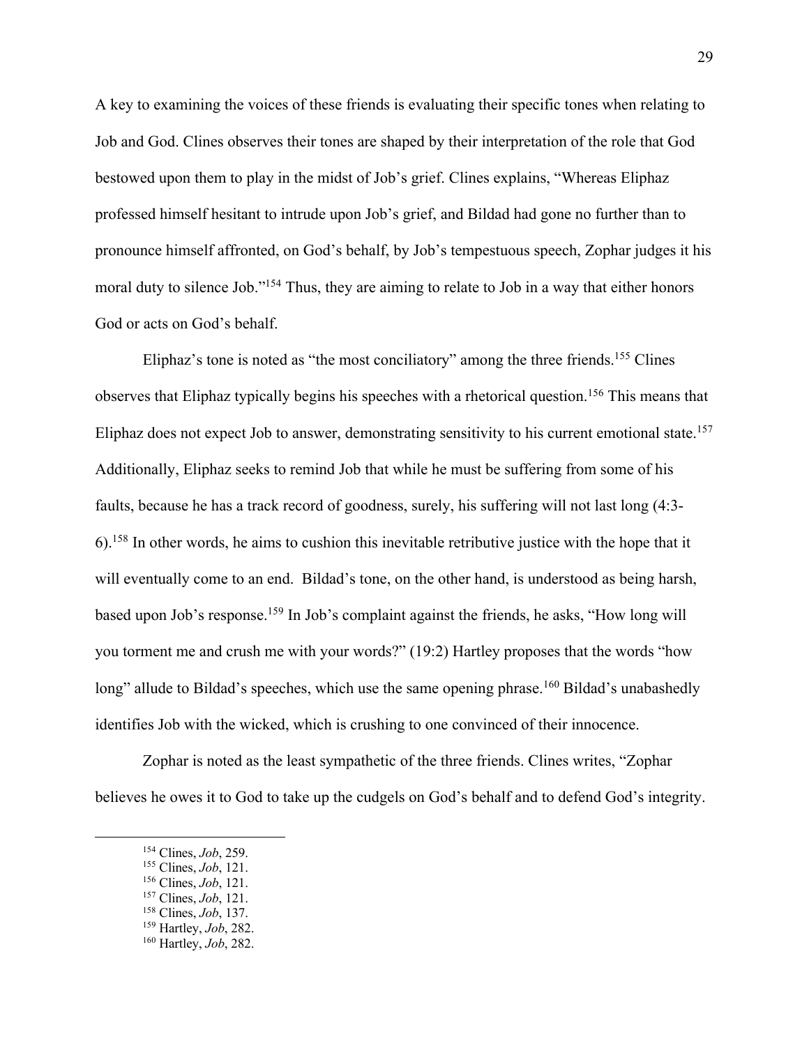A key to examining the voices of these friends is evaluating their specific tones when relating to Job and God. Clines observes their tones are shaped by their interpretation of the role that God bestowed upon them to play in the midst of Job's grief. Clines explains, "Whereas Eliphaz professed himself hesitant to intrude upon Job's grief, and Bildad had gone no further than to pronounce himself affronted, on God's behalf, by Job's tempestuous speech, Zophar judges it his moral duty to silence Job."[154] Thus, they are aiming to relate to Job in a way that either honors God or acts on God's behalf.

Eliphaz's tone is noted as "the most conciliatory" among the three friends.[155] Clines observes that Eliphaz typically begins his speeches with a rhetorical question.[156] This means that Eliphaz does not expect Job to answer, demonstrating sensitivity to his current emotional state.[157] Additionally, Eliphaz seeks to remind Job that while he must be suffering from some of his faults, because he has a track record of goodness, surely, his suffering will not last long (4:3-6).[158] In other words, he aims to cushion this inevitable retributive justice with the hope that it will eventually come to an end. Bildad's tone, on the other hand, is understood as being harsh, based upon Job's response.[159] In Job's complaint against the friends, he asks, "How long will you torment me and crush me with your words?" (19:2) Hartley proposes that the words "how long" allude to Bildad's speeches, which use the same opening phrase.[160] Bildad's unabashedly identifies Job with the wicked, which is crushing to one convinced of their innocence.

Zophar is noted as the least sympathetic of the three friends. Clines writes, "Zophar believes he owes it to God to take up the cudgels on God's behalf and to defend God's integrity.

---

[154] Clines, *Job*, 259.

[155] Clines, *Job*, 121.

[156] Clines, *Job*, 121.

[157] Clines, *Job*, 121.

[158] Clines, *Job*, 137.

[159] Hartley, *Job*, 282.

[160] Hartley, *Job*, 282.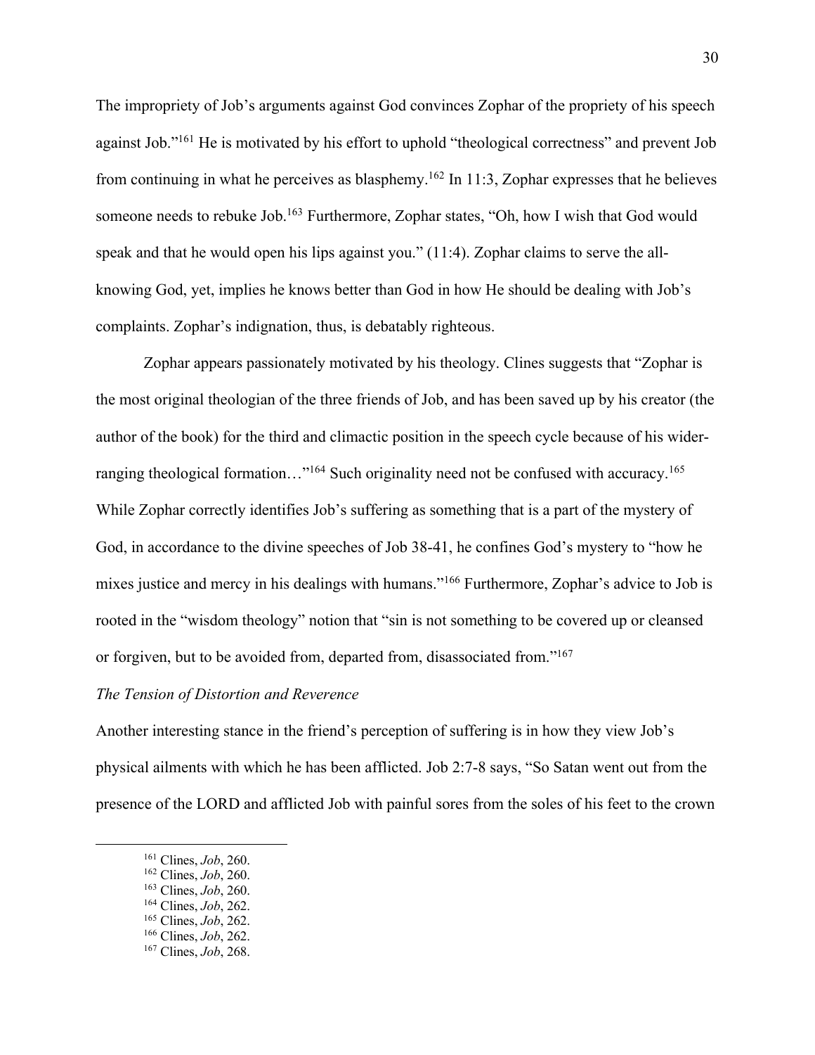The impropriety of Job's arguments against God convinces Zophar of the propriety of his speech against Job."[161] He is motivated by his effort to uphold "theological correctness" and prevent Job from continuing in what he perceives as blasphemy.[162] In 11:3, Zophar expresses that he believes someone needs to rebuke Job.[163] Furthermore, Zophar states, "Oh, how I wish that God would speak and that he would open his lips against you." (11:4). Zophar claims to serve the all-knowing God, yet, implies he knows better than God in how He should be dealing with Job's complaints. Zophar's indignation, thus, is debatably righteous.

Zophar appears passionately motivated by his theology. Clines suggests that "Zophar is the most original theologian of the three friends of Job, and has been saved up by his creator (the author of the book) for the third and climactic position in the speech cycle because of his wider-ranging theological formation…"[164] Such originality need not be confused with accuracy.[165] While Zophar correctly identifies Job's suffering as something that is a part of the mystery of God, in accordance to the divine speeches of Job 38-41, he confines God's mystery to "how he mixes justice and mercy in his dealings with humans."[166] Furthermore, Zophar's advice to Job is rooted in the "wisdom theology" notion that "sin is not something to be covered up or cleansed or forgiven, but to be avoided from, departed from, disassociated from."[167]

*The Tension of Distortion and Reverence*

Another interesting stance in the friend's perception of suffering is in how they view Job's physical ailments with which he has been afflicted. Job 2:7-8 says, "So Satan went out from the presence of the LORD and afflicted Job with painful sores from the soles of his feet to the crown

---

[161] Clines, *Job*, 260.
[162] Clines, *Job*, 260.
[163] Clines, *Job*, 260.
[164] Clines, *Job*, 262.
[165] Clines, *Job*, 262.
[166] Clines, *Job*, 262.
[167] Clines, *Job*, 268.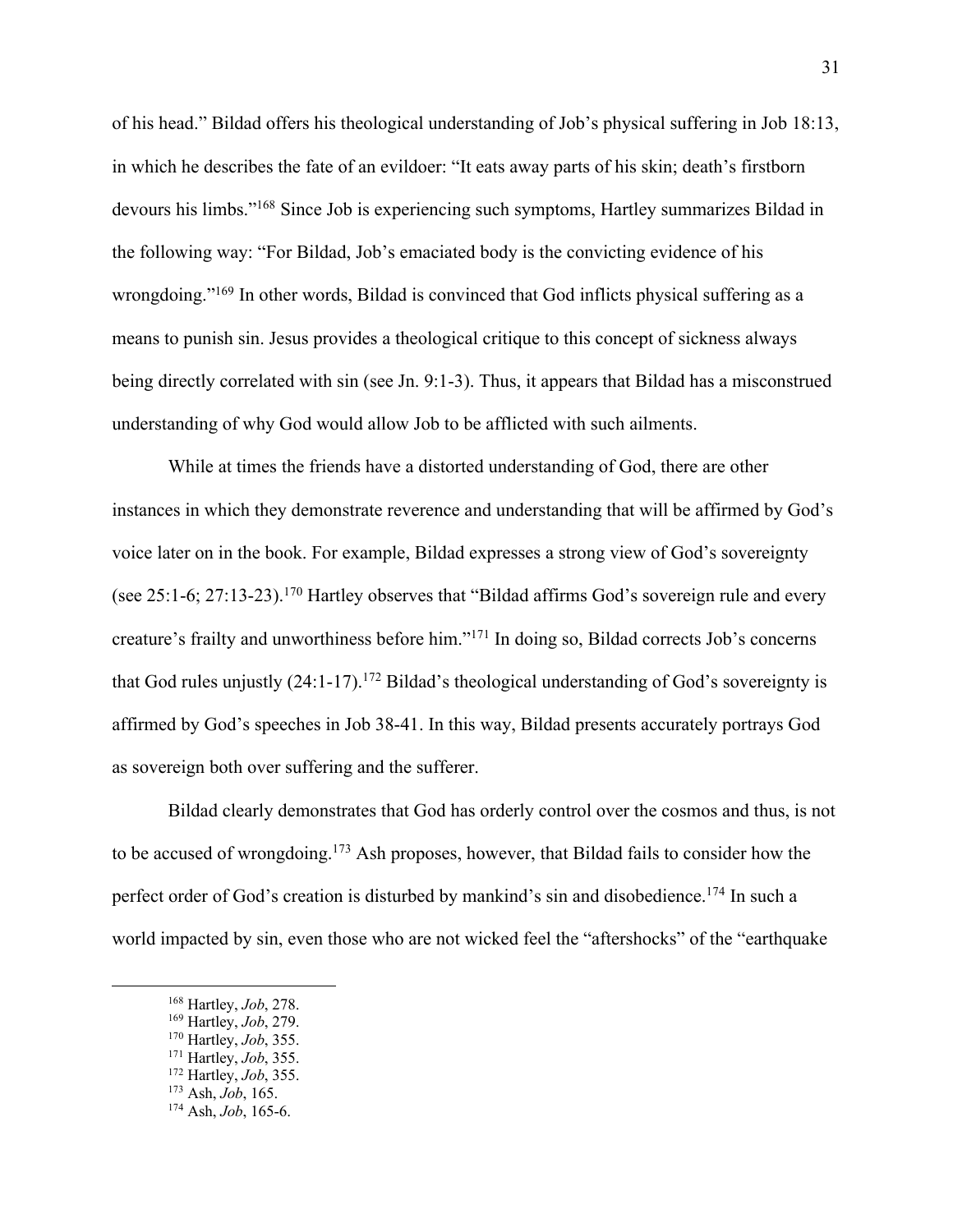of his head." Bildad offers his theological understanding of Job's physical suffering in Job 18:13, in which he describes the fate of an evildoer: "It eats away parts of his skin; death's firstborn devours his limbs."[168] Since Job is experiencing such symptoms, Hartley summarizes Bildad in the following way: "For Bildad, Job's emaciated body is the convicting evidence of his wrongdoing."[169] In other words, Bildad is convinced that God inflicts physical suffering as a means to punish sin. Jesus provides a theological critique to this concept of sickness always being directly correlated with sin (see Jn. 9:1-3). Thus, it appears that Bildad has a misconstrued understanding of why God would allow Job to be afflicted with such ailments.

While at times the friends have a distorted understanding of God, there are other instances in which they demonstrate reverence and understanding that will be affirmed by God's voice later on in the book. For example, Bildad expresses a strong view of God's sovereignty (see 25:1-6; 27:13-23).[170] Hartley observes that "Bildad affirms God's sovereign rule and every creature's frailty and unworthiness before him."[171] In doing so, Bildad corrects Job's concerns that God rules unjustly (24:1-17).[172] Bildad's theological understanding of God's sovereignty is affirmed by God's speeches in Job 38-41. In this way, Bildad presents accurately portrays God as sovereign both over suffering and the sufferer.

Bildad clearly demonstrates that God has orderly control over the cosmos and thus, is not to be accused of wrongdoing.[173] Ash proposes, however, that Bildad fails to consider how the perfect order of God's creation is disturbed by mankind's sin and disobedience.[174] In such a world impacted by sin, even those who are not wicked feel the "aftershocks" of the "earthquake

---

[168] Hartley, *Job*, 278.
[169] Hartley, *Job*, 279.
[170] Hartley, *Job*, 355.
[171] Hartley, *Job*, 355.
[172] Hartley, *Job*, 355.
[173] Ash, *Job*, 165.
[174] Ash, *Job*, 165-6.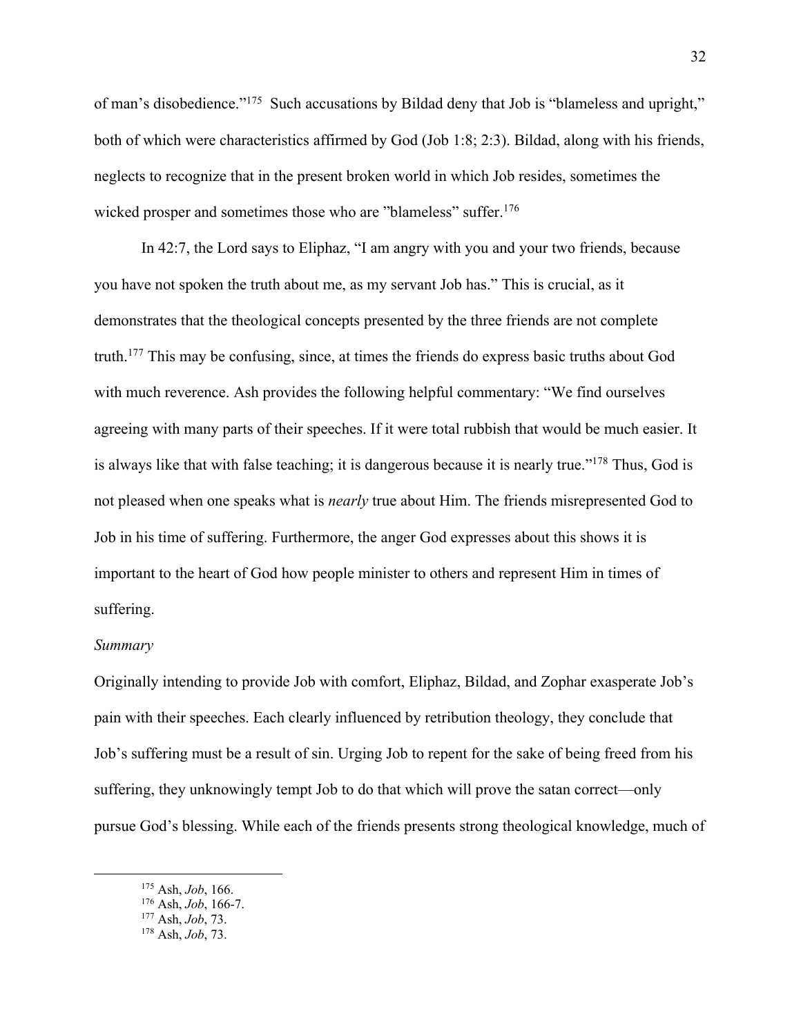of man's disobedience."[175] Such accusations by Bildad deny that Job is "blameless and upright," both of which were characteristics affirmed by God (Job 1:8; 2:3). Bildad, along with his friends, neglects to recognize that in the present broken world in which Job resides, sometimes the wicked prosper and sometimes those who are "blameless" suffer.[176]

In 42:7, the Lord says to Eliphaz, "I am angry with you and your two friends, because you have not spoken the truth about me, as my servant Job has." This is crucial, as it demonstrates that the theological concepts presented by the three friends are not complete truth.[177] This may be confusing, since, at times the friends do express basic truths about God with much reverence. Ash provides the following helpful commentary: "We find ourselves agreeing with many parts of their speeches. If it were total rubbish that would be much easier. It is always like that with false teaching; it is dangerous because it is nearly true."[178] Thus, God is not pleased when one speaks what is *nearly* true about Him. The friends misrepresented God to Job in his time of suffering. Furthermore, the anger God expresses about this shows it is important to the heart of God how people minister to others and represent Him in times of suffering.

*Summary*

Originally intending to provide Job with comfort, Eliphaz, Bildad, and Zophar exasperate Job's pain with their speeches. Each clearly influenced by retribution theology, they conclude that Job's suffering must be a result of sin. Urging Job to repent for the sake of being freed from his suffering, they unknowingly tempt Job to do that which will prove the satan correct—only pursue God's blessing. While each of the friends presents strong theological knowledge, much of

---

[175] Ash, *Job*, 166.

[176] Ash, *Job*, 166-7.

[177] Ash, *Job*, 73.

[178] Ash, *Job*, 73.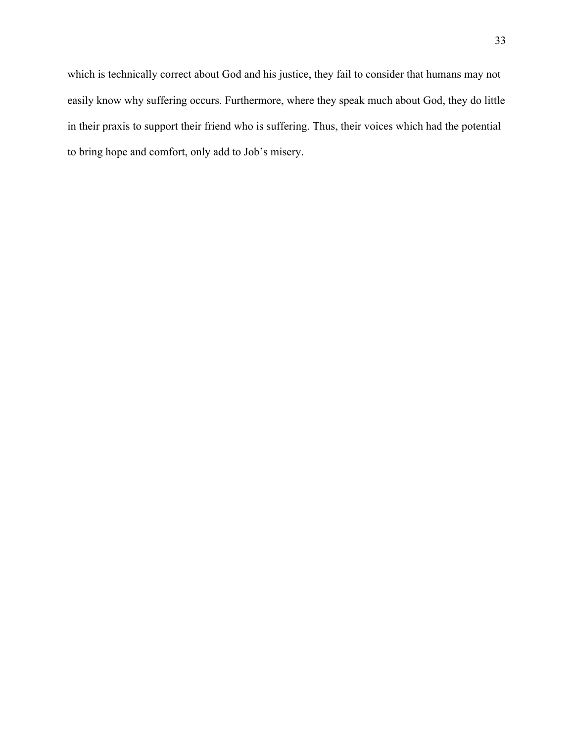which is technically correct about God and his justice, they fail to consider that humans may not easily know why suffering occurs. Furthermore, where they speak much about God, they do little in their praxis to support their friend who is suffering. Thus, their voices which had the potential to bring hope and comfort, only add to Job's misery.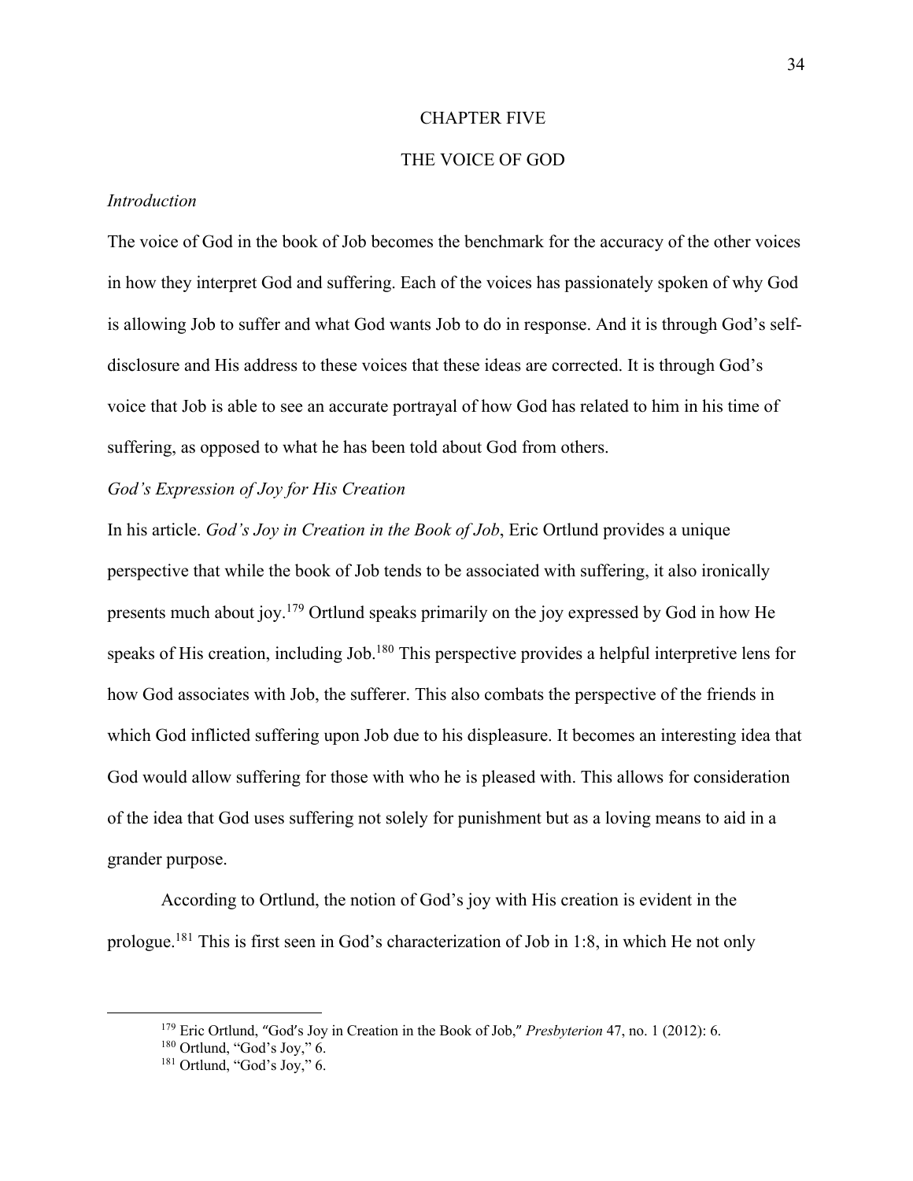# CHAPTER FIVE

# THE VOICE OF GOD

### *Introduction*

The voice of God in the book of Job becomes the benchmark for the accuracy of the other voices in how they interpret God and suffering. Each of the voices has passionately spoken of why God is allowing Job to suffer and what God wants Job to do in response. And it is through God's self-disclosure and His address to these voices that these ideas are corrected. It is through God's voice that Job is able to see an accurate portrayal of how God has related to him in his time of suffering, as opposed to what he has been told about God from others.

### *God's Expression of Joy for His Creation*

In his article. *God's Joy in Creation in the Book of Job*, Eric Ortlund provides a unique perspective that while the book of Job tends to be associated with suffering, it also ironically presents much about joy.[179] Ortlund speaks primarily on the joy expressed by God in how He speaks of His creation, including Job.[180] This perspective provides a helpful interpretive lens for how God associates with Job, the sufferer. This also combats the perspective of the friends in which God inflicted suffering upon Job due to his displeasure. It becomes an interesting idea that God would allow suffering for those with who he is pleased with. This allows for consideration of the idea that God uses suffering not solely for punishment but as a loving means to aid in a grander purpose.

According to Ortlund, the notion of God's joy with His creation is evident in the prologue.[181] This is first seen in God's characterization of Job in 1:8, in which He not only

---

[179] Eric Ortlund, "God's Joy in Creation in the Book of Job," *Presbyterion* 47, no. 1 (2012): 6.

[180] Ortlund, "God's Joy," 6.

[181] Ortlund, "God's Joy," 6.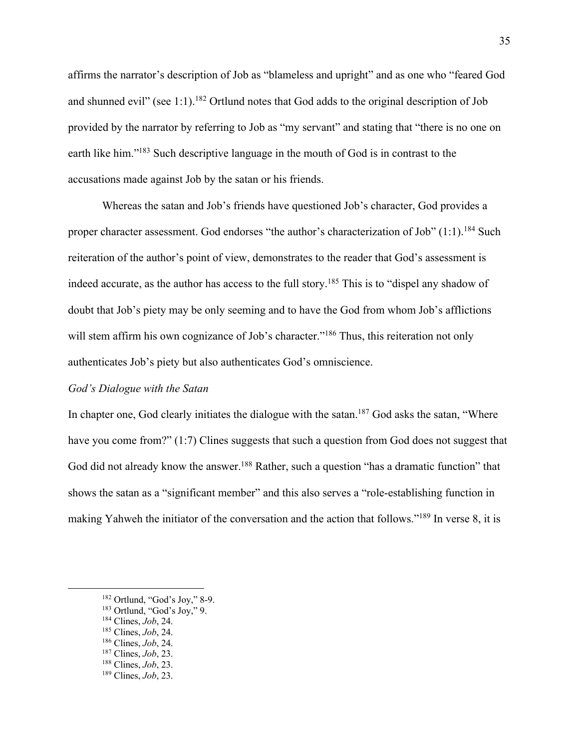affirms the narrator's description of Job as "blameless and upright" and as one who "feared God and shunned evil" (see 1:1).[182] Ortlund notes that God adds to the original description of Job provided by the narrator by referring to Job as "my servant" and stating that "there is no one on earth like him."[183] Such descriptive language in the mouth of God is in contrast to the accusations made against Job by the satan or his friends.

Whereas the satan and Job's friends have questioned Job's character, God provides a proper character assessment. God endorses "the author's characterization of Job" (1:1).[184] Such reiteration of the author's point of view, demonstrates to the reader that God's assessment is indeed accurate, as the author has access to the full story.[185] This is to "dispel any shadow of doubt that Job's piety may be only seeming and to have the God from whom Job's afflictions will stem affirm his own cognizance of Job's character."[186] Thus, this reiteration not only authenticates Job's piety but also authenticates God's omniscience.

*God's Dialogue with the Satan*

In chapter one, God clearly initiates the dialogue with the satan.[187] God asks the satan, "Where have you come from?" (1:7) Clines suggests that such a question from God does not suggest that God did not already know the answer.[188] Rather, such a question "has a dramatic function" that shows the satan as a "significant member" and this also serves a "role-establishing function in making Yahweh the initiator of the conversation and the action that follows."[189] In verse 8, it is

---

[182] Ortlund, "God's Joy," 8-9.
[183] Ortlund, "God's Joy," 9.
[184] Clines, *Job*, 24.
[185] Clines, *Job*, 24.
[186] Clines, *Job*, 24.
[187] Clines, *Job*, 23.
[188] Clines, *Job*, 23.
[189] Clines, *Job*, 23.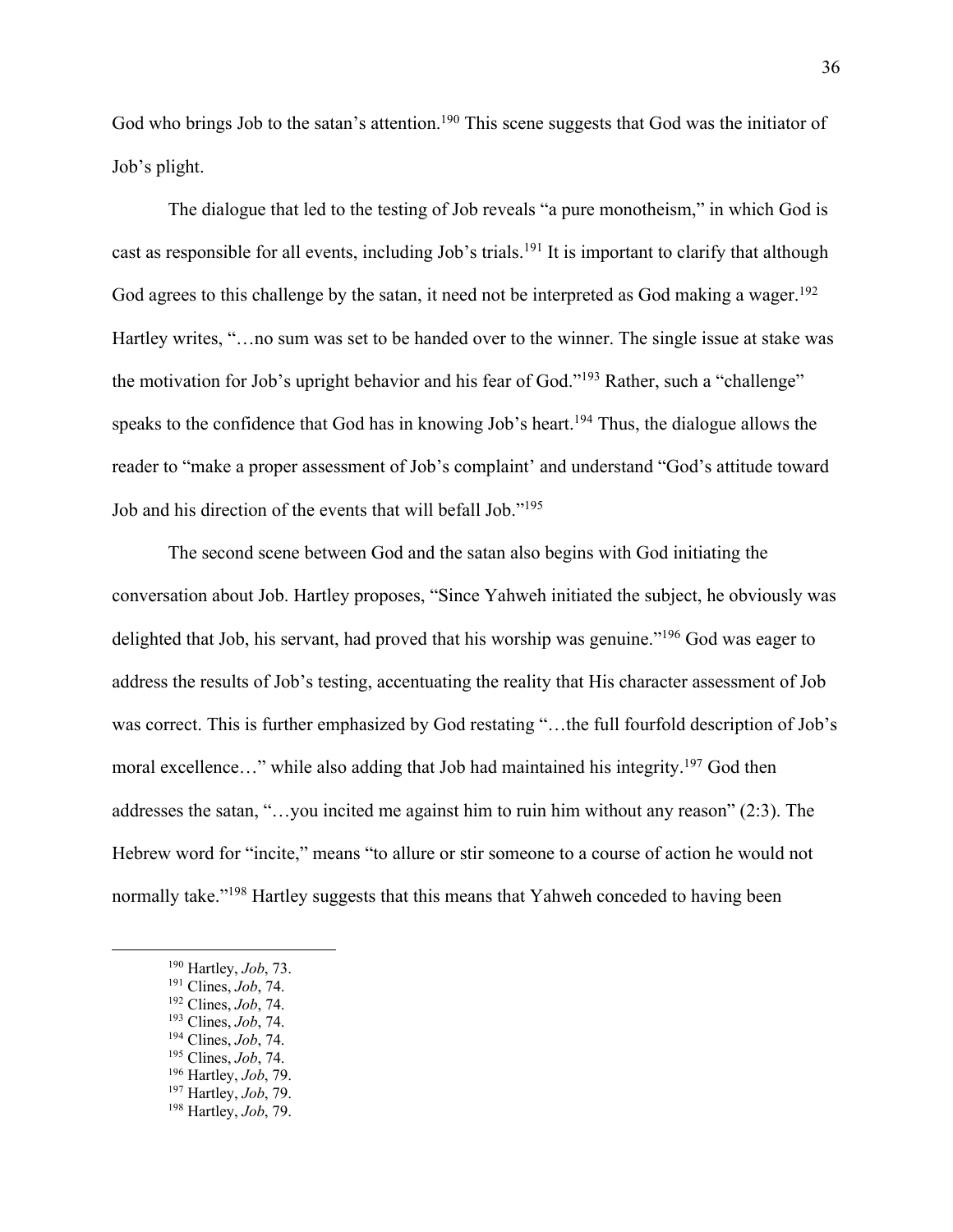God who brings Job to the satan's attention.[190] This scene suggests that God was the initiator of Job's plight.

The dialogue that led to the testing of Job reveals "a pure monotheism," in which God is cast as responsible for all events, including Job's trials.[191] It is important to clarify that although God agrees to this challenge by the satan, it need not be interpreted as God making a wager.[192] Hartley writes, "…no sum was set to be handed over to the winner. The single issue at stake was the motivation for Job's upright behavior and his fear of God."[193] Rather, such a "challenge" speaks to the confidence that God has in knowing Job's heart.[194] Thus, the dialogue allows the reader to "make a proper assessment of Job's complaint' and understand "God's attitude toward Job and his direction of the events that will befall Job."[195]

The second scene between God and the satan also begins with God initiating the conversation about Job. Hartley proposes, "Since Yahweh initiated the subject, he obviously was delighted that Job, his servant, had proved that his worship was genuine."[196] God was eager to address the results of Job's testing, accentuating the reality that His character assessment of Job was correct. This is further emphasized by God restating "…the full fourfold description of Job's moral excellence…" while also adding that Job had maintained his integrity.[197] God then addresses the satan, "…you incited me against him to ruin him without any reason" (2:3). The Hebrew word for "incite," means "to allure or stir someone to a course of action he would not normally take."[198] Hartley suggests that this means that Yahweh conceded to having been

---

[190] Hartley, *Job*, 73.
[191] Clines, *Job*, 74.
[192] Clines, *Job*, 74.
[193] Clines, *Job*, 74.
[194] Clines, *Job*, 74.
[195] Clines, *Job*, 74.
[196] Hartley, *Job*, 79.
[197] Hartley, *Job*, 79.
[198] Hartley, *Job*, 79.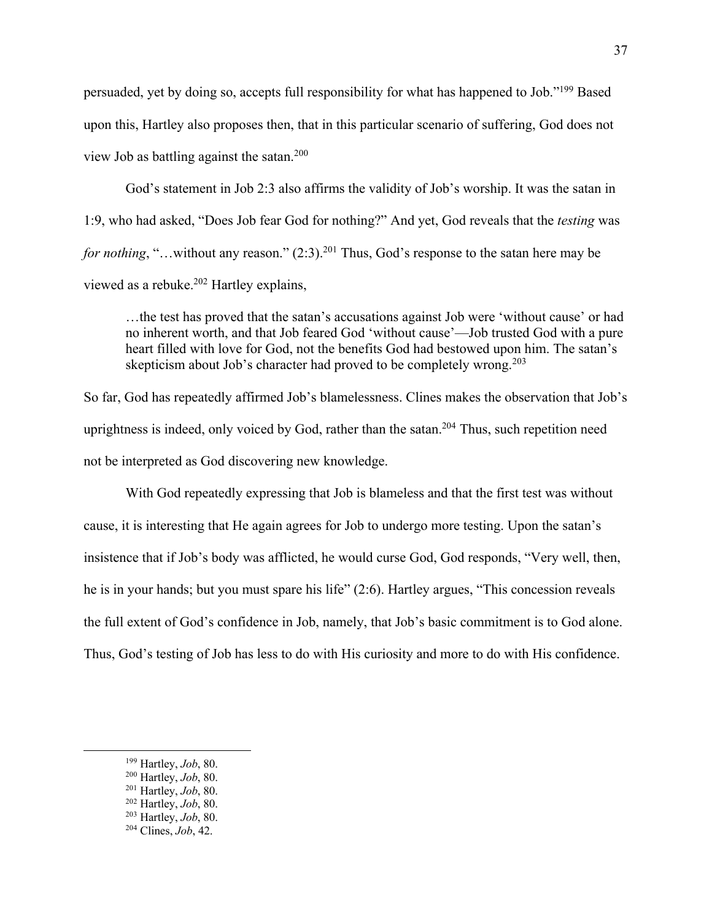persuaded, yet by doing so, accepts full responsibility for what has happened to Job."[199] Based upon this, Hartley also proposes then, that in this particular scenario of suffering, God does not view Job as battling against the satan.[200]

God's statement in Job 2:3 also affirms the validity of Job's worship. It was the satan in 1:9, who had asked, "Does Job fear God for nothing?" And yet, God reveals that the *testing* was *for nothing*, "…without any reason." (2:3).[201] Thus, God's response to the satan here may be viewed as a rebuke.[202] Hartley explains,

> …the test has proved that the satan's accusations against Job were 'without cause' or had no inherent worth, and that Job feared God 'without cause'—Job trusted God with a pure heart filled with love for God, not the benefits God had bestowed upon him. The satan's skepticism about Job's character had proved to be completely wrong.[203]

So far, God has repeatedly affirmed Job's blamelessness. Clines makes the observation that Job's uprightness is indeed, only voiced by God, rather than the satan.[204] Thus, such repetition need not be interpreted as God discovering new knowledge.

With God repeatedly expressing that Job is blameless and that the first test was without cause, it is interesting that He again agrees for Job to undergo more testing. Upon the satan's insistence that if Job's body was afflicted, he would curse God, God responds, "Very well, then, he is in your hands; but you must spare his life" (2:6). Hartley argues, "This concession reveals the full extent of God's confidence in Job, namely, that Job's basic commitment is to God alone. Thus, God's testing of Job has less to do with His curiosity and more to do with His confidence.

---

[199] Hartley, *Job*, 80.

[200] Hartley, *Job*, 80.

[201] Hartley, *Job*, 80.

[202] Hartley, *Job*, 80.

[203] Hartley, *Job*, 80.

[204] Clines, *Job*, 42.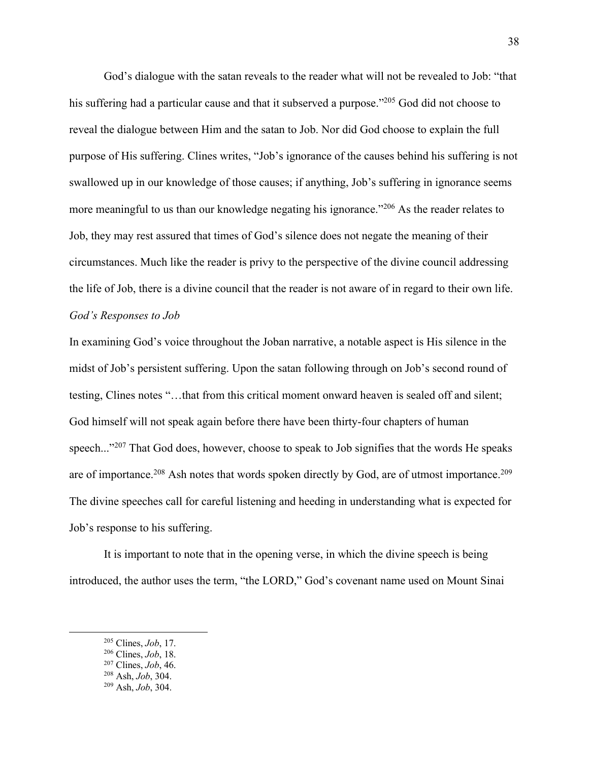God's dialogue with the satan reveals to the reader what will not be revealed to Job: "that his suffering had a particular cause and that it subserved a purpose."[205] God did not choose to reveal the dialogue between Him and the satan to Job. Nor did God choose to explain the full purpose of His suffering. Clines writes, "Job's ignorance of the causes behind his suffering is not swallowed up in our knowledge of those causes; if anything, Job's suffering in ignorance seems more meaningful to us than our knowledge negating his ignorance."[206] As the reader relates to Job, they may rest assured that times of God's silence does not negate the meaning of their circumstances. Much like the reader is privy to the perspective of the divine council addressing the life of Job, there is a divine council that the reader is not aware of in regard to their own life.

*God's Responses to Job*

In examining God's voice throughout the Joban narrative, a notable aspect is His silence in the midst of Job's persistent suffering. Upon the satan following through on Job's second round of testing, Clines notes "…that from this critical moment onward heaven is sealed off and silent; God himself will not speak again before there have been thirty-four chapters of human speech..."[207] That God does, however, choose to speak to Job signifies that the words He speaks are of importance.[208] Ash notes that words spoken directly by God, are of utmost importance.[209] The divine speeches call for careful listening and heeding in understanding what is expected for Job's response to his suffering.

It is important to note that in the opening verse, in which the divine speech is being introduced, the author uses the term, "the LORD," God's covenant name used on Mount Sinai

---

[205] Clines, *Job*, 17.
[206] Clines, *Job*, 18.
[207] Clines, *Job*, 46.
[208] Ash, *Job*, 304.
[209] Ash, *Job*, 304.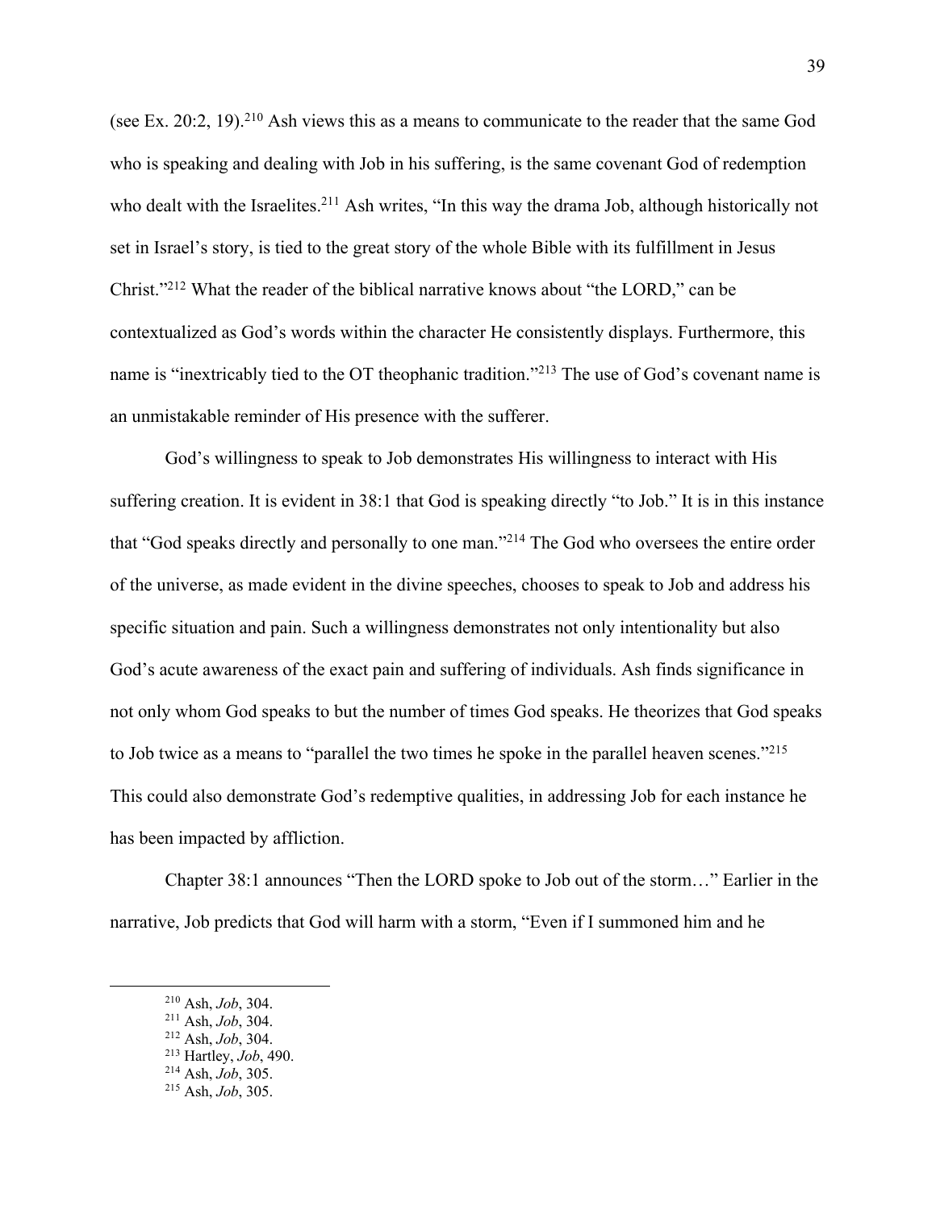(see Ex. 20:2, 19).[210] Ash views this as a means to communicate to the reader that the same God who is speaking and dealing with Job in his suffering, is the same covenant God of redemption who dealt with the Israelites.[211] Ash writes, "In this way the drama Job, although historically not set in Israel's story, is tied to the great story of the whole Bible with its fulfillment in Jesus Christ."[212] What the reader of the biblical narrative knows about "the LORD," can be contextualized as God's words within the character He consistently displays. Furthermore, this name is "inextricably tied to the OT theophanic tradition."[213] The use of God's covenant name is an unmistakable reminder of His presence with the sufferer.

God's willingness to speak to Job demonstrates His willingness to interact with His suffering creation. It is evident in 38:1 that God is speaking directly "to Job." It is in this instance that "God speaks directly and personally to one man."[214] The God who oversees the entire order of the universe, as made evident in the divine speeches, chooses to speak to Job and address his specific situation and pain. Such a willingness demonstrates not only intentionality but also God's acute awareness of the exact pain and suffering of individuals. Ash finds significance in not only whom God speaks to but the number of times God speaks. He theorizes that God speaks to Job twice as a means to "parallel the two times he spoke in the parallel heaven scenes."[215] This could also demonstrate God's redemptive qualities, in addressing Job for each instance he has been impacted by affliction.

Chapter 38:1 announces "Then the LORD spoke to Job out of the storm…" Earlier in the narrative, Job predicts that God will harm with a storm, "Even if I summoned him and he

---

[210] Ash, *Job*, 304.
[211] Ash, *Job*, 304.
[212] Ash, *Job*, 304.
[213] Hartley, *Job*, 490.
[214] Ash, *Job*, 305.
[215] Ash, *Job*, 305.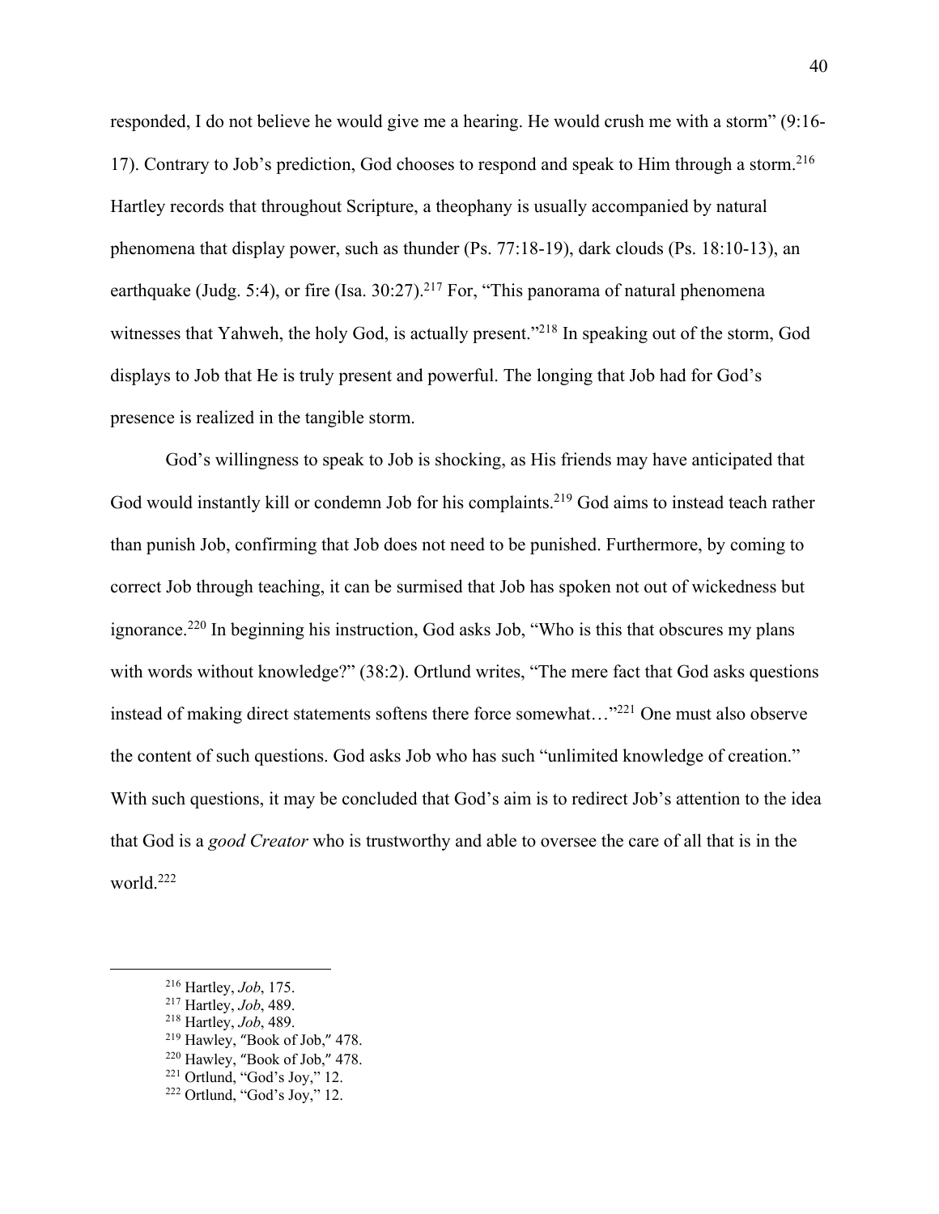responded, I do not believe he would give me a hearing. He would crush me with a storm" (9:16-17). Contrary to Job's prediction, God chooses to respond and speak to Him through a storm.[216] Hartley records that throughout Scripture, a theophany is usually accompanied by natural phenomena that display power, such as thunder (Ps. 77:18-19), dark clouds (Ps. 18:10-13), an earthquake (Judg. 5:4), or fire (Isa. 30:27).[217] For, "This panorama of natural phenomena witnesses that Yahweh, the holy God, is actually present."[218] In speaking out of the storm, God displays to Job that He is truly present and powerful. The longing that Job had for God's presence is realized in the tangible storm.

God's willingness to speak to Job is shocking, as His friends may have anticipated that God would instantly kill or condemn Job for his complaints.[219] God aims to instead teach rather than punish Job, confirming that Job does not need to be punished. Furthermore, by coming to correct Job through teaching, it can be surmised that Job has spoken not out of wickedness but ignorance.[220] In beginning his instruction, God asks Job, "Who is this that obscures my plans with words without knowledge?" (38:2). Ortlund writes, "The mere fact that God asks questions instead of making direct statements softens there force somewhat…"[221] One must also observe the content of such questions. God asks Job who has such "unlimited knowledge of creation." With such questions, it may be concluded that God's aim is to redirect Job's attention to the idea that God is a *good Creator* who is trustworthy and able to oversee the care of all that is in the world.[222]

---

[216] Hartley, *Job*, 175.
[217] Hartley, *Job*, 489.
[218] Hartley, *Job*, 489.
[219] Hawley, "Book of Job," 478.
[220] Hawley, "Book of Job," 478.
[221] Ortlund, "God's Joy," 12.
[222] Ortlund, "God's Joy," 12.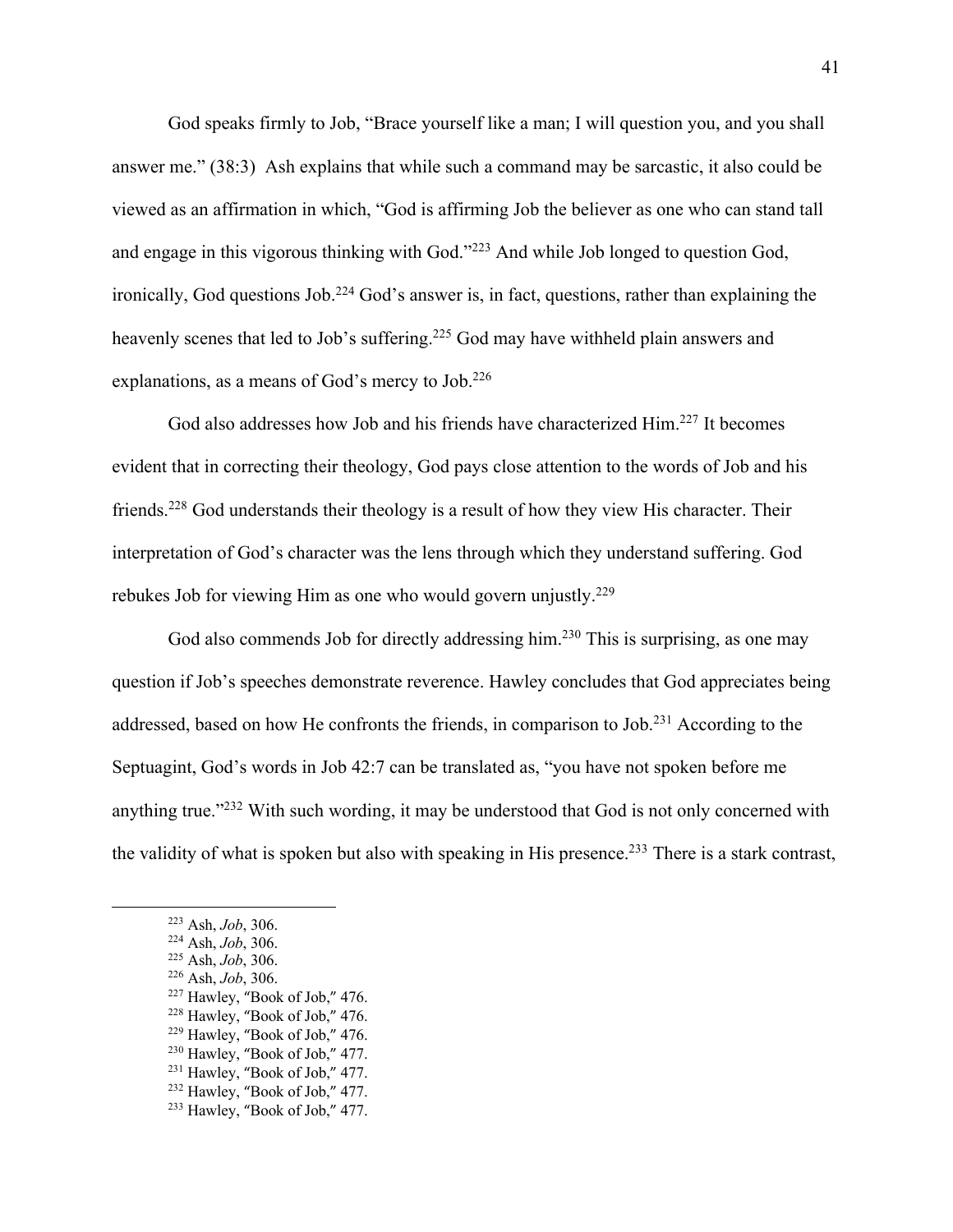God speaks firmly to Job, "Brace yourself like a man; I will question you, and you shall answer me." (38:3) Ash explains that while such a command may be sarcastic, it also could be viewed as an affirmation in which, "God is affirming Job the believer as one who can stand tall and engage in this vigorous thinking with God."[223] And while Job longed to question God, ironically, God questions Job.[224] God's answer is, in fact, questions, rather than explaining the heavenly scenes that led to Job's suffering.[225] God may have withheld plain answers and explanations, as a means of God's mercy to Job.[226]

God also addresses how Job and his friends have characterized Him.[227] It becomes evident that in correcting their theology, God pays close attention to the words of Job and his friends.[228] God understands their theology is a result of how they view His character. Their interpretation of God's character was the lens through which they understand suffering. God rebukes Job for viewing Him as one who would govern unjustly.[229]

God also commends Job for directly addressing him.[230] This is surprising, as one may question if Job's speeches demonstrate reverence. Hawley concludes that God appreciates being addressed, based on how He confronts the friends, in comparison to Job.[231] According to the Septuagint, God's words in Job 42:7 can be translated as, "you have not spoken before me anything true."[232] With such wording, it may be understood that God is not only concerned with the validity of what is spoken but also with speaking in His presence.[233] There is a stark contrast,

---

[223] Ash, *Job*, 306.
[224] Ash, *Job*, 306.
[225] Ash, *Job*, 306.
[226] Ash, *Job*, 306.
[227] Hawley, "Book of Job," 476.
[228] Hawley, "Book of Job," 476.
[229] Hawley, "Book of Job," 476.
[230] Hawley, "Book of Job," 477.
[231] Hawley, "Book of Job," 477.
[232] Hawley, "Book of Job," 477.
[233] Hawley, "Book of Job," 477.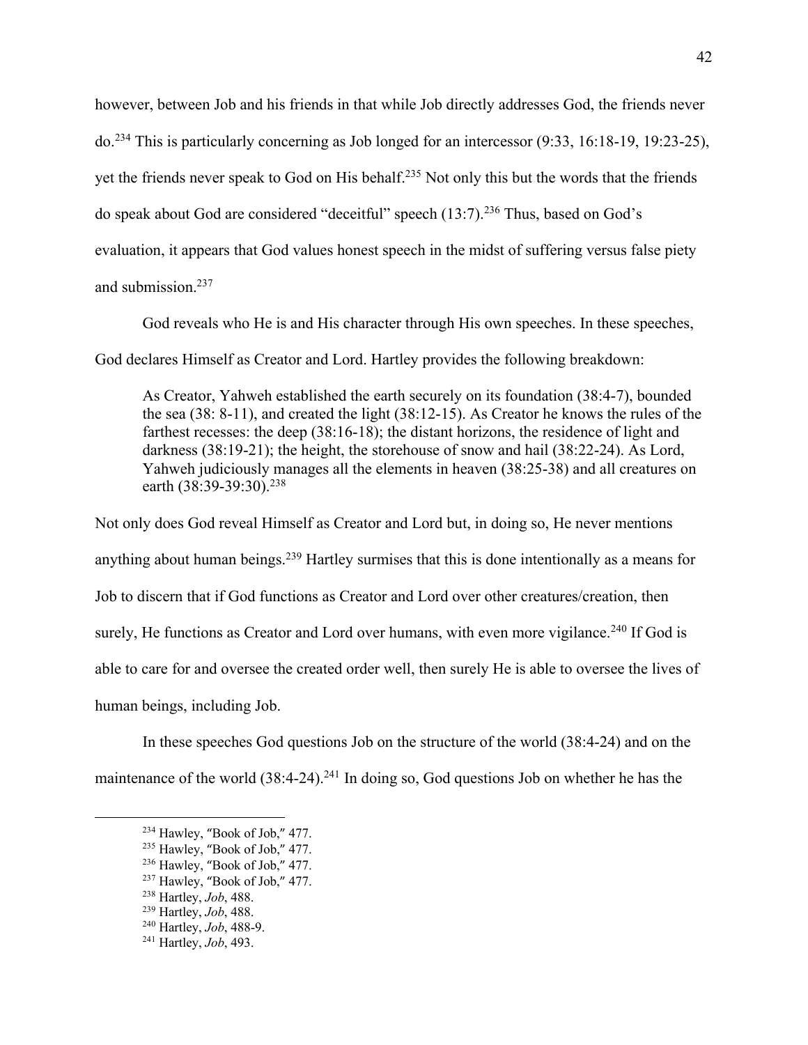however, between Job and his friends in that while Job directly addresses God, the friends never do.[234] This is particularly concerning as Job longed for an intercessor (9:33, 16:18-19, 19:23-25), yet the friends never speak to God on His behalf.[235] Not only this but the words that the friends do speak about God are considered "deceitful" speech (13:7).[236] Thus, based on God's evaluation, it appears that God values honest speech in the midst of suffering versus false piety and submission.[237]

God reveals who He is and His character through His own speeches. In these speeches, God declares Himself as Creator and Lord. Hartley provides the following breakdown:

> As Creator, Yahweh established the earth securely on its foundation (38:4-7), bounded the sea (38: 8-11), and created the light (38:12-15). As Creator he knows the rules of the farthest recesses: the deep (38:16-18); the distant horizons, the residence of light and darkness (38:19-21); the height, the storehouse of snow and hail (38:22-24). As Lord, Yahweh judiciously manages all the elements in heaven (38:25-38) and all creatures on earth (38:39-39:30).[238]

Not only does God reveal Himself as Creator and Lord but, in doing so, He never mentions anything about human beings.[239] Hartley surmises that this is done intentionally as a means for Job to discern that if God functions as Creator and Lord over other creatures/creation, then surely, He functions as Creator and Lord over humans, with even more vigilance.[240] If God is able to care for and oversee the created order well, then surely He is able to oversee the lives of human beings, including Job.

In these speeches God questions Job on the structure of the world (38:4-24) and on the maintenance of the world (38:4-24).[241] In doing so, God questions Job on whether he has the

---

[234] Hawley, "Book of Job," 477.
[235] Hawley, "Book of Job," 477.
[236] Hawley, "Book of Job," 477.
[237] Hawley, "Book of Job," 477.
[238] Hartley, *Job*, 488.
[239] Hartley, *Job*, 488.
[240] Hartley, *Job*, 488-9.
[241] Hartley, *Job*, 493.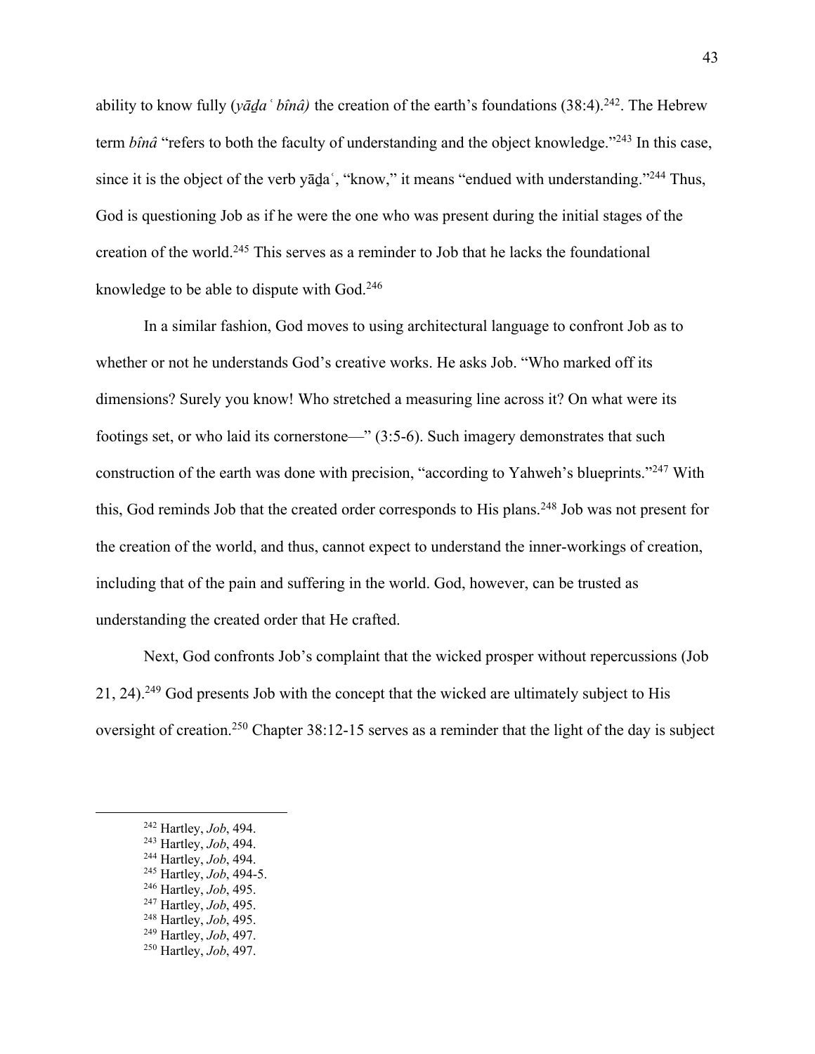ability to know fully (*yāḏaʿ bînâ)* the creation of the earth's foundations (38:4).[242]. The Hebrew term *bînâ* "refers to both the faculty of understanding and the object knowledge."[243] In this case, since it is the object of the verb yāḏaʿ, "know," it means "endued with understanding."[244] Thus, God is questioning Job as if he were the one who was present during the initial stages of the creation of the world.[245] This serves as a reminder to Job that he lacks the foundational knowledge to be able to dispute with God.[246]

In a similar fashion, God moves to using architectural language to confront Job as to whether or not he understands God's creative works. He asks Job. "Who marked off its dimensions? Surely you know! Who stretched a measuring line across it? On what were its footings set, or who laid its cornerstone—" (3:5-6). Such imagery demonstrates that such construction of the earth was done with precision, "according to Yahweh's blueprints."[247] With this, God reminds Job that the created order corresponds to His plans.[248] Job was not present for the creation of the world, and thus, cannot expect to understand the inner-workings of creation, including that of the pain and suffering in the world. God, however, can be trusted as understanding the created order that He crafted.

Next, God confronts Job's complaint that the wicked prosper without repercussions (Job 21, 24).[249] God presents Job with the concept that the wicked are ultimately subject to His oversight of creation.[250] Chapter 38:12-15 serves as a reminder that the light of the day is subject

---

[242] Hartley, *Job*, 494.
[243] Hartley, *Job*, 494.
[244] Hartley, *Job*, 494.
[245] Hartley, *Job*, 494-5.
[246] Hartley, *Job*, 495.
[247] Hartley, *Job*, 495.
[248] Hartley, *Job*, 495.
[249] Hartley, *Job*, 497.
[250] Hartley, *Job*, 497.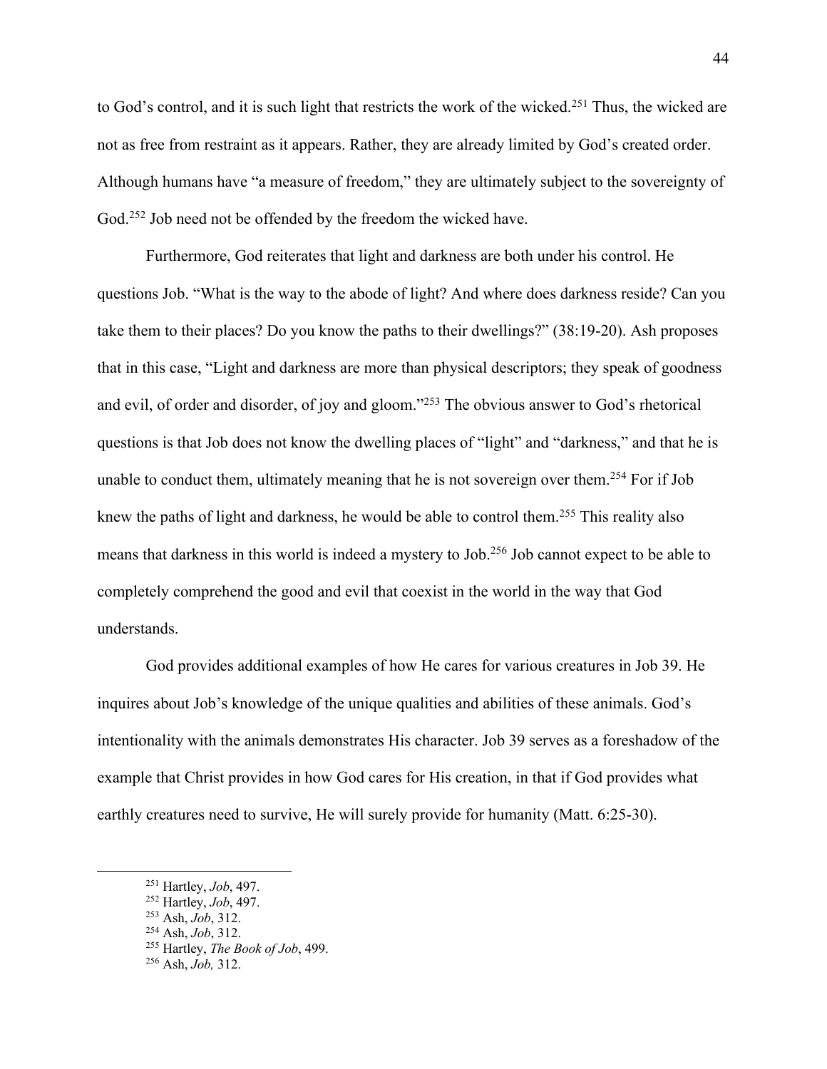to God's control, and it is such light that restricts the work of the wicked.[251] Thus, the wicked are not as free from restraint as it appears. Rather, they are already limited by God's created order. Although humans have "a measure of freedom," they are ultimately subject to the sovereignty of God.[252] Job need not be offended by the freedom the wicked have.

Furthermore, God reiterates that light and darkness are both under his control. He questions Job. "What is the way to the abode of light? And where does darkness reside? Can you take them to their places? Do you know the paths to their dwellings?" (38:19-20). Ash proposes that in this case, "Light and darkness are more than physical descriptors; they speak of goodness and evil, of order and disorder, of joy and gloom."[253] The obvious answer to God's rhetorical questions is that Job does not know the dwelling places of "light" and "darkness," and that he is unable to conduct them, ultimately meaning that he is not sovereign over them.[254] For if Job knew the paths of light and darkness, he would be able to control them.[255] This reality also means that darkness in this world is indeed a mystery to Job.[256] Job cannot expect to be able to completely comprehend the good and evil that coexist in the world in the way that God understands.

God provides additional examples of how He cares for various creatures in Job 39. He inquires about Job's knowledge of the unique qualities and abilities of these animals. God's intentionality with the animals demonstrates His character. Job 39 serves as a foreshadow of the example that Christ provides in how God cares for His creation, in that if God provides what earthly creatures need to survive, He will surely provide for humanity (Matt. 6:25-30).

---

[251] Hartley, *Job*, 497.
[252] Hartley, *Job*, 497.
[253] Ash, *Job*, 312.
[254] Ash, *Job*, 312.
[255] Hartley, *The Book of Job*, 499.
[256] Ash, *Job,* 312.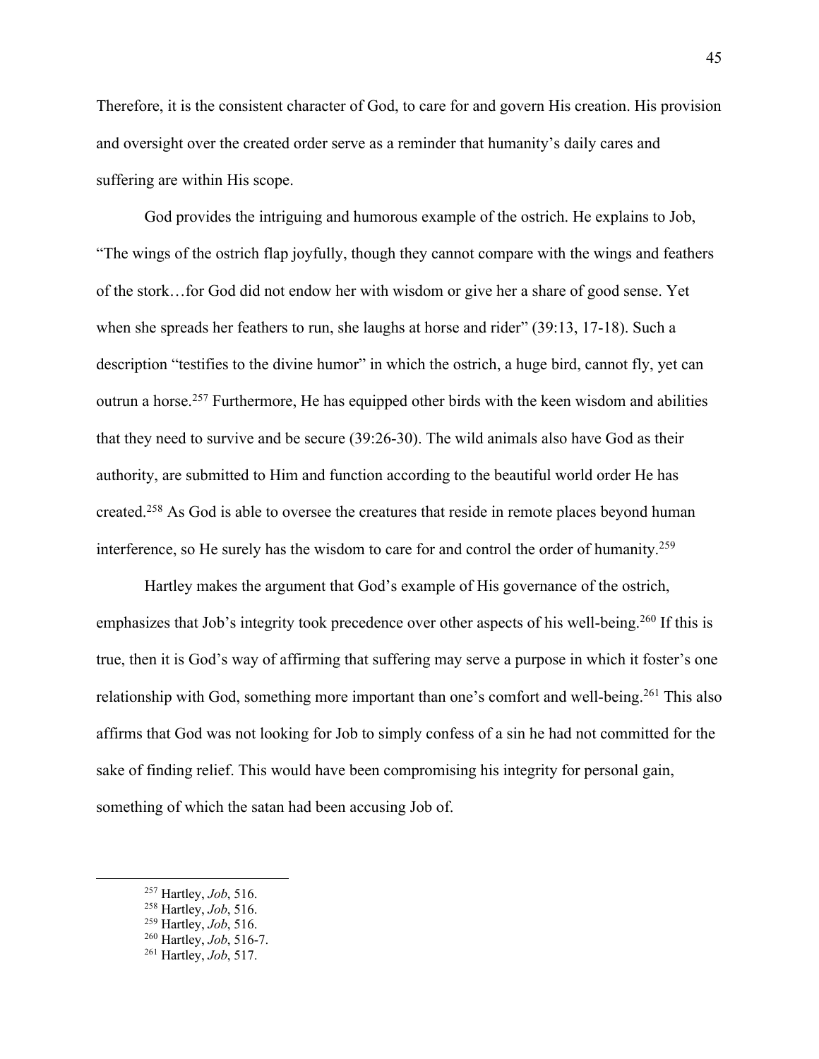Therefore, it is the consistent character of God, to care for and govern His creation. His provision and oversight over the created order serve as a reminder that humanity's daily cares and suffering are within His scope.

God provides the intriguing and humorous example of the ostrich. He explains to Job, "The wings of the ostrich flap joyfully, though they cannot compare with the wings and feathers of the stork…for God did not endow her with wisdom or give her a share of good sense. Yet when she spreads her feathers to run, she laughs at horse and rider" (39:13, 17-18). Such a description "testifies to the divine humor" in which the ostrich, a huge bird, cannot fly, yet can outrun a horse.[257] Furthermore, He has equipped other birds with the keen wisdom and abilities that they need to survive and be secure (39:26-30). The wild animals also have God as their authority, are submitted to Him and function according to the beautiful world order He has created.[258] As God is able to oversee the creatures that reside in remote places beyond human interference, so He surely has the wisdom to care for and control the order of humanity.[259]

Hartley makes the argument that God's example of His governance of the ostrich, emphasizes that Job's integrity took precedence over other aspects of his well-being.[260] If this is true, then it is God's way of affirming that suffering may serve a purpose in which it foster's one relationship with God, something more important than one's comfort and well-being.[261] This also affirms that God was not looking for Job to simply confess of a sin he had not committed for the sake of finding relief. This would have been compromising his integrity for personal gain, something of which the satan had been accusing Job of.

---

[257] Hartley, *Job*, 516.
[258] Hartley, *Job*, 516.
[259] Hartley, *Job*, 516.
[260] Hartley, *Job*, 516-7.
[261] Hartley, *Job*, 517.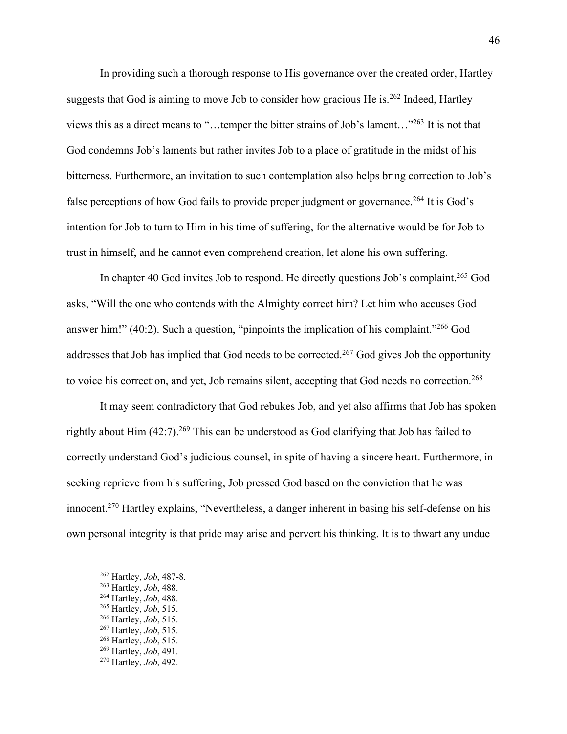In providing such a thorough response to His governance over the created order, Hartley suggests that God is aiming to move Job to consider how gracious He is.[262] Indeed, Hartley views this as a direct means to "…temper the bitter strains of Job's lament…"[263] It is not that God condemns Job's laments but rather invites Job to a place of gratitude in the midst of his bitterness. Furthermore, an invitation to such contemplation also helps bring correction to Job's false perceptions of how God fails to provide proper judgment or governance.[264] It is God's intention for Job to turn to Him in his time of suffering, for the alternative would be for Job to trust in himself, and he cannot even comprehend creation, let alone his own suffering.

In chapter 40 God invites Job to respond. He directly questions Job's complaint.[265] God asks, "Will the one who contends with the Almighty correct him? Let him who accuses God answer him!" (40:2). Such a question, "pinpoints the implication of his complaint."[266] God addresses that Job has implied that God needs to be corrected.[267] God gives Job the opportunity to voice his correction, and yet, Job remains silent, accepting that God needs no correction.[268]

It may seem contradictory that God rebukes Job, and yet also affirms that Job has spoken rightly about Him (42:7).[269] This can be understood as God clarifying that Job has failed to correctly understand God's judicious counsel, in spite of having a sincere heart. Furthermore, in seeking reprieve from his suffering, Job pressed God based on the conviction that he was innocent.[270] Hartley explains, "Nevertheless, a danger inherent in basing his self-defense on his own personal integrity is that pride may arise and pervert his thinking. It is to thwart any undue

---

[262] Hartley, *Job*, 487-8.
[263] Hartley, *Job*, 488.
[264] Hartley, *Job*, 488.
[265] Hartley, *Job*, 515.
[266] Hartley, *Job*, 515.
[267] Hartley, *Job*, 515.
[268] Hartley, *Job*, 515.
[269] Hartley, *Job*, 491.
[270] Hartley, *Job*, 492.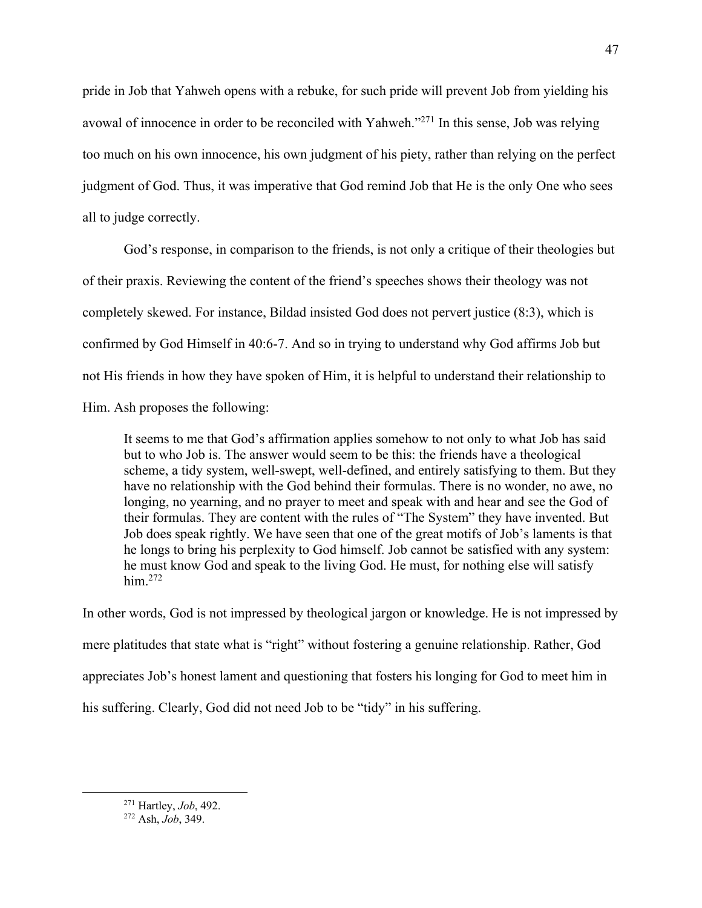pride in Job that Yahweh opens with a rebuke, for such pride will prevent Job from yielding his avowal of innocence in order to be reconciled with Yahweh."[271] In this sense, Job was relying too much on his own innocence, his own judgment of his piety, rather than relying on the perfect judgment of God. Thus, it was imperative that God remind Job that He is the only One who sees all to judge correctly.

God's response, in comparison to the friends, is not only a critique of their theologies but of their praxis. Reviewing the content of the friend's speeches shows their theology was not completely skewed. For instance, Bildad insisted God does not pervert justice (8:3), which is confirmed by God Himself in 40:6-7. And so in trying to understand why God affirms Job but not His friends in how they have spoken of Him, it is helpful to understand their relationship to Him. Ash proposes the following:

> It seems to me that God's affirmation applies somehow to not only to what Job has said but to who Job is. The answer would seem to be this: the friends have a theological scheme, a tidy system, well-swept, well-defined, and entirely satisfying to them. But they have no relationship with the God behind their formulas. There is no wonder, no awe, no longing, no yearning, and no prayer to meet and speak with and hear and see the God of their formulas. They are content with the rules of "The System" they have invented. But Job does speak rightly. We have seen that one of the great motifs of Job's laments is that he longs to bring his perplexity to God himself. Job cannot be satisfied with any system: he must know God and speak to the living God. He must, for nothing else will satisfy him.[272]

In other words, God is not impressed by theological jargon or knowledge. He is not impressed by mere platitudes that state what is "right" without fostering a genuine relationship. Rather, God appreciates Job's honest lament and questioning that fosters his longing for God to meet him in his suffering. Clearly, God did not need Job to be "tidy" in his suffering.

---

[271] Hartley, *Job*, 492.

[272] Ash, *Job*, 349.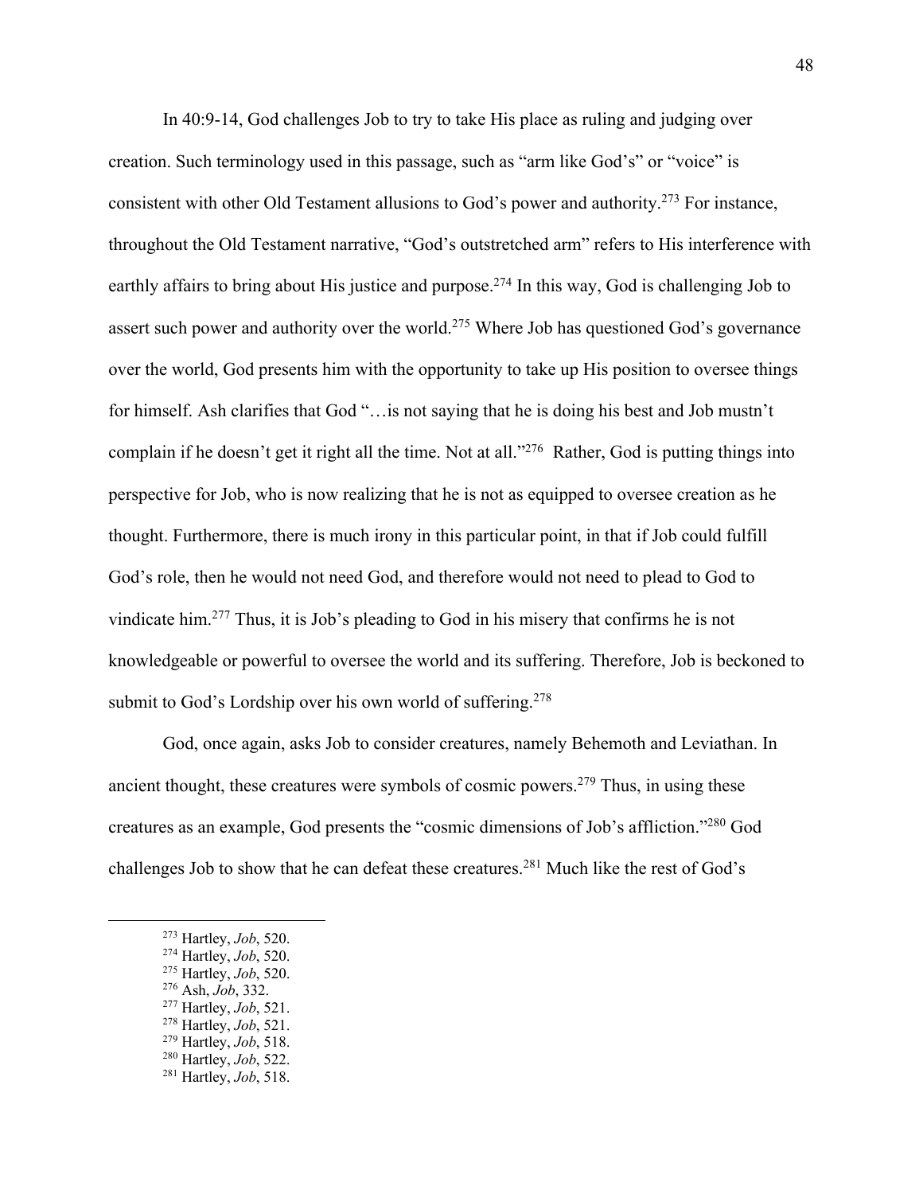In 40:9-14, God challenges Job to try to take His place as ruling and judging over creation. Such terminology used in this passage, such as "arm like God's" or "voice" is consistent with other Old Testament allusions to God's power and authority.[273] For instance, throughout the Old Testament narrative, "God's outstretched arm" refers to His interference with earthly affairs to bring about His justice and purpose.[274] In this way, God is challenging Job to assert such power and authority over the world.[275] Where Job has questioned God's governance over the world, God presents him with the opportunity to take up His position to oversee things for himself. Ash clarifies that God "…is not saying that he is doing his best and Job mustn't complain if he doesn't get it right all the time. Not at all."[276] Rather, God is putting things into perspective for Job, who is now realizing that he is not as equipped to oversee creation as he thought. Furthermore, there is much irony in this particular point, in that if Job could fulfill God's role, then he would not need God, and therefore would not need to plead to God to vindicate him.[277] Thus, it is Job's pleading to God in his misery that confirms he is not knowledgeable or powerful to oversee the world and its suffering. Therefore, Job is beckoned to submit to God's Lordship over his own world of suffering.[278]

God, once again, asks Job to consider creatures, namely Behemoth and Leviathan. In ancient thought, these creatures were symbols of cosmic powers.[279] Thus, in using these creatures as an example, God presents the "cosmic dimensions of Job's affliction."[280] God challenges Job to show that he can defeat these creatures.[281] Much like the rest of God's

---

[273] Hartley, *Job*, 520.
[274] Hartley, *Job*, 520.
[275] Hartley, *Job*, 520.
[276] Ash, *Job*, 332.
[277] Hartley, *Job*, 521.
[278] Hartley, *Job*, 521.
[279] Hartley, *Job*, 518.
[280] Hartley, *Job*, 522.
[281] Hartley, *Job*, 518.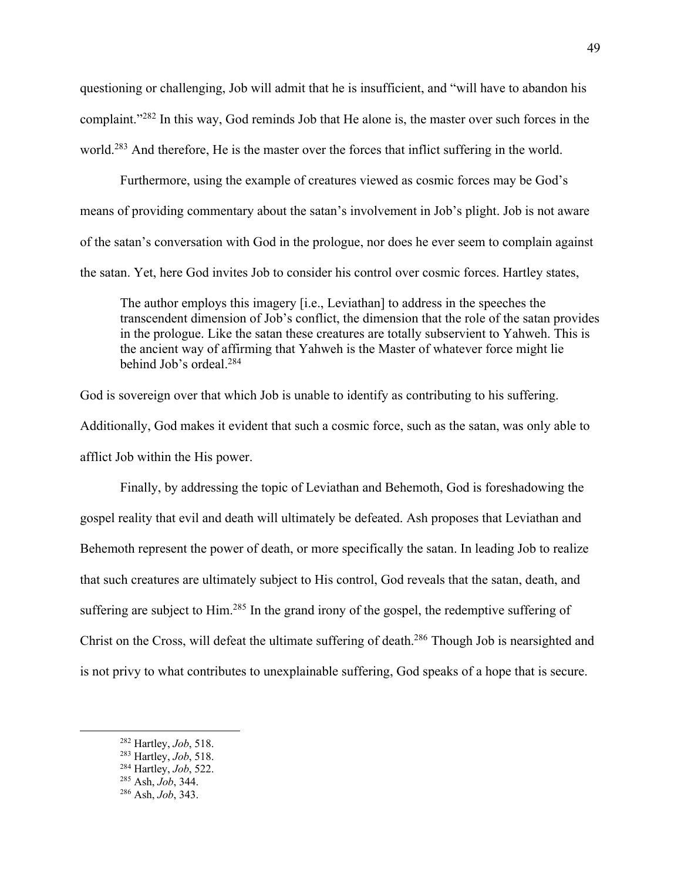questioning or challenging, Job will admit that he is insufficient, and "will have to abandon his complaint."[282] In this way, God reminds Job that He alone is, the master over such forces in the world.[283] And therefore, He is the master over the forces that inflict suffering in the world.

Furthermore, using the example of creatures viewed as cosmic forces may be God's means of providing commentary about the satan's involvement in Job's plight. Job is not aware of the satan's conversation with God in the prologue, nor does he ever seem to complain against the satan. Yet, here God invites Job to consider his control over cosmic forces. Hartley states,

> The author employs this imagery [i.e., Leviathan] to address in the speeches the transcendent dimension of Job's conflict, the dimension that the role of the satan provides in the prologue. Like the satan these creatures are totally subservient to Yahweh. This is the ancient way of affirming that Yahweh is the Master of whatever force might lie behind Job's ordeal.[284]

God is sovereign over that which Job is unable to identify as contributing to his suffering. Additionally, God makes it evident that such a cosmic force, such as the satan, was only able to afflict Job within the His power.

Finally, by addressing the topic of Leviathan and Behemoth, God is foreshadowing the gospel reality that evil and death will ultimately be defeated. Ash proposes that Leviathan and Behemoth represent the power of death, or more specifically the satan. In leading Job to realize that such creatures are ultimately subject to His control, God reveals that the satan, death, and suffering are subject to Him.[285] In the grand irony of the gospel, the redemptive suffering of Christ on the Cross, will defeat the ultimate suffering of death.[286] Though Job is nearsighted and is not privy to what contributes to unexplainable suffering, God speaks of a hope that is secure.

---

[282] Hartley, *Job*, 518.
[283] Hartley, *Job*, 518.
[284] Hartley, *Job*, 522.
[285] Ash, *Job*, 344.
[286] Ash, *Job*, 343.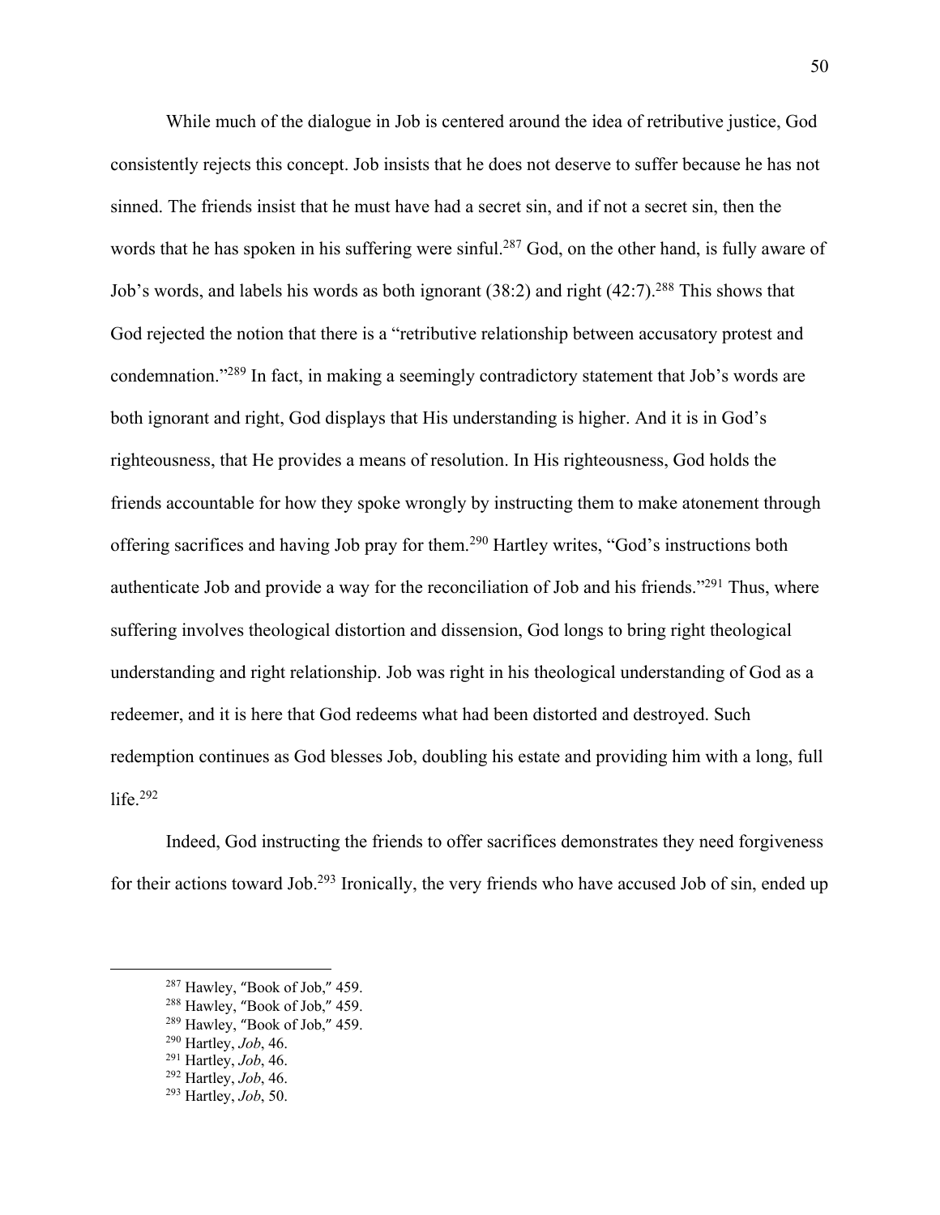While much of the dialogue in Job is centered around the idea of retributive justice, God consistently rejects this concept. Job insists that he does not deserve to suffer because he has not sinned. The friends insist that he must have had a secret sin, and if not a secret sin, then the words that he has spoken in his suffering were sinful.[287] God, on the other hand, is fully aware of Job's words, and labels his words as both ignorant (38:2) and right (42:7).[288] This shows that God rejected the notion that there is a "retributive relationship between accusatory protest and condemnation."[289] In fact, in making a seemingly contradictory statement that Job's words are both ignorant and right, God displays that His understanding is higher. And it is in God's righteousness, that He provides a means of resolution. In His righteousness, God holds the friends accountable for how they spoke wrongly by instructing them to make atonement through offering sacrifices and having Job pray for them.[290] Hartley writes, "God's instructions both authenticate Job and provide a way for the reconciliation of Job and his friends."[291] Thus, where suffering involves theological distortion and dissension, God longs to bring right theological understanding and right relationship. Job was right in his theological understanding of God as a redeemer, and it is here that God redeems what had been distorted and destroyed. Such redemption continues as God blesses Job, doubling his estate and providing him with a long, full life.[292]

Indeed, God instructing the friends to offer sacrifices demonstrates they need forgiveness for their actions toward Job.[293] Ironically, the very friends who have accused Job of sin, ended up

---

[287] Hawley, "Book of Job," 459.
[288] Hawley, "Book of Job," 459.
[289] Hawley, "Book of Job," 459.
[290] Hartley, *Job*, 46.
[291] Hartley, *Job*, 46.
[292] Hartley, *Job*, 46.
[293] Hartley, *Job*, 50.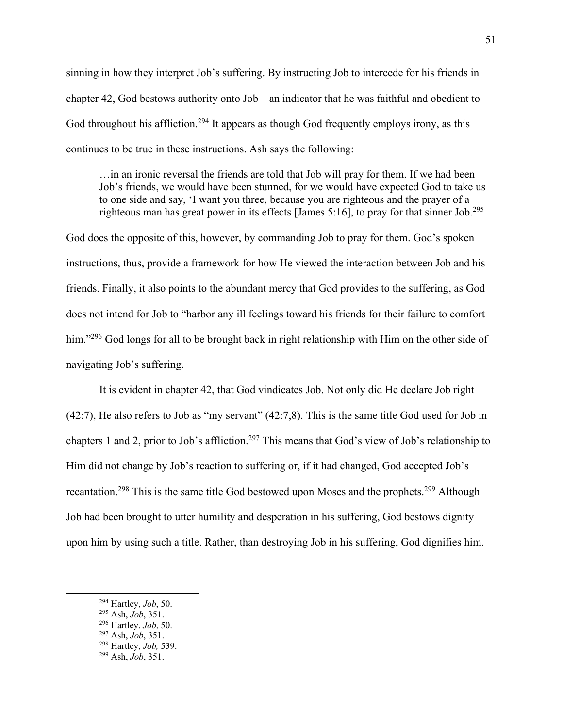sinning in how they interpret Job's suffering. By instructing Job to intercede for his friends in chapter 42, God bestows authority onto Job—an indicator that he was faithful and obedient to God throughout his affliction.[294] It appears as though God frequently employs irony, as this continues to be true in these instructions. Ash says the following:

> …in an ironic reversal the friends are told that Job will pray for them. If we had been Job's friends, we would have been stunned, for we would have expected God to take us to one side and say, 'I want you three, because you are righteous and the prayer of a righteous man has great power in its effects [James 5:16], to pray for that sinner Job.[295]

God does the opposite of this, however, by commanding Job to pray for them. God's spoken instructions, thus, provide a framework for how He viewed the interaction between Job and his friends. Finally, it also points to the abundant mercy that God provides to the suffering, as God does not intend for Job to "harbor any ill feelings toward his friends for their failure to comfort him."[296] God longs for all to be brought back in right relationship with Him on the other side of navigating Job's suffering.

It is evident in chapter 42, that God vindicates Job. Not only did He declare Job right (42:7), He also refers to Job as "my servant" (42:7,8). This is the same title God used for Job in chapters 1 and 2, prior to Job's affliction.[297] This means that God's view of Job's relationship to Him did not change by Job's reaction to suffering or, if it had changed, God accepted Job's recantation.[298] This is the same title God bestowed upon Moses and the prophets.[299] Although Job had been brought to utter humility and desperation in his suffering, God bestows dignity upon him by using such a title. Rather, than destroying Job in his suffering, God dignifies him.

---

[294] Hartley, *Job*, 50.
[295] Ash, *Job*, 351.
[296] Hartley, *Job*, 50.
[297] Ash, *Job*, 351.
[298] Hartley, *Job,* 539.
[299] Ash, *Job*, 351.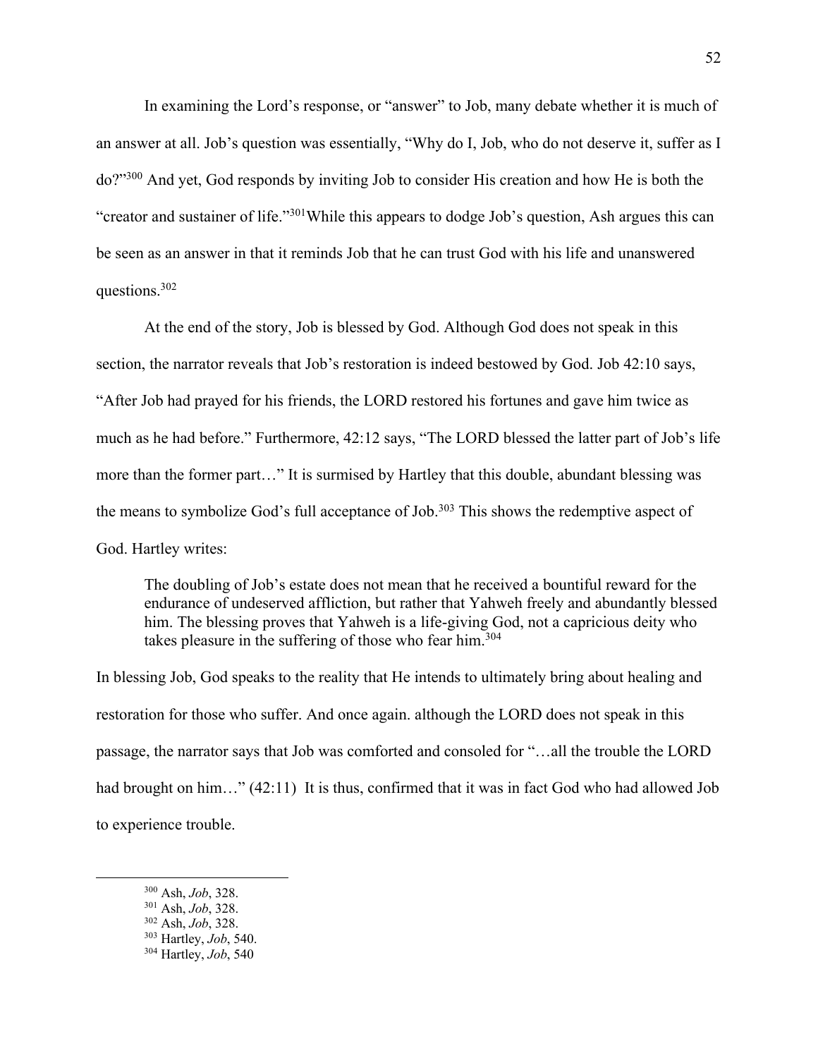In examining the Lord's response, or "answer" to Job, many debate whether it is much of an answer at all. Job's question was essentially, "Why do I, Job, who do not deserve it, suffer as I do?"[300] And yet, God responds by inviting Job to consider His creation and how He is both the "creator and sustainer of life."[301]While this appears to dodge Job's question, Ash argues this can be seen as an answer in that it reminds Job that he can trust God with his life and unanswered questions.[302]

At the end of the story, Job is blessed by God. Although God does not speak in this section, the narrator reveals that Job's restoration is indeed bestowed by God. Job 42:10 says, "After Job had prayed for his friends, the LORD restored his fortunes and gave him twice as much as he had before." Furthermore, 42:12 says, "The LORD blessed the latter part of Job's life more than the former part…" It is surmised by Hartley that this double, abundant blessing was the means to symbolize God's full acceptance of Job.[303] This shows the redemptive aspect of God. Hartley writes:

> The doubling of Job's estate does not mean that he received a bountiful reward for the endurance of undeserved affliction, but rather that Yahweh freely and abundantly blessed him. The blessing proves that Yahweh is a life-giving God, not a capricious deity who takes pleasure in the suffering of those who fear him.[304]

In blessing Job, God speaks to the reality that He intends to ultimately bring about healing and restoration for those who suffer. And once again. although the LORD does not speak in this passage, the narrator says that Job was comforted and consoled for "…all the trouble the LORD had brought on him…" (42:11) It is thus, confirmed that it was in fact God who had allowed Job to experience trouble.

---

[300] Ash, *Job*, 328.
[301] Ash, *Job*, 328.
[302] Ash, *Job*, 328.
[303] Hartley, *Job*, 540.
[304] Hartley, *Job*, 540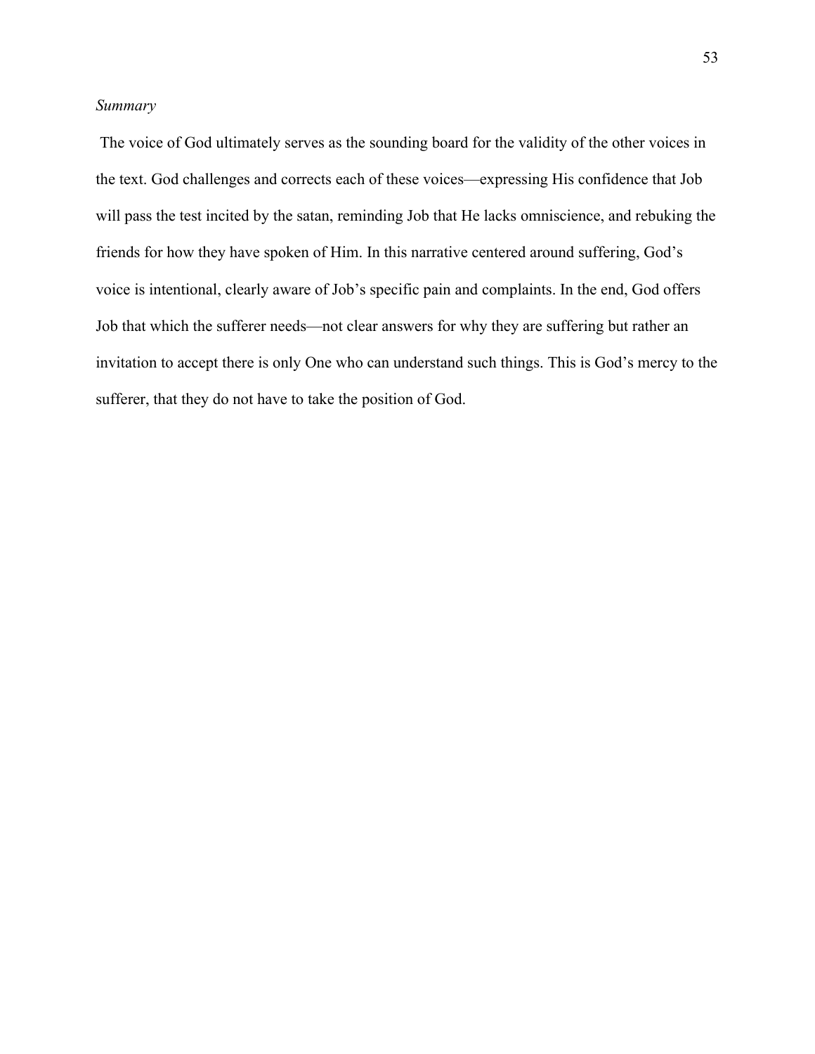*Summary*

The voice of God ultimately serves as the sounding board for the validity of the other voices in the text. God challenges and corrects each of these voices—expressing His confidence that Job will pass the test incited by the satan, reminding Job that He lacks omniscience, and rebuking the friends for how they have spoken of Him. In this narrative centered around suffering, God's voice is intentional, clearly aware of Job's specific pain and complaints. In the end, God offers Job that which the sufferer needs—not clear answers for why they are suffering but rather an invitation to accept there is only One who can understand such things. This is God's mercy to the sufferer, that they do not have to take the position of God.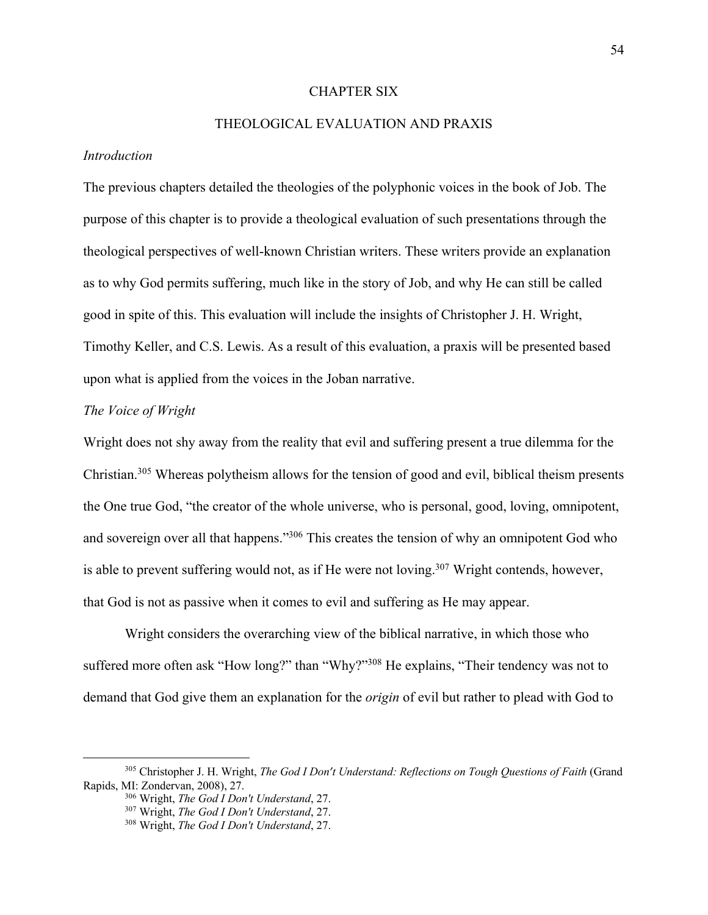# CHAPTER SIX

## THEOLOGICAL EVALUATION AND PRAXIS

### *Introduction*

The previous chapters detailed the theologies of the polyphonic voices in the book of Job. The purpose of this chapter is to provide a theological evaluation of such presentations through the theological perspectives of well-known Christian writers. These writers provide an explanation as to why God permits suffering, much like in the story of Job, and why He can still be called good in spite of this. This evaluation will include the insights of Christopher J. H. Wright, Timothy Keller, and C.S. Lewis. As a result of this evaluation, a praxis will be presented based upon what is applied from the voices in the Joban narrative.

### *The Voice of Wright*

Wright does not shy away from the reality that evil and suffering present a true dilemma for the Christian.[305] Whereas polytheism allows for the tension of good and evil, biblical theism presents the One true God, "the creator of the whole universe, who is personal, good, loving, omnipotent, and sovereign over all that happens."[306] This creates the tension of why an omnipotent God who is able to prevent suffering would not, as if He were not loving.[307] Wright contends, however, that God is not as passive when it comes to evil and suffering as He may appear.

Wright considers the overarching view of the biblical narrative, in which those who suffered more often ask "How long?" than "Why?"[308] He explains, "Their tendency was not to demand that God give them an explanation for the *origin* of evil but rather to plead with God to

---

[305] Christopher J. H. Wright, *The God I Don't Understand: Reflections on Tough Questions of Faith* (Grand Rapids, MI: Zondervan, 2008), 27.

[306] Wright, *The God I Don't Understand*, 27.

[307] Wright, *The God I Don't Understand*, 27.

[308] Wright, *The God I Don't Understand*, 27.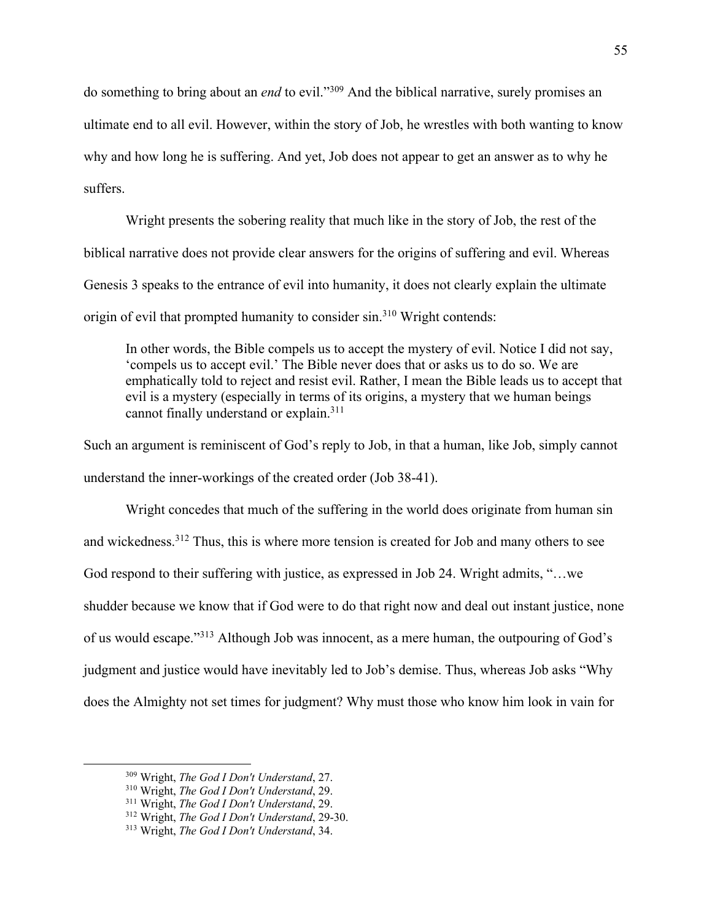do something to bring about an *end* to evil."[309] And the biblical narrative, surely promises an ultimate end to all evil. However, within the story of Job, he wrestles with both wanting to know why and how long he is suffering. And yet, Job does not appear to get an answer as to why he suffers.

Wright presents the sobering reality that much like in the story of Job, the rest of the biblical narrative does not provide clear answers for the origins of suffering and evil. Whereas Genesis 3 speaks to the entrance of evil into humanity, it does not clearly explain the ultimate origin of evil that prompted humanity to consider sin.[310] Wright contends:

> In other words, the Bible compels us to accept the mystery of evil. Notice I did not say, 'compels us to accept evil.' The Bible never does that or asks us to do so. We are emphatically told to reject and resist evil. Rather, I mean the Bible leads us to accept that evil is a mystery (especially in terms of its origins, a mystery that we human beings cannot finally understand or explain.[311]

Such an argument is reminiscent of God's reply to Job, in that a human, like Job, simply cannot understand the inner-workings of the created order (Job 38-41).

Wright concedes that much of the suffering in the world does originate from human sin and wickedness.[312] Thus, this is where more tension is created for Job and many others to see God respond to their suffering with justice, as expressed in Job 24. Wright admits, "…we shudder because we know that if God were to do that right now and deal out instant justice, none of us would escape."[313] Although Job was innocent, as a mere human, the outpouring of God's judgment and justice would have inevitably led to Job's demise. Thus, whereas Job asks "Why does the Almighty not set times for judgment? Why must those who know him look in vain for

---

[309] Wright, *The God I Don't Understand*, 27.
[310] Wright, *The God I Don't Understand*, 29.
[311] Wright, *The God I Don't Understand*, 29.
[312] Wright, *The God I Don't Understand*, 29-30.
[313] Wright, *The God I Don't Understand*, 34.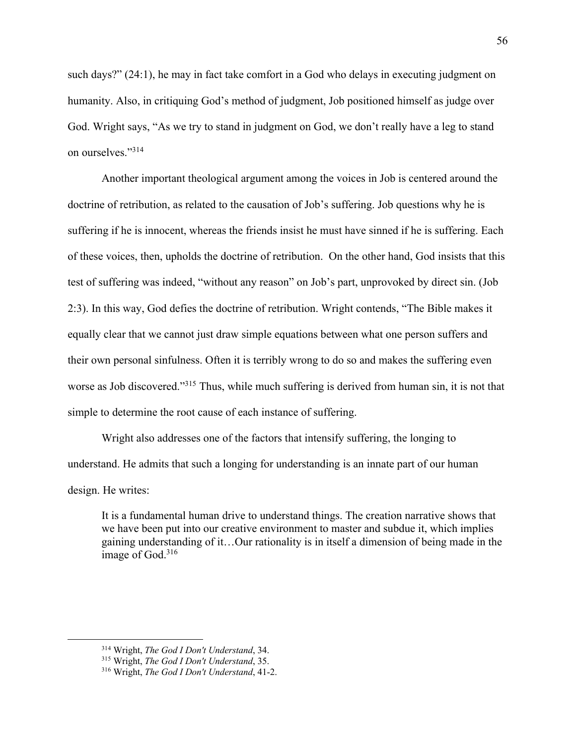such days?" (24:1), he may in fact take comfort in a God who delays in executing judgment on humanity. Also, in critiquing God's method of judgment, Job positioned himself as judge over God. Wright says, "As we try to stand in judgment on God, we don't really have a leg to stand on ourselves."[314]

Another important theological argument among the voices in Job is centered around the doctrine of retribution, as related to the causation of Job's suffering. Job questions why he is suffering if he is innocent, whereas the friends insist he must have sinned if he is suffering. Each of these voices, then, upholds the doctrine of retribution. On the other hand, God insists that this test of suffering was indeed, "without any reason" on Job's part, unprovoked by direct sin. (Job 2:3). In this way, God defies the doctrine of retribution. Wright contends, "The Bible makes it equally clear that we cannot just draw simple equations between what one person suffers and their own personal sinfulness. Often it is terribly wrong to do so and makes the suffering even worse as Job discovered."[315] Thus, while much suffering is derived from human sin, it is not that simple to determine the root cause of each instance of suffering.

Wright also addresses one of the factors that intensify suffering, the longing to understand. He admits that such a longing for understanding is an innate part of our human design. He writes:

> It is a fundamental human drive to understand things. The creation narrative shows that we have been put into our creative environment to master and subdue it, which implies gaining understanding of it…Our rationality is in itself a dimension of being made in the image of God.[316]

---

[314] Wright, *The God I Don't Understand*, 34.

[315] Wright, *The God I Don't Understand*, 35.

[316] Wright, *The God I Don't Understand*, 41-2.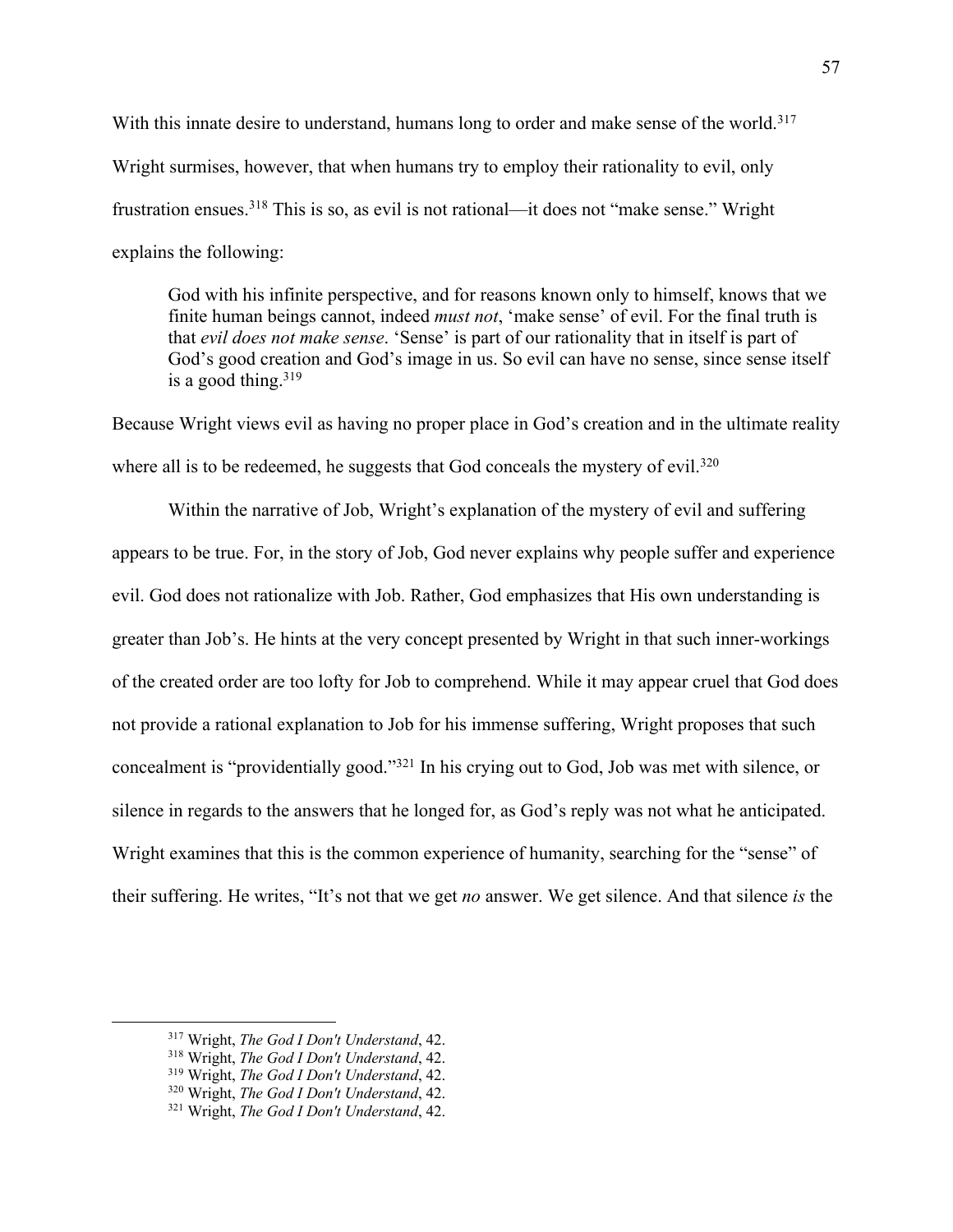With this innate desire to understand, humans long to order and make sense of the world.[317] Wright surmises, however, that when humans try to employ their rationality to evil, only frustration ensues.[318] This is so, as evil is not rational—it does not "make sense." Wright explains the following:

> God with his infinite perspective, and for reasons known only to himself, knows that we finite human beings cannot, indeed *must not*, 'make sense' of evil. For the final truth is that *evil does not make sense*. 'Sense' is part of our rationality that in itself is part of God's good creation and God's image in us. So evil can have no sense, since sense itself is a good thing.[319]

Because Wright views evil as having no proper place in God's creation and in the ultimate reality where all is to be redeemed, he suggests that God conceals the mystery of evil.[320]

Within the narrative of Job, Wright's explanation of the mystery of evil and suffering appears to be true. For, in the story of Job, God never explains why people suffer and experience evil. God does not rationalize with Job. Rather, God emphasizes that His own understanding is greater than Job's. He hints at the very concept presented by Wright in that such inner-workings of the created order are too lofty for Job to comprehend. While it may appear cruel that God does not provide a rational explanation to Job for his immense suffering, Wright proposes that such concealment is "providentially good."[321] In his crying out to God, Job was met with silence, or silence in regards to the answers that he longed for, as God's reply was not what he anticipated. Wright examines that this is the common experience of humanity, searching for the "sense" of their suffering. He writes, "It's not that we get *no* answer. We get silence. And that silence *is* the

---

[317] Wright, *The God I Don't Understand*, 42.
[318] Wright, *The God I Don't Understand*, 42.
[319] Wright, *The God I Don't Understand*, 42.
[320] Wright, *The God I Don't Understand*, 42.
[321] Wright, *The God I Don't Understand*, 42.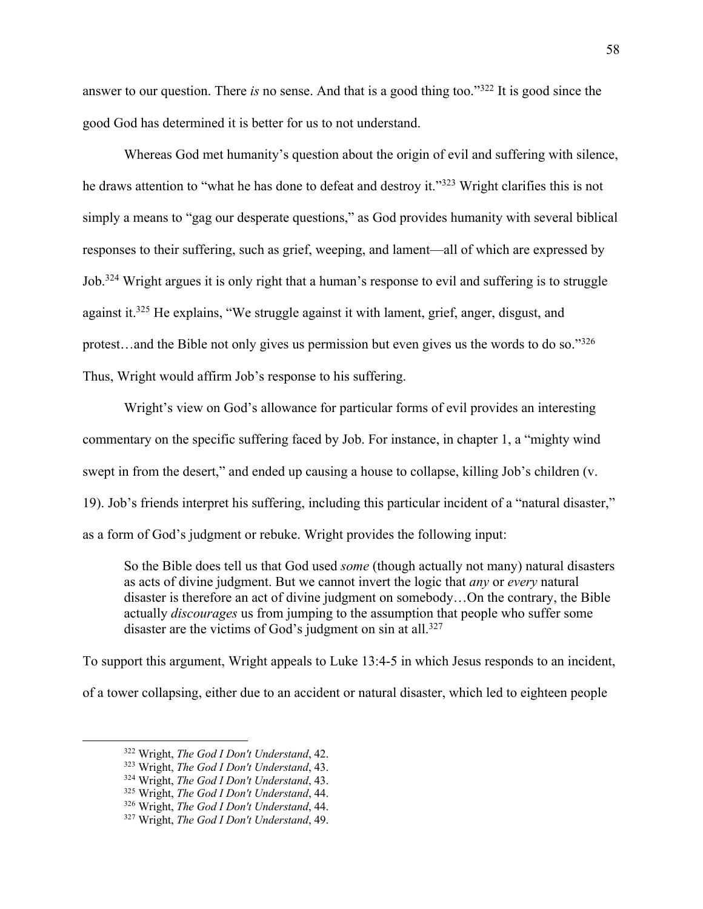answer to our question. There *is* no sense. And that is a good thing too."[322] It is good since the good God has determined it is better for us to not understand.

Whereas God met humanity's question about the origin of evil and suffering with silence, he draws attention to "what he has done to defeat and destroy it."[323] Wright clarifies this is not simply a means to "gag our desperate questions," as God provides humanity with several biblical responses to their suffering, such as grief, weeping, and lament—all of which are expressed by Job.[324] Wright argues it is only right that a human's response to evil and suffering is to struggle against it.[325] He explains, "We struggle against it with lament, grief, anger, disgust, and protest…and the Bible not only gives us permission but even gives us the words to do so."[326] Thus, Wright would affirm Job's response to his suffering.

Wright's view on God's allowance for particular forms of evil provides an interesting commentary on the specific suffering faced by Job. For instance, in chapter 1, a "mighty wind swept in from the desert," and ended up causing a house to collapse, killing Job's children (v. 19). Job's friends interpret his suffering, including this particular incident of a "natural disaster," as a form of God's judgment or rebuke. Wright provides the following input:

> So the Bible does tell us that God used *some* (though actually not many) natural disasters as acts of divine judgment. But we cannot invert the logic that *any* or *every* natural disaster is therefore an act of divine judgment on somebody…On the contrary, the Bible actually *discourages* us from jumping to the assumption that people who suffer some disaster are the victims of God's judgment on sin at all.[327]

To support this argument, Wright appeals to Luke 13:4-5 in which Jesus responds to an incident, of a tower collapsing, either due to an accident or natural disaster, which led to eighteen people

---

[322] Wright, *The God I Don't Understand*, 42.
[323] Wright, *The God I Don't Understand*, 43.
[324] Wright, *The God I Don't Understand*, 43.
[325] Wright, *The God I Don't Understand*, 44.
[326] Wright, *The God I Don't Understand*, 44.
[327] Wright, *The God I Don't Understand*, 49.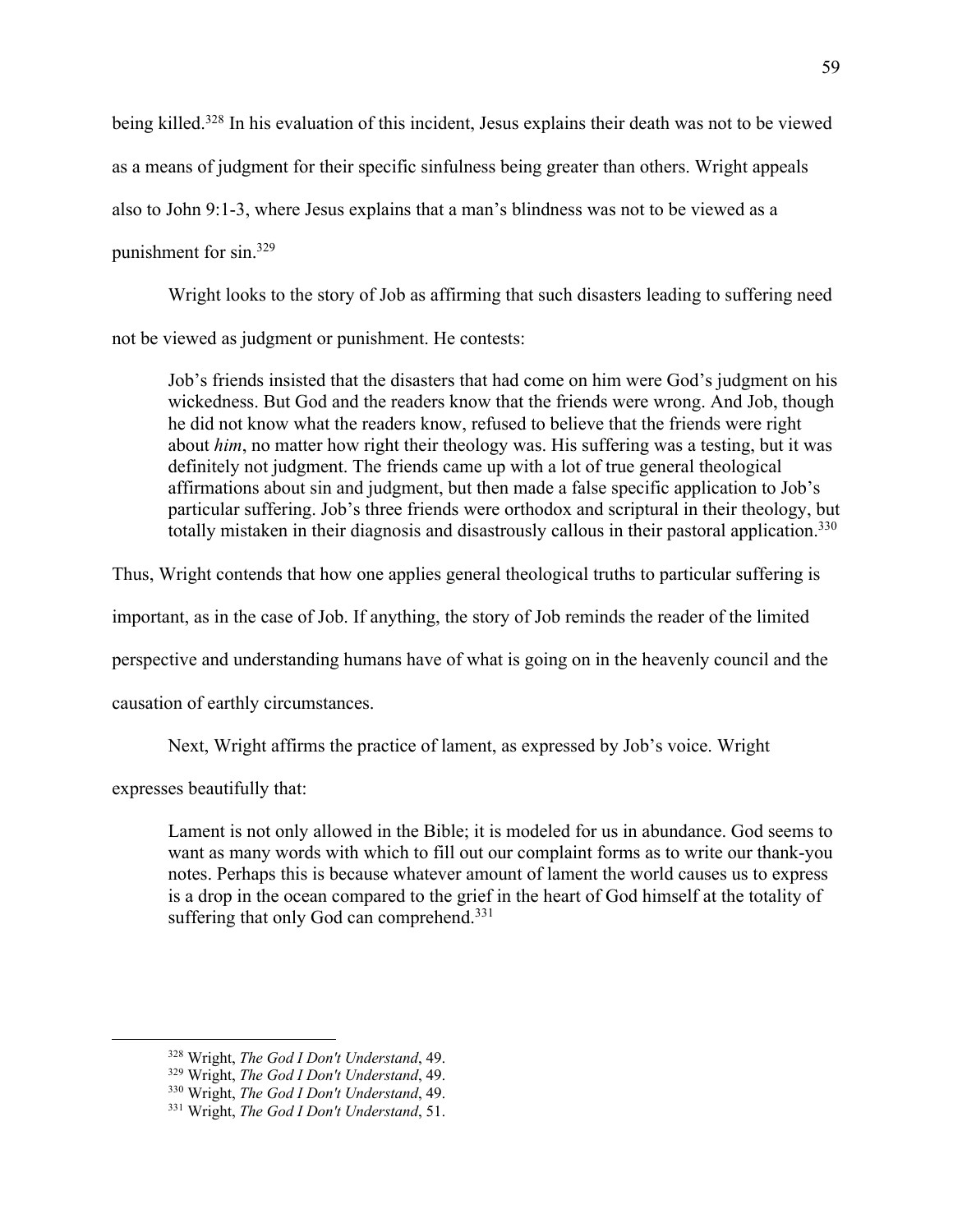being killed.[328] In his evaluation of this incident, Jesus explains their death was not to be viewed as a means of judgment for their specific sinfulness being greater than others. Wright appeals also to John 9:1-3, where Jesus explains that a man's blindness was not to be viewed as a punishment for sin.[329]

Wright looks to the story of Job as affirming that such disasters leading to suffering need not be viewed as judgment or punishment. He contests:

> Job's friends insisted that the disasters that had come on him were God's judgment on his wickedness. But God and the readers know that the friends were wrong. And Job, though he did not know what the readers know, refused to believe that the friends were right about *him*, no matter how right their theology was. His suffering was a testing, but it was definitely not judgment. The friends came up with a lot of true general theological affirmations about sin and judgment, but then made a false specific application to Job's particular suffering. Job's three friends were orthodox and scriptural in their theology, but totally mistaken in their diagnosis and disastrously callous in their pastoral application.[330]

Thus, Wright contends that how one applies general theological truths to particular suffering is important, as in the case of Job. If anything, the story of Job reminds the reader of the limited perspective and understanding humans have of what is going on in the heavenly council and the causation of earthly circumstances.

Next, Wright affirms the practice of lament, as expressed by Job's voice. Wright expresses beautifully that:

> Lament is not only allowed in the Bible; it is modeled for us in abundance. God seems to want as many words with which to fill out our complaint forms as to write our thank-you notes. Perhaps this is because whatever amount of lament the world causes us to express is a drop in the ocean compared to the grief in the heart of God himself at the totality of suffering that only God can comprehend.[331]

---

[328] Wright, *The God I Don't Understand*, 49.

[329] Wright, *The God I Don't Understand*, 49.

[330] Wright, *The God I Don't Understand*, 49.

[331] Wright, *The God I Don't Understand*, 51.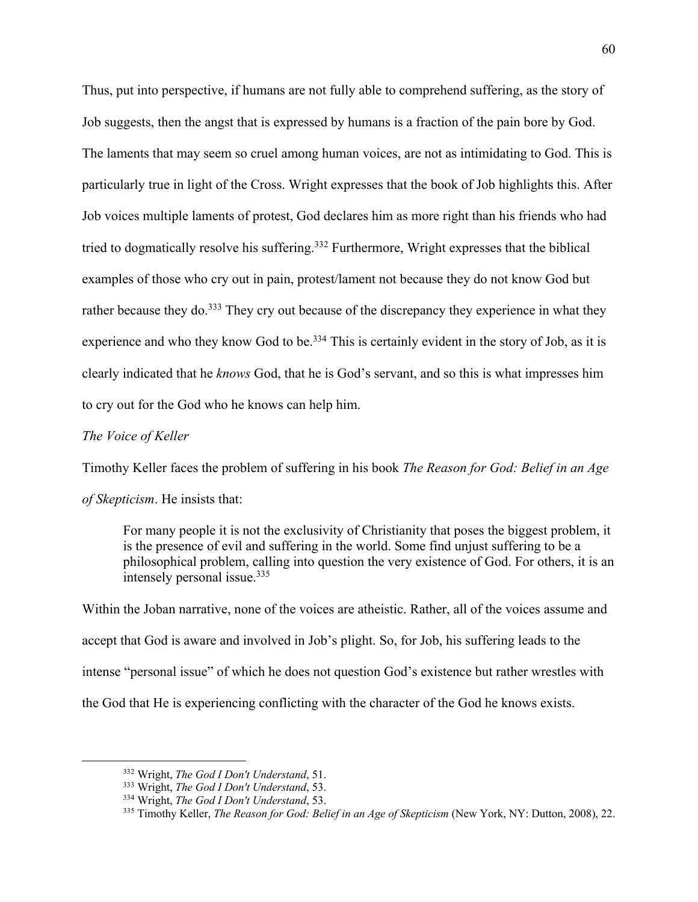Thus, put into perspective, if humans are not fully able to comprehend suffering, as the story of Job suggests, then the angst that is expressed by humans is a fraction of the pain bore by God. The laments that may seem so cruel among human voices, are not as intimidating to God. This is particularly true in light of the Cross. Wright expresses that the book of Job highlights this. After Job voices multiple laments of protest, God declares him as more right than his friends who had tried to dogmatically resolve his suffering.[332] Furthermore, Wright expresses that the biblical examples of those who cry out in pain, protest/lament not because they do not know God but rather because they do.[333] They cry out because of the discrepancy they experience in what they experience and who they know God to be.[334] This is certainly evident in the story of Job, as it is clearly indicated that he *knows* God, that he is God's servant, and so this is what impresses him to cry out for the God who he knows can help him.

*The Voice of Keller*

Timothy Keller faces the problem of suffering in his book *The Reason for God: Belief in an Age of Skepticism*. He insists that:

> For many people it is not the exclusivity of Christianity that poses the biggest problem, it is the presence of evil and suffering in the world. Some find unjust suffering to be a philosophical problem, calling into question the very existence of God. For others, it is an intensely personal issue.[335]

Within the Joban narrative, none of the voices are atheistic. Rather, all of the voices assume and accept that God is aware and involved in Job's plight. So, for Job, his suffering leads to the intense "personal issue" of which he does not question God's existence but rather wrestles with the God that He is experiencing conflicting with the character of the God he knows exists.

---

[332] Wright, *The God I Don't Understand*, 51.

[333] Wright, *The God I Don't Understand*, 53.

[334] Wright, *The God I Don't Understand*, 53.

[335] Timothy Keller, *The Reason for God: Belief in an Age of Skepticism* (New York, NY: Dutton, 2008), 22.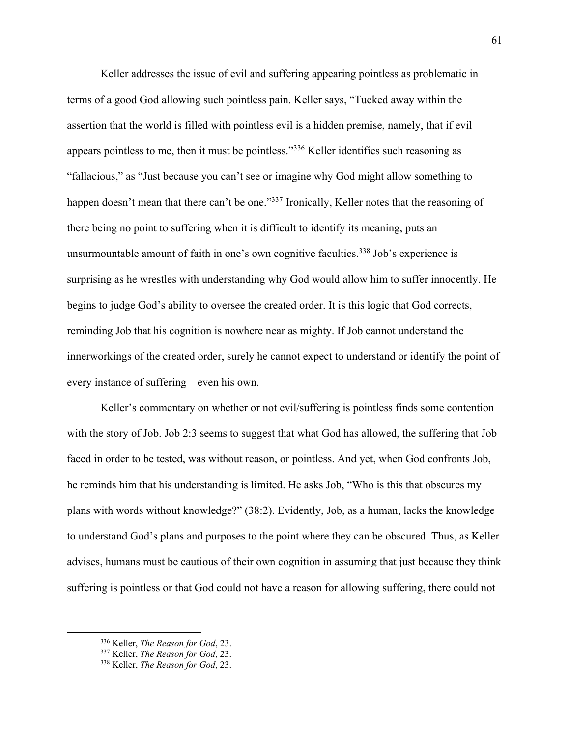Keller addresses the issue of evil and suffering appearing pointless as problematic in terms of a good God allowing such pointless pain. Keller says, "Tucked away within the assertion that the world is filled with pointless evil is a hidden premise, namely, that if evil appears pointless to me, then it must be pointless."[336] Keller identifies such reasoning as "fallacious," as "Just because you can't see or imagine why God might allow something to happen doesn't mean that there can't be one."[337] Ironically, Keller notes that the reasoning of there being no point to suffering when it is difficult to identify its meaning, puts an unsurmountable amount of faith in one's own cognitive faculties.[338] Job's experience is surprising as he wrestles with understanding why God would allow him to suffer innocently. He begins to judge God's ability to oversee the created order. It is this logic that God corrects, reminding Job that his cognition is nowhere near as mighty. If Job cannot understand the innerworkings of the created order, surely he cannot expect to understand or identify the point of every instance of suffering—even his own.

Keller's commentary on whether or not evil/suffering is pointless finds some contention with the story of Job. Job 2:3 seems to suggest that what God has allowed, the suffering that Job faced in order to be tested, was without reason, or pointless. And yet, when God confronts Job, he reminds him that his understanding is limited. He asks Job, "Who is this that obscures my plans with words without knowledge?" (38:2). Evidently, Job, as a human, lacks the knowledge to understand God's plans and purposes to the point where they can be obscured. Thus, as Keller advises, humans must be cautious of their own cognition in assuming that just because they think suffering is pointless or that God could not have a reason for allowing suffering, there could not

---

[336] Keller, *The Reason for God*, 23.

[337] Keller, *The Reason for God*, 23.

[338] Keller, *The Reason for God*, 23.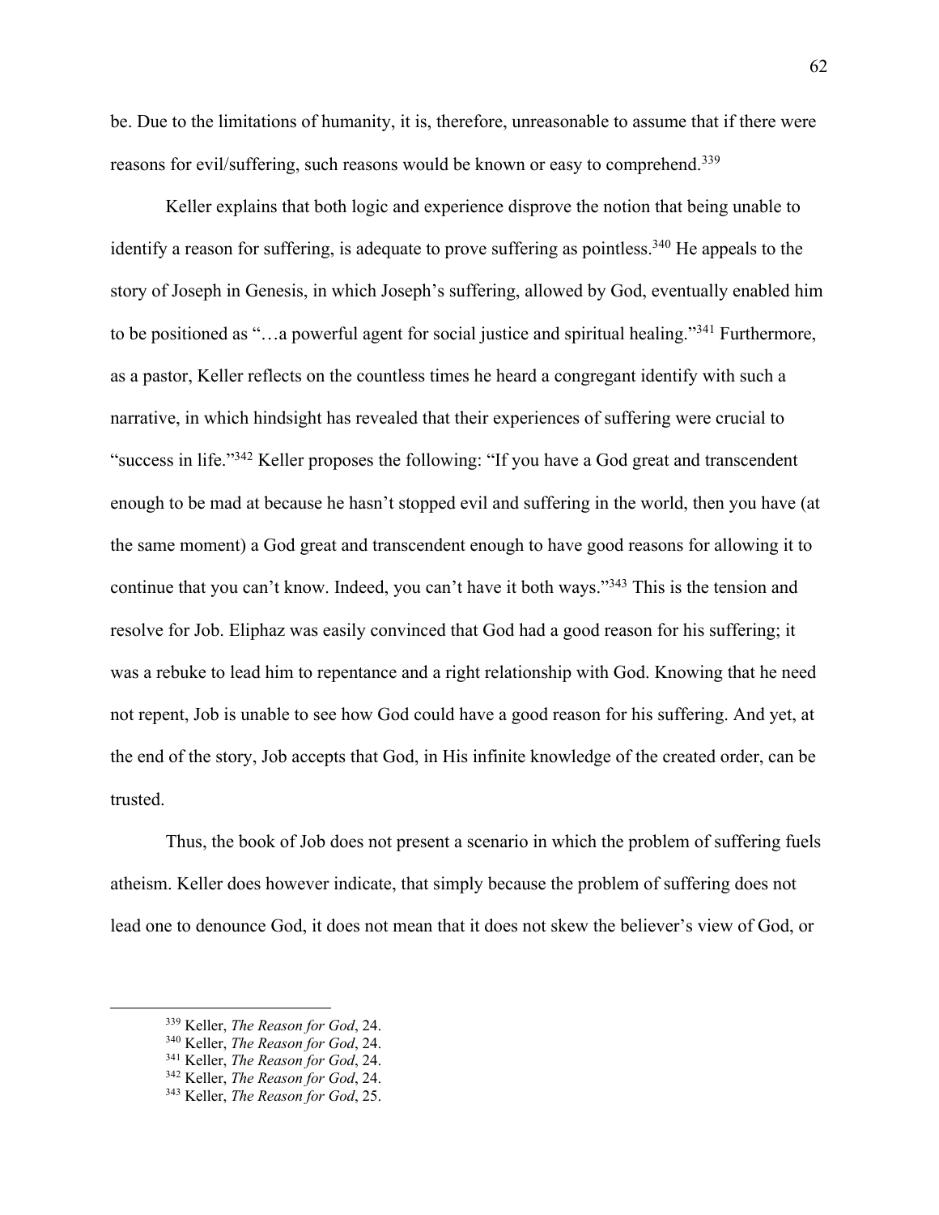be. Due to the limitations of humanity, it is, therefore, unreasonable to assume that if there were reasons for evil/suffering, such reasons would be known or easy to comprehend.[339]

Keller explains that both logic and experience disprove the notion that being unable to identify a reason for suffering, is adequate to prove suffering as pointless.[340] He appeals to the story of Joseph in Genesis, in which Joseph's suffering, allowed by God, eventually enabled him to be positioned as "…a powerful agent for social justice and spiritual healing."[341] Furthermore, as a pastor, Keller reflects on the countless times he heard a congregant identify with such a narrative, in which hindsight has revealed that their experiences of suffering were crucial to "success in life."[342] Keller proposes the following: "If you have a God great and transcendent enough to be mad at because he hasn't stopped evil and suffering in the world, then you have (at the same moment) a God great and transcendent enough to have good reasons for allowing it to continue that you can't know. Indeed, you can't have it both ways."[343] This is the tension and resolve for Job. Eliphaz was easily convinced that God had a good reason for his suffering; it was a rebuke to lead him to repentance and a right relationship with God. Knowing that he need not repent, Job is unable to see how God could have a good reason for his suffering. And yet, at the end of the story, Job accepts that God, in His infinite knowledge of the created order, can be trusted.

Thus, the book of Job does not present a scenario in which the problem of suffering fuels atheism. Keller does however indicate, that simply because the problem of suffering does not lead one to denounce God, it does not mean that it does not skew the believer's view of God, or

---

[339] Keller, *The Reason for God*, 24.
[340] Keller, *The Reason for God*, 24.
[341] Keller, *The Reason for God*, 24.
[342] Keller, *The Reason for God*, 24.
[343] Keller, *The Reason for God*, 25.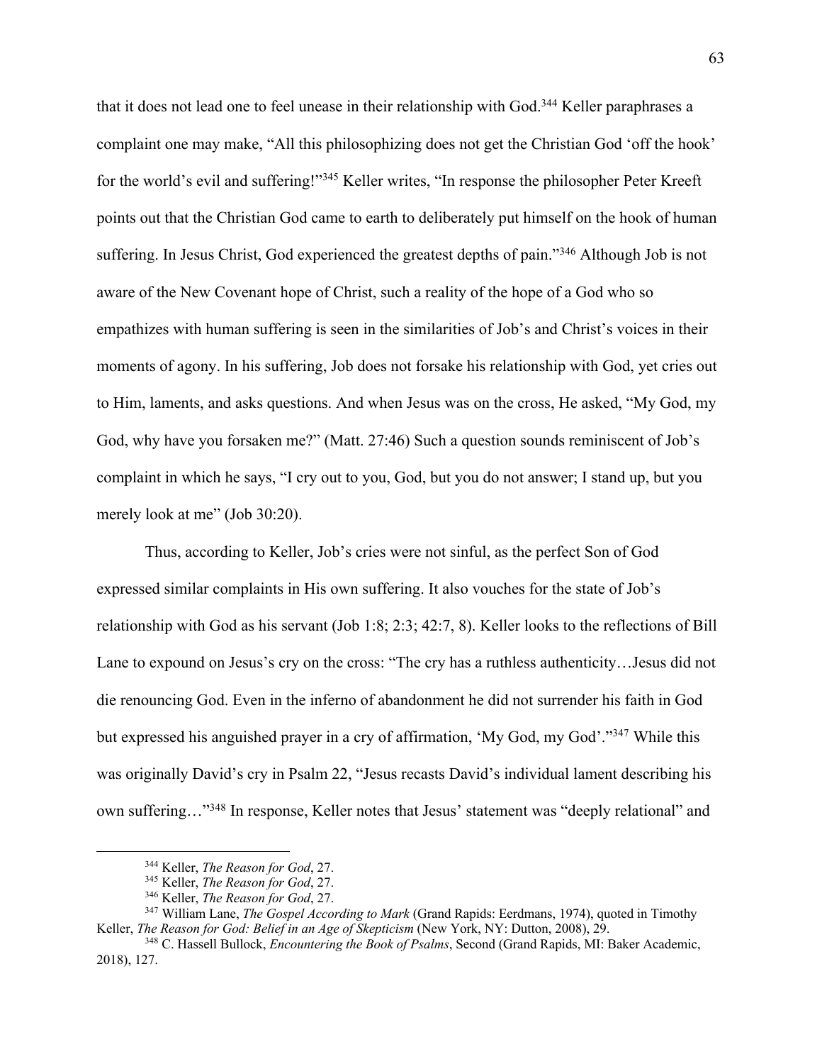that it does not lead one to feel unease in their relationship with God.[344] Keller paraphrases a complaint one may make, "All this philosophizing does not get the Christian God 'off the hook' for the world's evil and suffering!"[345] Keller writes, "In response the philosopher Peter Kreeft points out that the Christian God came to earth to deliberately put himself on the hook of human suffering. In Jesus Christ, God experienced the greatest depths of pain."[346] Although Job is not aware of the New Covenant hope of Christ, such a reality of the hope of a God who so empathizes with human suffering is seen in the similarities of Job's and Christ's voices in their moments of agony. In his suffering, Job does not forsake his relationship with God, yet cries out to Him, laments, and asks questions. And when Jesus was on the cross, He asked, "My God, my God, why have you forsaken me?" (Matt. 27:46) Such a question sounds reminiscent of Job's complaint in which he says, "I cry out to you, God, but you do not answer; I stand up, but you merely look at me" (Job 30:20).

Thus, according to Keller, Job's cries were not sinful, as the perfect Son of God expressed similar complaints in His own suffering. It also vouches for the state of Job's relationship with God as his servant (Job 1:8; 2:3; 42:7, 8). Keller looks to the reflections of Bill Lane to expound on Jesus's cry on the cross: "The cry has a ruthless authenticity…Jesus did not die renouncing God. Even in the inferno of abandonment he did not surrender his faith in God but expressed his anguished prayer in a cry of affirmation, 'My God, my God'."[347] While this was originally David's cry in Psalm 22, "Jesus recasts David's individual lament describing his own suffering…"[348] In response, Keller notes that Jesus' statement was "deeply relational" and

---

[344] Keller, *The Reason for God*, 27.

[345] Keller, *The Reason for God*, 27.

[346] Keller, *The Reason for God*, 27.

[347] William Lane, *The Gospel According to Mark* (Grand Rapids: Eerdmans, 1974), quoted in Timothy Keller, *The Reason for God: Belief in an Age of Skepticism* (New York, NY: Dutton, 2008), 29.

[348] C. Hassell Bullock, *Encountering the Book of Psalms*, Second (Grand Rapids, MI: Baker Academic, 2018), 127.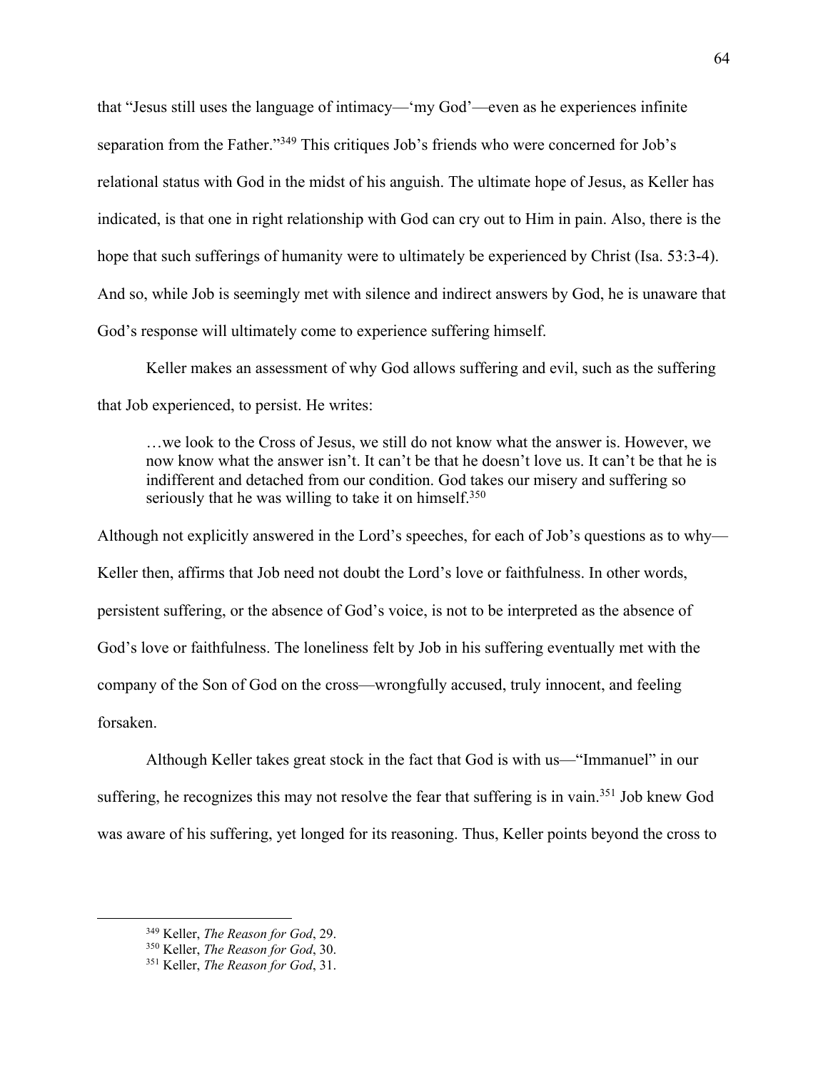that "Jesus still uses the language of intimacy—'my God'—even as he experiences infinite separation from the Father."[349] This critiques Job's friends who were concerned for Job's relational status with God in the midst of his anguish. The ultimate hope of Jesus, as Keller has indicated, is that one in right relationship with God can cry out to Him in pain. Also, there is the hope that such sufferings of humanity were to ultimately be experienced by Christ (Isa. 53:3-4). And so, while Job is seemingly met with silence and indirect answers by God, he is unaware that God's response will ultimately come to experience suffering himself.

Keller makes an assessment of why God allows suffering and evil, such as the suffering that Job experienced, to persist. He writes:

> …we look to the Cross of Jesus, we still do not know what the answer is. However, we now know what the answer isn't. It can't be that he doesn't love us. It can't be that he is indifferent and detached from our condition. God takes our misery and suffering so seriously that he was willing to take it on himself.[350]

Although not explicitly answered in the Lord's speeches, for each of Job's questions as to why—Keller then, affirms that Job need not doubt the Lord's love or faithfulness. In other words, persistent suffering, or the absence of God's voice, is not to be interpreted as the absence of God's love or faithfulness. The loneliness felt by Job in his suffering eventually met with the company of the Son of God on the cross—wrongfully accused, truly innocent, and feeling forsaken.

Although Keller takes great stock in the fact that God is with us—"Immanuel" in our suffering, he recognizes this may not resolve the fear that suffering is in vain.[351] Job knew God was aware of his suffering, yet longed for its reasoning. Thus, Keller points beyond the cross to

---

[349] Keller, *The Reason for God*, 29.
[350] Keller, *The Reason for God*, 30.
[351] Keller, *The Reason for God*, 31.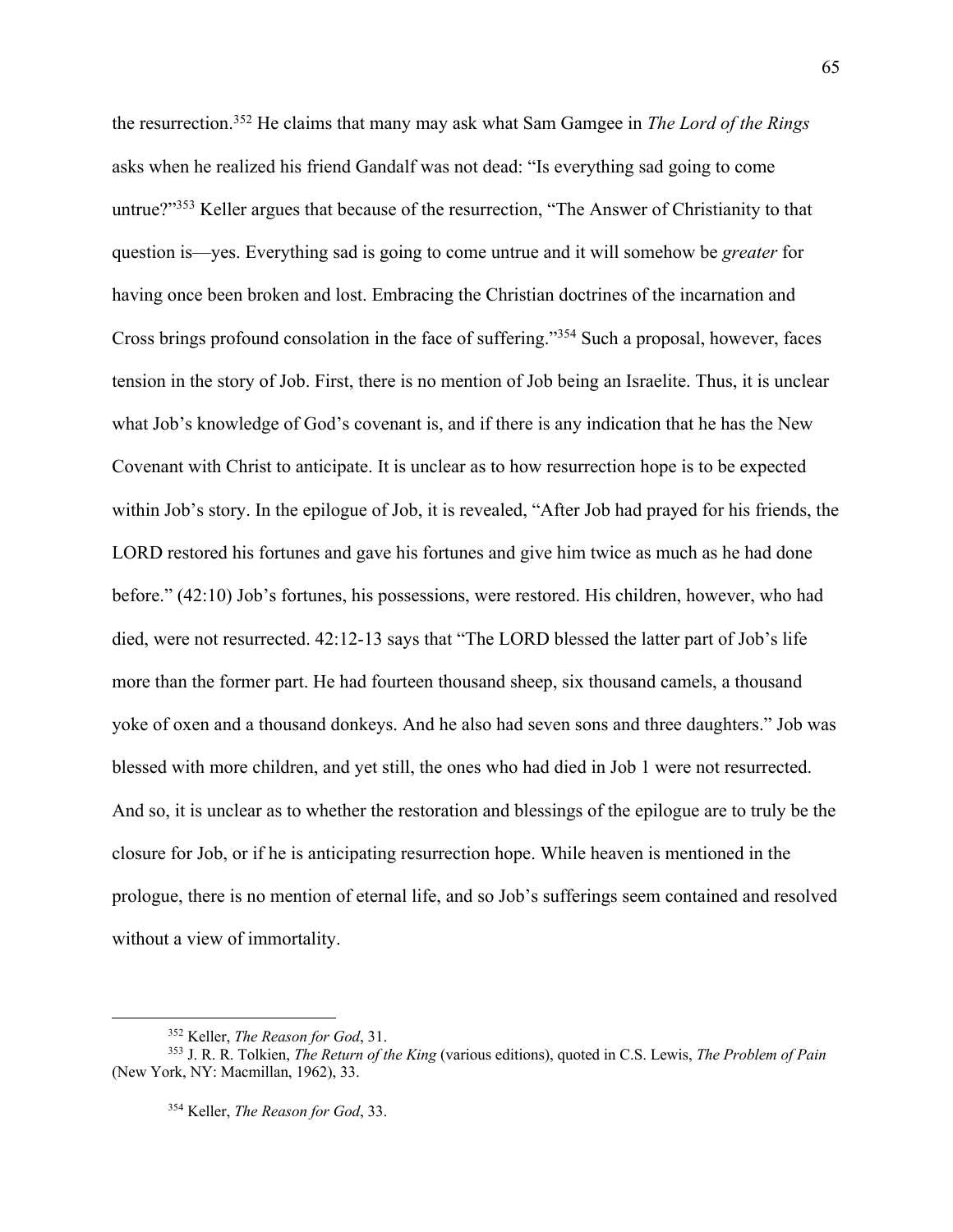the resurrection.[352] He claims that many may ask what Sam Gamgee in *The Lord of the Rings* asks when he realized his friend Gandalf was not dead: "Is everything sad going to come untrue?"[353] Keller argues that because of the resurrection, "The Answer of Christianity to that question is—yes. Everything sad is going to come untrue and it will somehow be *greater* for having once been broken and lost. Embracing the Christian doctrines of the incarnation and Cross brings profound consolation in the face of suffering."[354] Such a proposal, however, faces tension in the story of Job. First, there is no mention of Job being an Israelite. Thus, it is unclear what Job's knowledge of God's covenant is, and if there is any indication that he has the New Covenant with Christ to anticipate. It is unclear as to how resurrection hope is to be expected within Job's story. In the epilogue of Job, it is revealed, "After Job had prayed for his friends, the LORD restored his fortunes and gave his fortunes and give him twice as much as he had done before." (42:10) Job's fortunes, his possessions, were restored. His children, however, who had died, were not resurrected. 42:12-13 says that "The LORD blessed the latter part of Job's life more than the former part. He had fourteen thousand sheep, six thousand camels, a thousand yoke of oxen and a thousand donkeys. And he also had seven sons and three daughters." Job was blessed with more children, and yet still, the ones who had died in Job 1 were not resurrected. And so, it is unclear as to whether the restoration and blessings of the epilogue are to truly be the closure for Job, or if he is anticipating resurrection hope. While heaven is mentioned in the prologue, there is no mention of eternal life, and so Job's sufferings seem contained and resolved without a view of immortality.

---

[352] Keller, *The Reason for God*, 31.

[353] J. R. R. Tolkien, *The Return of the King* (various editions), quoted in C.S. Lewis, *The Problem of Pain* (New York, NY: Macmillan, 1962), 33.

[354] Keller, *The Reason for God*, 33.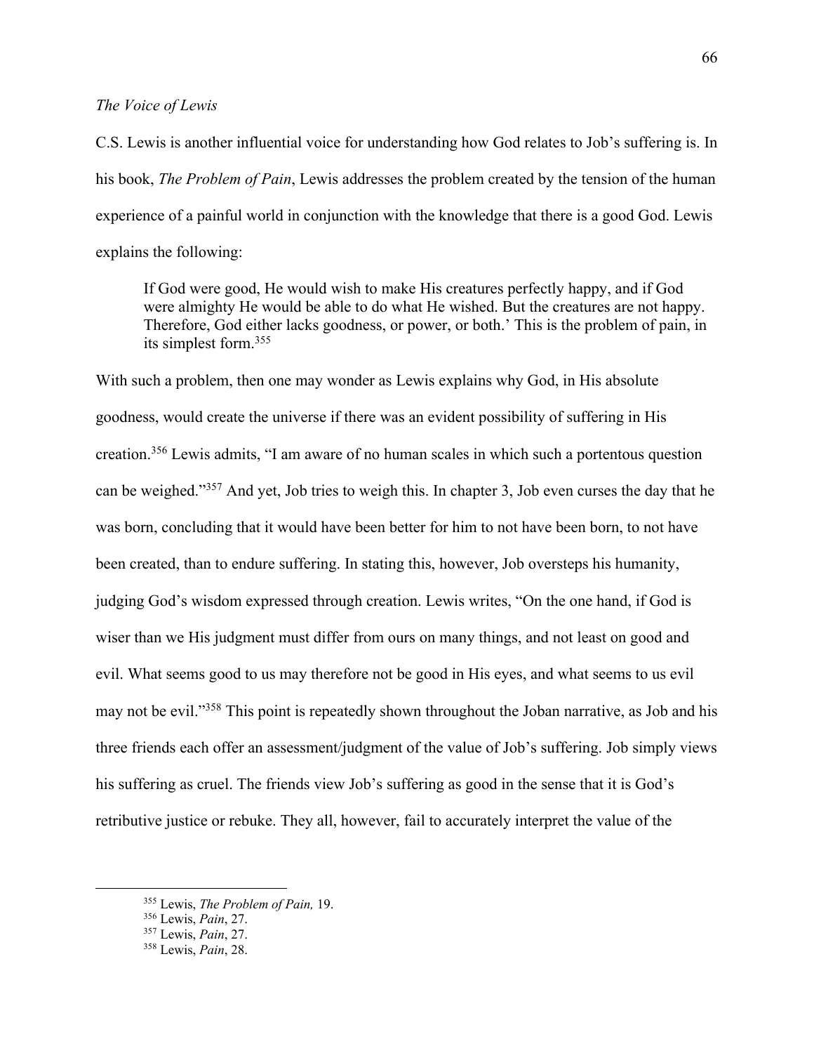*The Voice of Lewis*

C.S. Lewis is another influential voice for understanding how God relates to Job's suffering is. In his book, *The Problem of Pain*, Lewis addresses the problem created by the tension of the human experience of a painful world in conjunction with the knowledge that there is a good God. Lewis explains the following:

> If God were good, He would wish to make His creatures perfectly happy, and if God were almighty He would be able to do what He wished. But the creatures are not happy. Therefore, God either lacks goodness, or power, or both.' This is the problem of pain, in its simplest form.[355]

With such a problem, then one may wonder as Lewis explains why God, in His absolute goodness, would create the universe if there was an evident possibility of suffering in His creation.[356] Lewis admits, "I am aware of no human scales in which such a portentous question can be weighed."[357] And yet, Job tries to weigh this. In chapter 3, Job even curses the day that he was born, concluding that it would have been better for him to not have been born, to not have been created, than to endure suffering. In stating this, however, Job oversteps his humanity, judging God's wisdom expressed through creation. Lewis writes, "On the one hand, if God is wiser than we His judgment must differ from ours on many things, and not least on good and evil. What seems good to us may therefore not be good in His eyes, and what seems to us evil may not be evil."[358] This point is repeatedly shown throughout the Joban narrative, as Job and his three friends each offer an assessment/judgment of the value of Job's suffering. Job simply views his suffering as cruel. The friends view Job's suffering as good in the sense that it is God's retributive justice or rebuke. They all, however, fail to accurately interpret the value of the

[355] Lewis, *The Problem of Pain,* 19.
[356] Lewis, *Pain*, 27.
[357] Lewis, *Pain*, 27.
[358] Lewis, *Pain*, 28.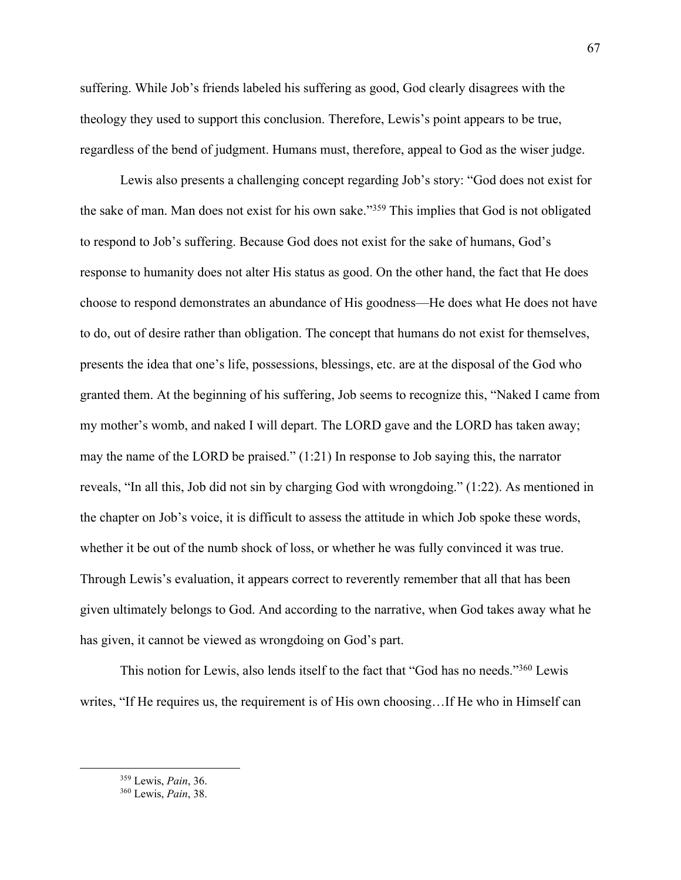suffering. While Job's friends labeled his suffering as good, God clearly disagrees with the theology they used to support this conclusion. Therefore, Lewis's point appears to be true, regardless of the bend of judgment. Humans must, therefore, appeal to God as the wiser judge.

Lewis also presents a challenging concept regarding Job's story: "God does not exist for the sake of man. Man does not exist for his own sake."[359] This implies that God is not obligated to respond to Job's suffering. Because God does not exist for the sake of humans, God's response to humanity does not alter His status as good. On the other hand, the fact that He does choose to respond demonstrates an abundance of His goodness—He does what He does not have to do, out of desire rather than obligation. The concept that humans do not exist for themselves, presents the idea that one's life, possessions, blessings, etc. are at the disposal of the God who granted them. At the beginning of his suffering, Job seems to recognize this, "Naked I came from my mother's womb, and naked I will depart. The LORD gave and the LORD has taken away; may the name of the LORD be praised." (1:21) In response to Job saying this, the narrator reveals, "In all this, Job did not sin by charging God with wrongdoing." (1:22). As mentioned in the chapter on Job's voice, it is difficult to assess the attitude in which Job spoke these words, whether it be out of the numb shock of loss, or whether he was fully convinced it was true. Through Lewis's evaluation, it appears correct to reverently remember that all that has been given ultimately belongs to God. And according to the narrative, when God takes away what he has given, it cannot be viewed as wrongdoing on God's part.

This notion for Lewis, also lends itself to the fact that "God has no needs."[360] Lewis writes, "If He requires us, the requirement is of His own choosing…If He who in Himself can

---

[359] Lewis, *Pain*, 36.

[360] Lewis, *Pain*, 38.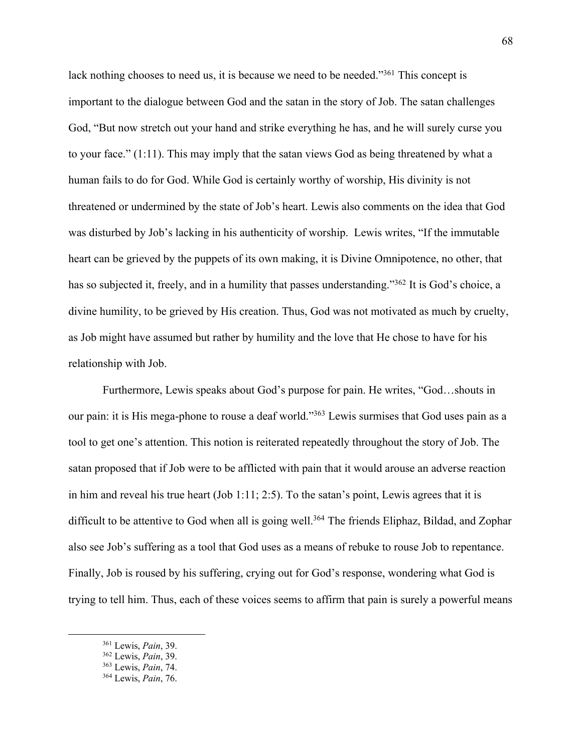lack nothing chooses to need us, it is because we need to be needed."[361] This concept is important to the dialogue between God and the satan in the story of Job. The satan challenges God, "But now stretch out your hand and strike everything he has, and he will surely curse you to your face." (1:11). This may imply that the satan views God as being threatened by what a human fails to do for God. While God is certainly worthy of worship, His divinity is not threatened or undermined by the state of Job's heart. Lewis also comments on the idea that God was disturbed by Job's lacking in his authenticity of worship. Lewis writes, "If the immutable heart can be grieved by the puppets of its own making, it is Divine Omnipotence, no other, that has so subjected it, freely, and in a humility that passes understanding."[362] It is God's choice, a divine humility, to be grieved by His creation. Thus, God was not motivated as much by cruelty, as Job might have assumed but rather by humility and the love that He chose to have for his relationship with Job.

Furthermore, Lewis speaks about God's purpose for pain. He writes, "God…shouts in our pain: it is His mega-phone to rouse a deaf world."[363] Lewis surmises that God uses pain as a tool to get one's attention. This notion is reiterated repeatedly throughout the story of Job. The satan proposed that if Job were to be afflicted with pain that it would arouse an adverse reaction in him and reveal his true heart (Job 1:11; 2:5). To the satan's point, Lewis agrees that it is difficult to be attentive to God when all is going well.[364] The friends Eliphaz, Bildad, and Zophar also see Job's suffering as a tool that God uses as a means of rebuke to rouse Job to repentance. Finally, Job is roused by his suffering, crying out for God's response, wondering what God is trying to tell him. Thus, each of these voices seems to affirm that pain is surely a powerful means

---

[361] Lewis, *Pain*, 39.
[362] Lewis, *Pain*, 39.
[363] Lewis, *Pain*, 74.
[364] Lewis, *Pain*, 76.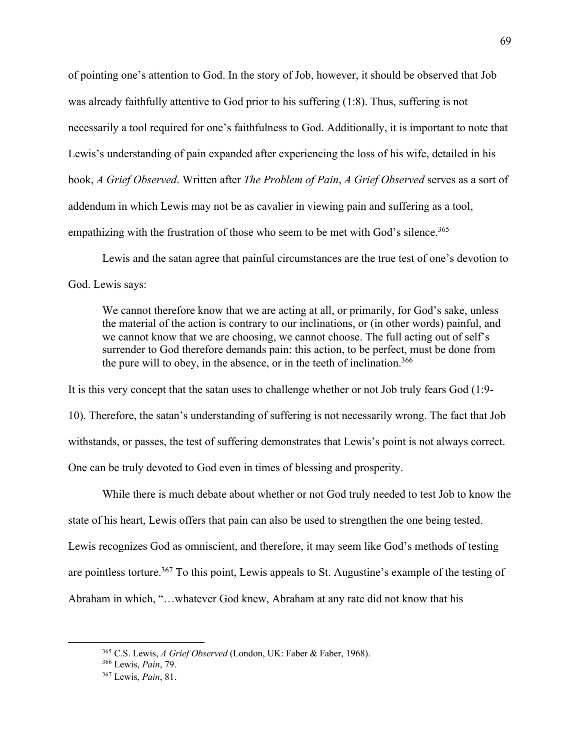of pointing one's attention to God. In the story of Job, however, it should be observed that Job was already faithfully attentive to God prior to his suffering (1:8). Thus, suffering is not necessarily a tool required for one's faithfulness to God. Additionally, it is important to note that Lewis's understanding of pain expanded after experiencing the loss of his wife, detailed in his book, *A Grief Observed*. Written after *The Problem of Pain*, *A Grief Observed* serves as a sort of addendum in which Lewis may not be as cavalier in viewing pain and suffering as a tool, empathizing with the frustration of those who seem to be met with God's silence.[365]

Lewis and the satan agree that painful circumstances are the true test of one's devotion to God. Lewis says:

> We cannot therefore know that we are acting at all, or primarily, for God's sake, unless the material of the action is contrary to our inclinations, or (in other words) painful, and we cannot know that we are choosing, we cannot choose. The full acting out of self's surrender to God therefore demands pain: this action, to be perfect, must be done from the pure will to obey, in the absence, or in the teeth of inclination.[366]

It is this very concept that the satan uses to challenge whether or not Job truly fears God (1:9-10). Therefore, the satan's understanding of suffering is not necessarily wrong. The fact that Job withstands, or passes, the test of suffering demonstrates that Lewis's point is not always correct. One can be truly devoted to God even in times of blessing and prosperity.

While there is much debate about whether or not God truly needed to test Job to know the state of his heart, Lewis offers that pain can also be used to strengthen the one being tested. Lewis recognizes God as omniscient, and therefore, it may seem like God's methods of testing are pointless torture.[367] To this point, Lewis appeals to St. Augustine's example of the testing of Abraham in which, "…whatever God knew, Abraham at any rate did not know that his

---

[365] C.S. Lewis, *A Grief Observed* (London, UK: Faber & Faber, 1968).

[366] Lewis, *Pain*, 79.

[367] Lewis, *Pain*, 81.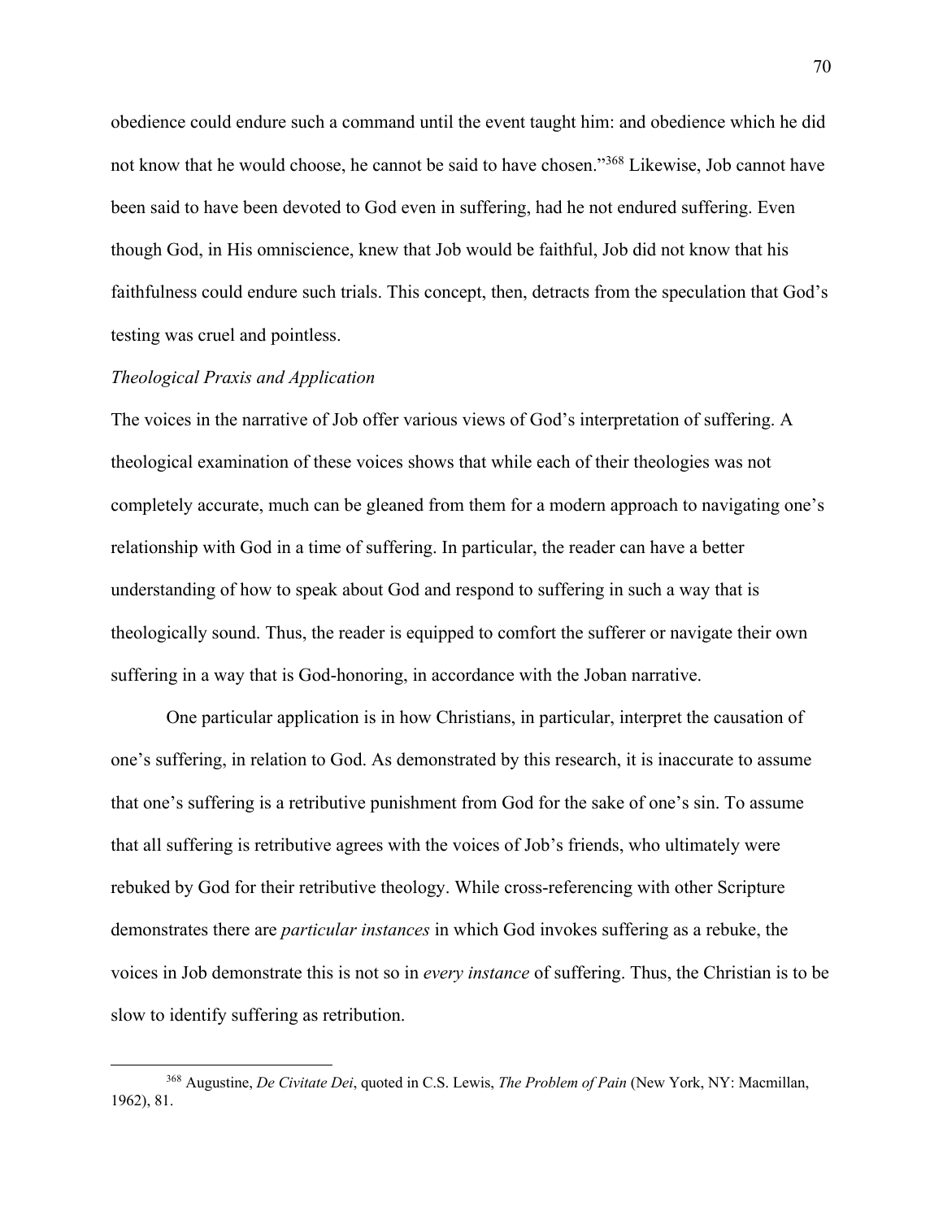obedience could endure such a command until the event taught him: and obedience which he did not know that he would choose, he cannot be said to have chosen."[368] Likewise, Job cannot have been said to have been devoted to God even in suffering, had he not endured suffering. Even though God, in His omniscience, knew that Job would be faithful, Job did not know that his faithfulness could endure such trials. This concept, then, detracts from the speculation that God's testing was cruel and pointless.

*Theological Praxis and Application*

The voices in the narrative of Job offer various views of God's interpretation of suffering. A theological examination of these voices shows that while each of their theologies was not completely accurate, much can be gleaned from them for a modern approach to navigating one's relationship with God in a time of suffering. In particular, the reader can have a better understanding of how to speak about God and respond to suffering in such a way that is theologically sound. Thus, the reader is equipped to comfort the sufferer or navigate their own suffering in a way that is God-honoring, in accordance with the Joban narrative.

One particular application is in how Christians, in particular, interpret the causation of one's suffering, in relation to God. As demonstrated by this research, it is inaccurate to assume that one's suffering is a retributive punishment from God for the sake of one's sin. To assume that all suffering is retributive agrees with the voices of Job's friends, who ultimately were rebuked by God for their retributive theology. While cross-referencing with other Scripture demonstrates there are *particular instances* in which God invokes suffering as a rebuke, the voices in Job demonstrate this is not so in *every instance* of suffering. Thus, the Christian is to be slow to identify suffering as retribution.

[368] Augustine, *De Civitate Dei*, quoted in C.S. Lewis, *The Problem of Pain* (New York, NY: Macmillan, 1962), 81.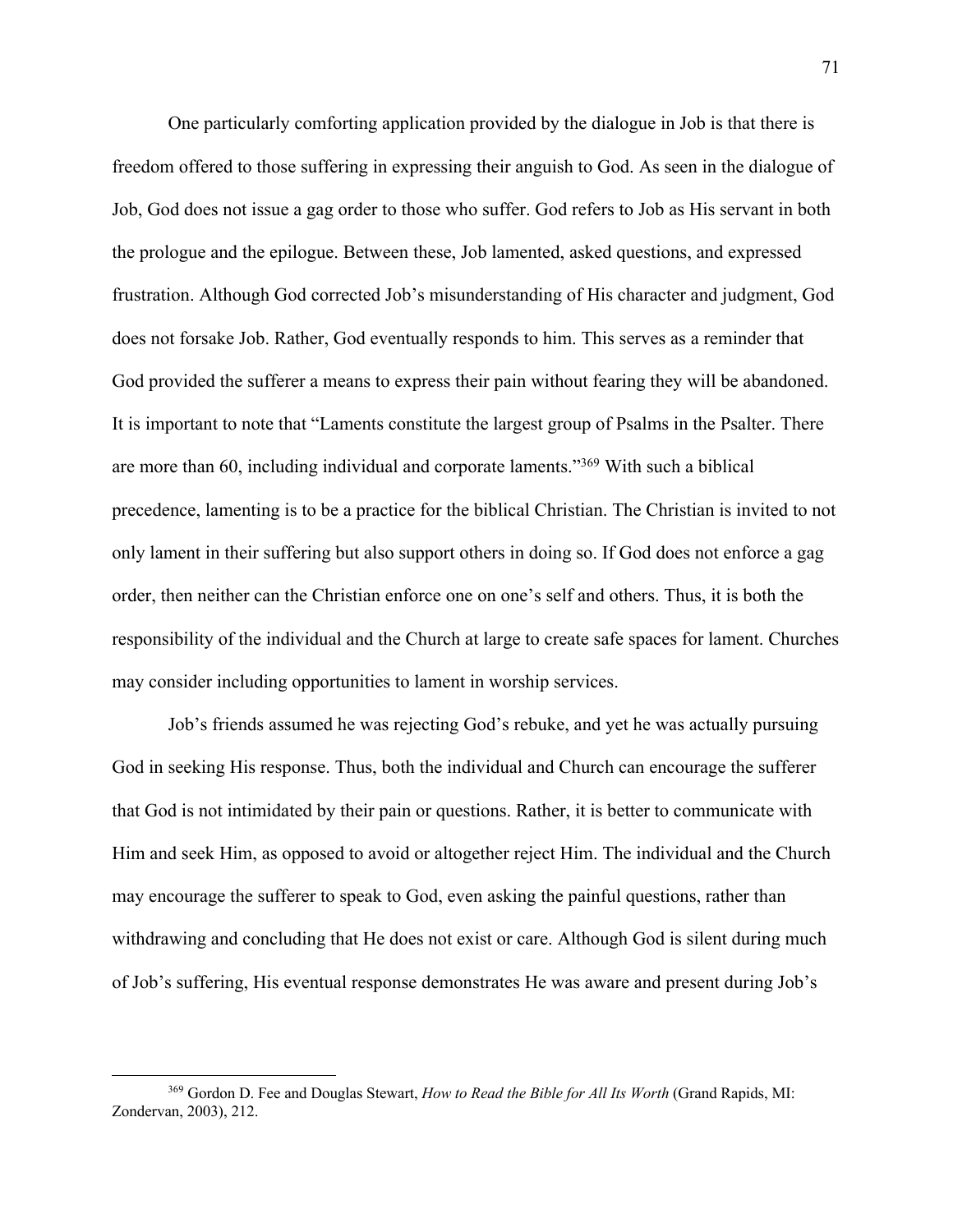One particularly comforting application provided by the dialogue in Job is that there is freedom offered to those suffering in expressing their anguish to God. As seen in the dialogue of Job, God does not issue a gag order to those who suffer. God refers to Job as His servant in both the prologue and the epilogue. Between these, Job lamented, asked questions, and expressed frustration. Although God corrected Job's misunderstanding of His character and judgment, God does not forsake Job. Rather, God eventually responds to him. This serves as a reminder that God provided the sufferer a means to express their pain without fearing they will be abandoned. It is important to note that "Laments constitute the largest group of Psalms in the Psalter. There are more than 60, including individual and corporate laments."[369] With such a biblical precedence, lamenting is to be a practice for the biblical Christian. The Christian is invited to not only lament in their suffering but also support others in doing so. If God does not enforce a gag order, then neither can the Christian enforce one on one's self and others. Thus, it is both the responsibility of the individual and the Church at large to create safe spaces for lament. Churches may consider including opportunities to lament in worship services.

Job's friends assumed he was rejecting God's rebuke, and yet he was actually pursuing God in seeking His response. Thus, both the individual and Church can encourage the sufferer that God is not intimidated by their pain or questions. Rather, it is better to communicate with Him and seek Him, as opposed to avoid or altogether reject Him. The individual and the Church may encourage the sufferer to speak to God, even asking the painful questions, rather than withdrawing and concluding that He does not exist or care. Although God is silent during much of Job's suffering, His eventual response demonstrates He was aware and present during Job's

---

[369] Gordon D. Fee and Douglas Stewart, *How to Read the Bible for All Its Worth* (Grand Rapids, MI: Zondervan, 2003), 212.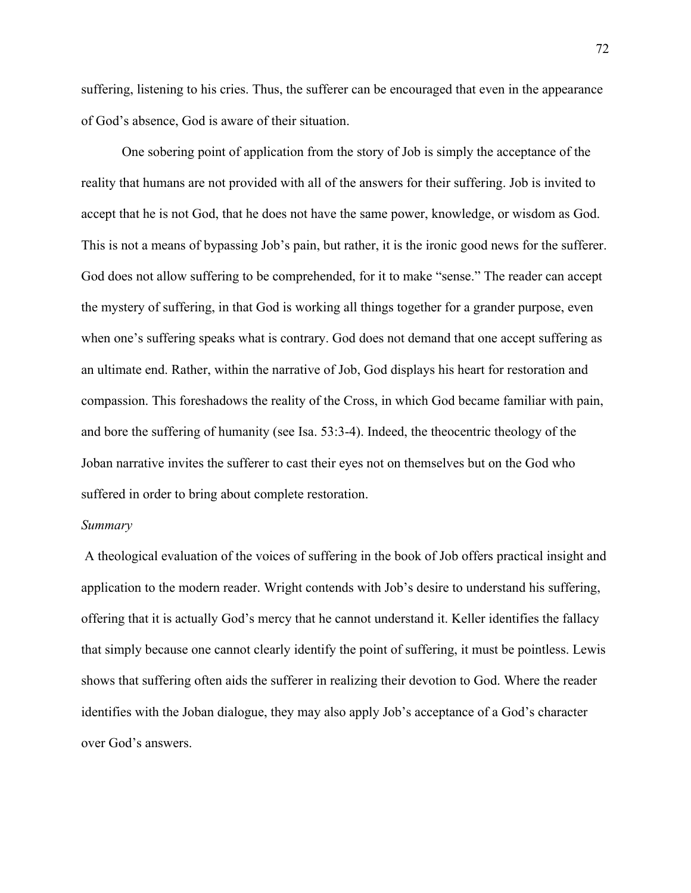suffering, listening to his cries. Thus, the sufferer can be encouraged that even in the appearance of God's absence, God is aware of their situation.

One sobering point of application from the story of Job is simply the acceptance of the reality that humans are not provided with all of the answers for their suffering. Job is invited to accept that he is not God, that he does not have the same power, knowledge, or wisdom as God. This is not a means of bypassing Job's pain, but rather, it is the ironic good news for the sufferer. God does not allow suffering to be comprehended, for it to make "sense." The reader can accept the mystery of suffering, in that God is working all things together for a grander purpose, even when one's suffering speaks what is contrary. God does not demand that one accept suffering as an ultimate end. Rather, within the narrative of Job, God displays his heart for restoration and compassion. This foreshadows the reality of the Cross, in which God became familiar with pain, and bore the suffering of humanity (see Isa. 53:3-4). Indeed, the theocentric theology of the Joban narrative invites the sufferer to cast their eyes not on themselves but on the God who suffered in order to bring about complete restoration.

*Summary*

A theological evaluation of the voices of suffering in the book of Job offers practical insight and application to the modern reader. Wright contends with Job's desire to understand his suffering, offering that it is actually God's mercy that he cannot understand it. Keller identifies the fallacy that simply because one cannot clearly identify the point of suffering, it must be pointless. Lewis shows that suffering often aids the sufferer in realizing their devotion to God. Where the reader identifies with the Joban dialogue, they may also apply Job's acceptance of a God's character over God's answers.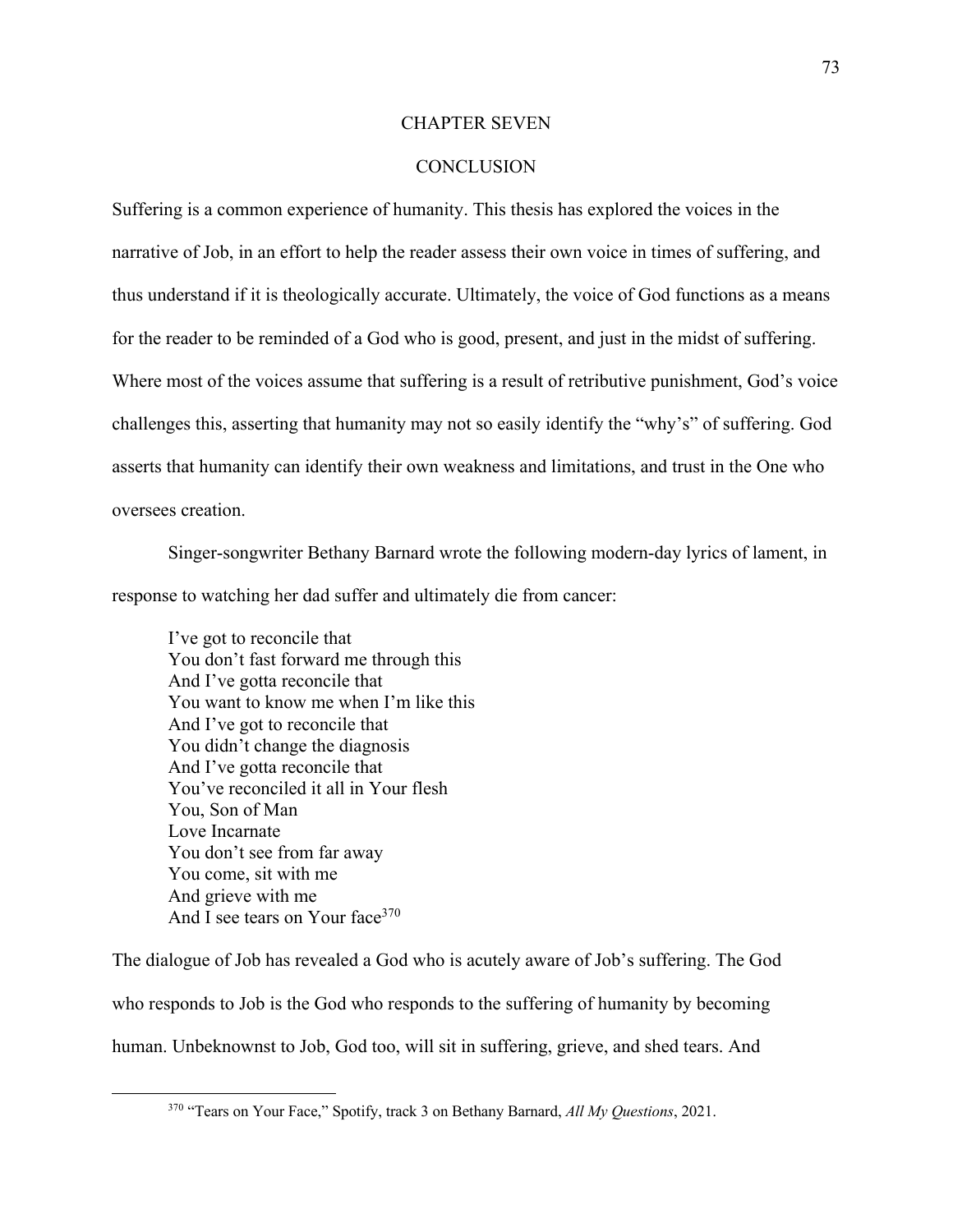# CHAPTER SEVEN

## CONCLUSION

Suffering is a common experience of humanity. This thesis has explored the voices in the narrative of Job, in an effort to help the reader assess their own voice in times of suffering, and thus understand if it is theologically accurate. Ultimately, the voice of God functions as a means for the reader to be reminded of a God who is good, present, and just in the midst of suffering. Where most of the voices assume that suffering is a result of retributive punishment, God's voice challenges this, asserting that humanity may not so easily identify the "why's" of suffering. God asserts that humanity can identify their own weakness and limitations, and trust in the One who oversees creation.

Singer-songwriter Bethany Barnard wrote the following modern-day lyrics of lament, in response to watching her dad suffer and ultimately die from cancer:

> I've got to reconcile that
> You don't fast forward me through this
> And I've gotta reconcile that
> You want to know me when I'm like this
> And I've got to reconcile that
> You didn't change the diagnosis
> And I've gotta reconcile that
> You've reconciled it all in Your flesh
> You, Son of Man
> Love Incarnate
> You don't see from far away
> You come, sit with me
> And grieve with me
> And I see tears on Your face[370]

The dialogue of Job has revealed a God who is acutely aware of Job's suffering. The God who responds to Job is the God who responds to the suffering of humanity by becoming human. Unbeknownst to Job, God too, will sit in suffering, grieve, and shed tears. And

[370] "Tears on Your Face," Spotify, track 3 on Bethany Barnard, *All My Questions*, 2021.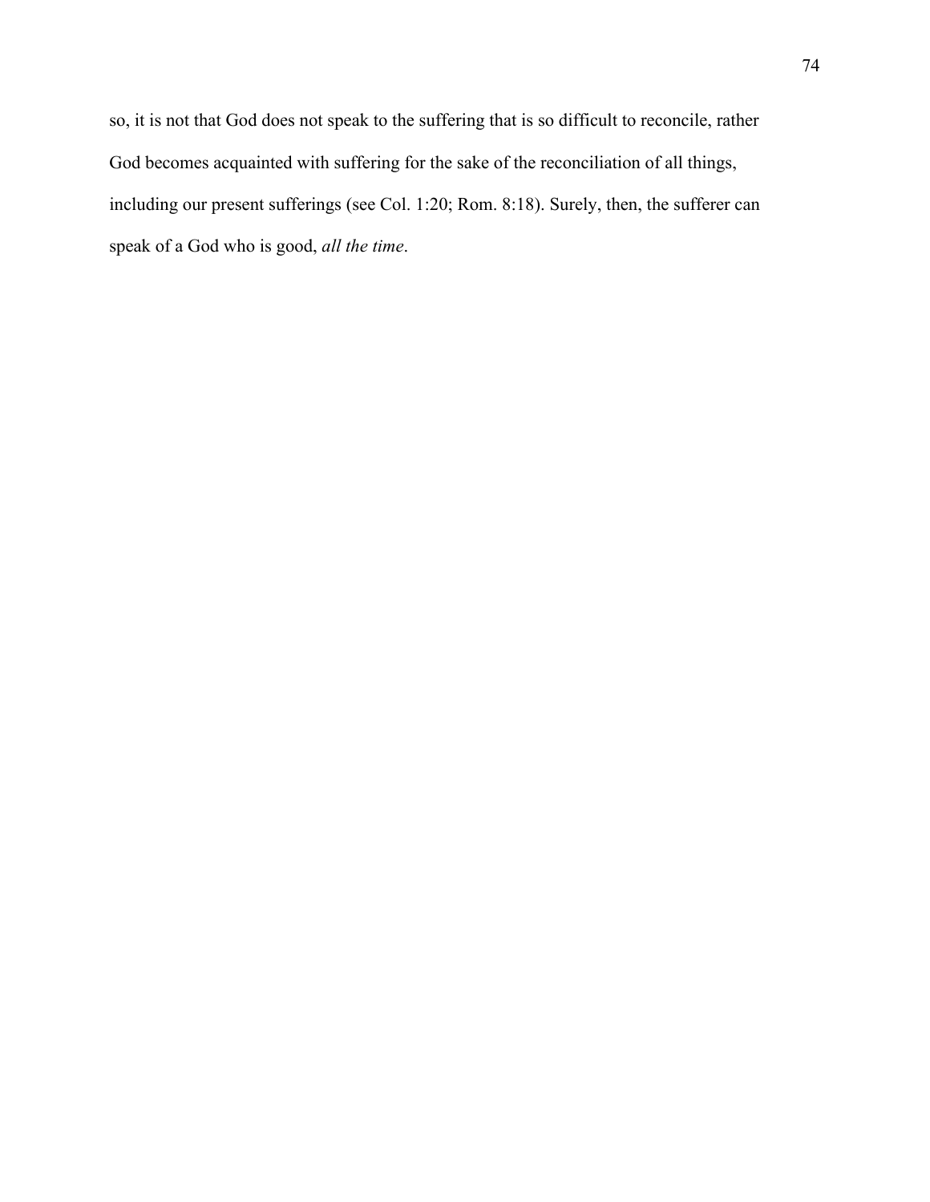so, it is not that God does not speak to the suffering that is so difficult to reconcile, rather God becomes acquainted with suffering for the sake of the reconciliation of all things, including our present sufferings (see Col. 1:20; Rom. 8:18). Surely, then, the sufferer can speak of a God who is good, *all the time*.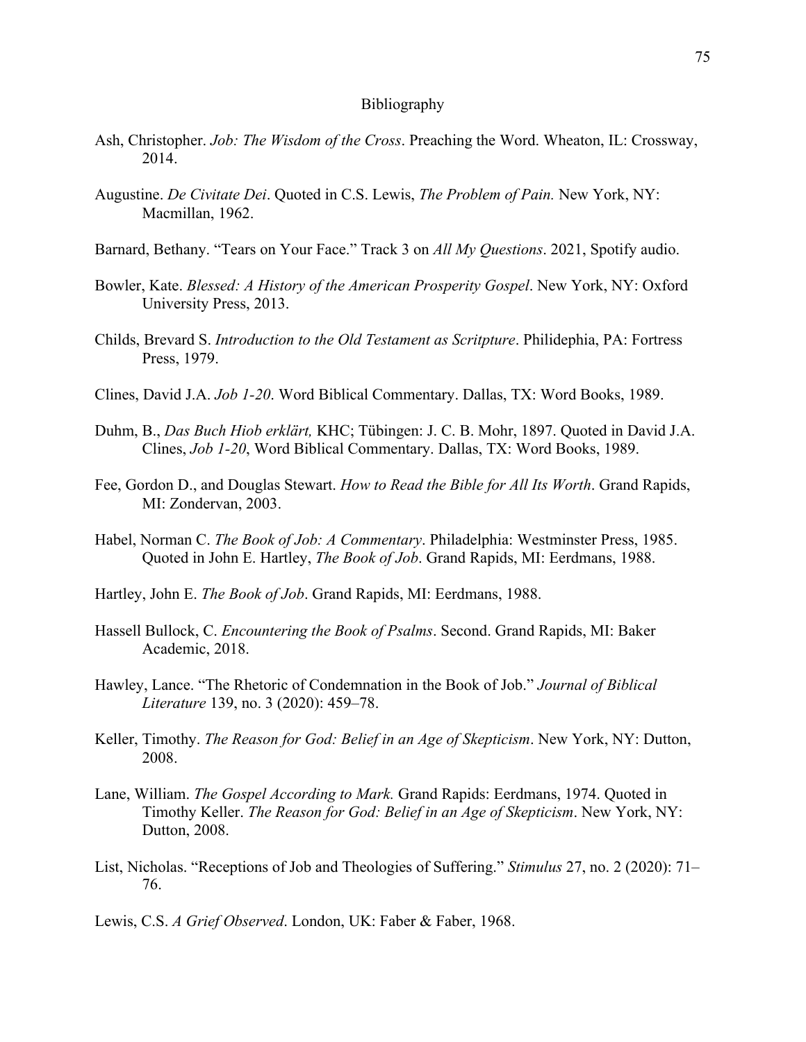# Bibliography

Ash, Christopher. *Job: The Wisdom of the Cross*. Preaching the Word. Wheaton, IL: Crossway, 2014.

Augustine. *De Civitate Dei*. Quoted in C.S. Lewis, *The Problem of Pain.* New York, NY: Macmillan, 1962.

Barnard, Bethany. "Tears on Your Face." Track 3 on *All My Questions*. 2021, Spotify audio.

Bowler, Kate. *Blessed: A History of the American Prosperity Gospel*. New York, NY: Oxford University Press, 2013.

Childs, Brevard S. *Introduction to the Old Testament as Scritpture*. Philidephia, PA: Fortress Press, 1979.

Clines, David J.A. *Job 1-20*. Word Biblical Commentary. Dallas, TX: Word Books, 1989.

Duhm, B., *Das Buch Hiob erklärt,* KHC; Tübingen: J. C. B. Mohr, 1897. Quoted in David J.A. Clines, *Job 1-20*, Word Biblical Commentary. Dallas, TX: Word Books, 1989.

Fee, Gordon D., and Douglas Stewart. *How to Read the Bible for All Its Worth*. Grand Rapids, MI: Zondervan, 2003.

Habel, Norman C. *The Book of Job: A Commentary*. Philadelphia: Westminster Press, 1985. Quoted in John E. Hartley, *The Book of Job*. Grand Rapids, MI: Eerdmans, 1988.

Hartley, John E. *The Book of Job*. Grand Rapids, MI: Eerdmans, 1988.

Hassell Bullock, C. *Encountering the Book of Psalms*. Second. Grand Rapids, MI: Baker Academic, 2018.

Hawley, Lance. "The Rhetoric of Condemnation in the Book of Job." *Journal of Biblical Literature* 139, no. 3 (2020): 459–78.

Keller, Timothy. *The Reason for God: Belief in an Age of Skepticism*. New York, NY: Dutton, 2008.

Lane, William. *The Gospel According to Mark.* Grand Rapids: Eerdmans, 1974. Quoted in Timothy Keller. *The Reason for God: Belief in an Age of Skepticism*. New York, NY: Dutton, 2008.

List, Nicholas. "Receptions of Job and Theologies of Suffering." *Stimulus* 27, no. 2 (2020): 71–76.

Lewis, C.S. *A Grief Observed*. London, UK: Faber & Faber, 1968.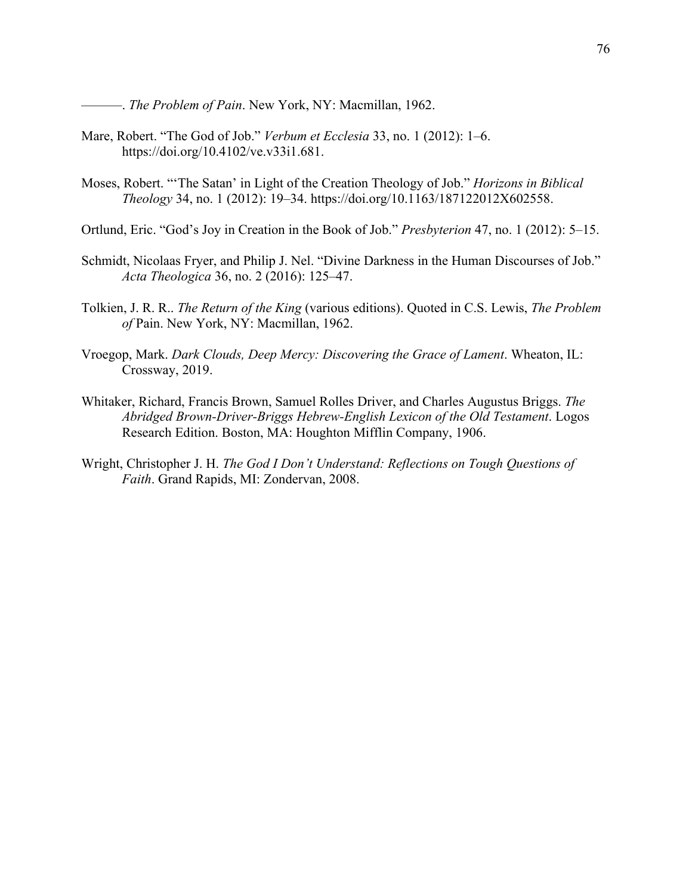———. *The Problem of Pain*. New York, NY: Macmillan, 1962.

Mare, Robert. "The God of Job." *Verbum et Ecclesia* 33, no. 1 (2012): 1–6. https://doi.org/10.4102/ve.v33i1.681.

Moses, Robert. "'The Satan' in Light of the Creation Theology of Job." *Horizons in Biblical Theology* 34, no. 1 (2012): 19–34. https://doi.org/10.1163/187122012X602558.

Ortlund, Eric. "God's Joy in Creation in the Book of Job." *Presbyterion* 47, no. 1 (2012): 5–15.

Schmidt, Nicolaas Fryer, and Philip J. Nel. "Divine Darkness in the Human Discourses of Job." *Acta Theologica* 36, no. 2 (2016): 125–47.

Tolkien, J. R. R.. *The Return of the King* (various editions). Quoted in C.S. Lewis, *The Problem of* Pain. New York, NY: Macmillan, 1962.

Vroegop, Mark. *Dark Clouds, Deep Mercy: Discovering the Grace of Lament*. Wheaton, IL: Crossway, 2019.

Whitaker, Richard, Francis Brown, Samuel Rolles Driver, and Charles Augustus Briggs. *The Abridged Brown-Driver-Briggs Hebrew-English Lexicon of the Old Testament*. Logos Research Edition. Boston, MA: Houghton Mifflin Company, 1906.

Wright, Christopher J. H. *The God I Don't Understand: Reflections on Tough Questions of Faith*. Grand Rapids, MI: Zondervan, 2008.